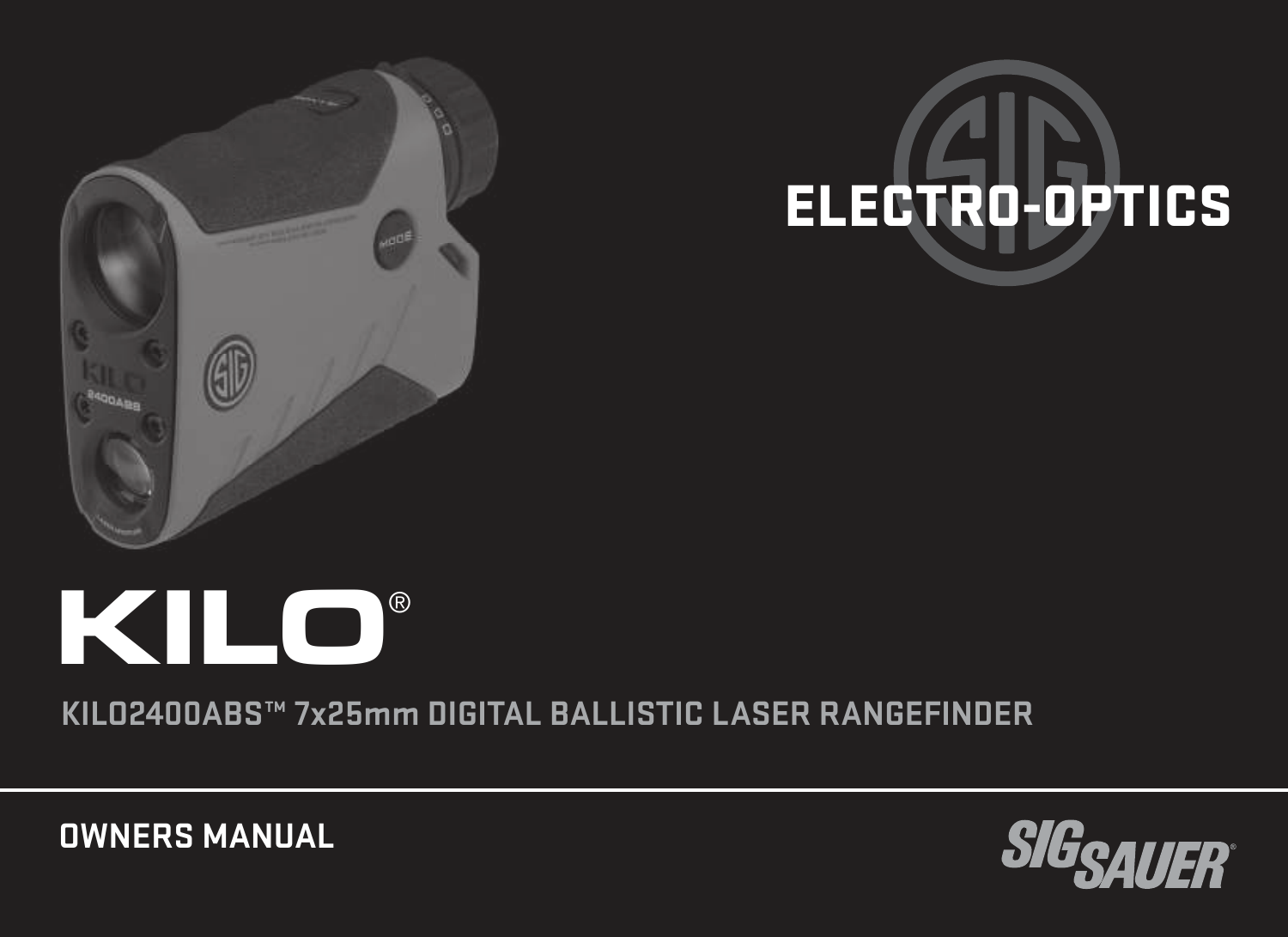ELECTRO-OPTICS

# KILO®

## KILO2400ABS™ 7x25mm DIGITAL BALLISTIC LASER RANGEFINDER

**OWNERS MANUAL**

SIG SAUER®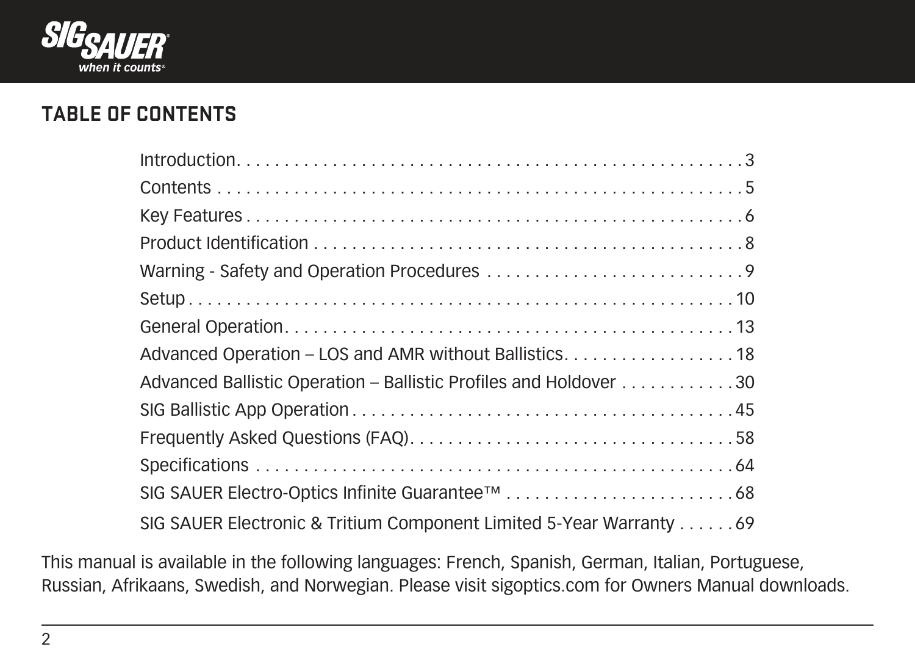## TABLE OF CONTENTS

| Section | Page |
|---|---|
| Introduction | 3 |
| Contents | 5 |
| Key Features | 6 |
| Product Identification | 8 |
| Warning - Safety and Operation Procedures | 9 |
| Setup | 10 |
| General Operation | 13 |
| Advanced Operation – LOS and AMR without Ballistics | 18 |
| Advanced Ballistic Operation – Ballistic Profiles and Holdover | 30 |
| SIG Ballistic App Operation | 45 |
| Frequently Asked Questions (FAQ) | 58 |
| Specifications | 64 |
| SIG SAUER Electro-Optics Infinite Guarantee™ | 68 |
| SIG SAUER Electronic & Tritium Component Limited 5-Year Warranty | 69 |

This manual is available in the following languages: French, Spanish, German, Italian, Portuguese, Russian, Afrikaans, Swedish, and Norwegian. Please visit sigoptics.com for Owners Manual downloads.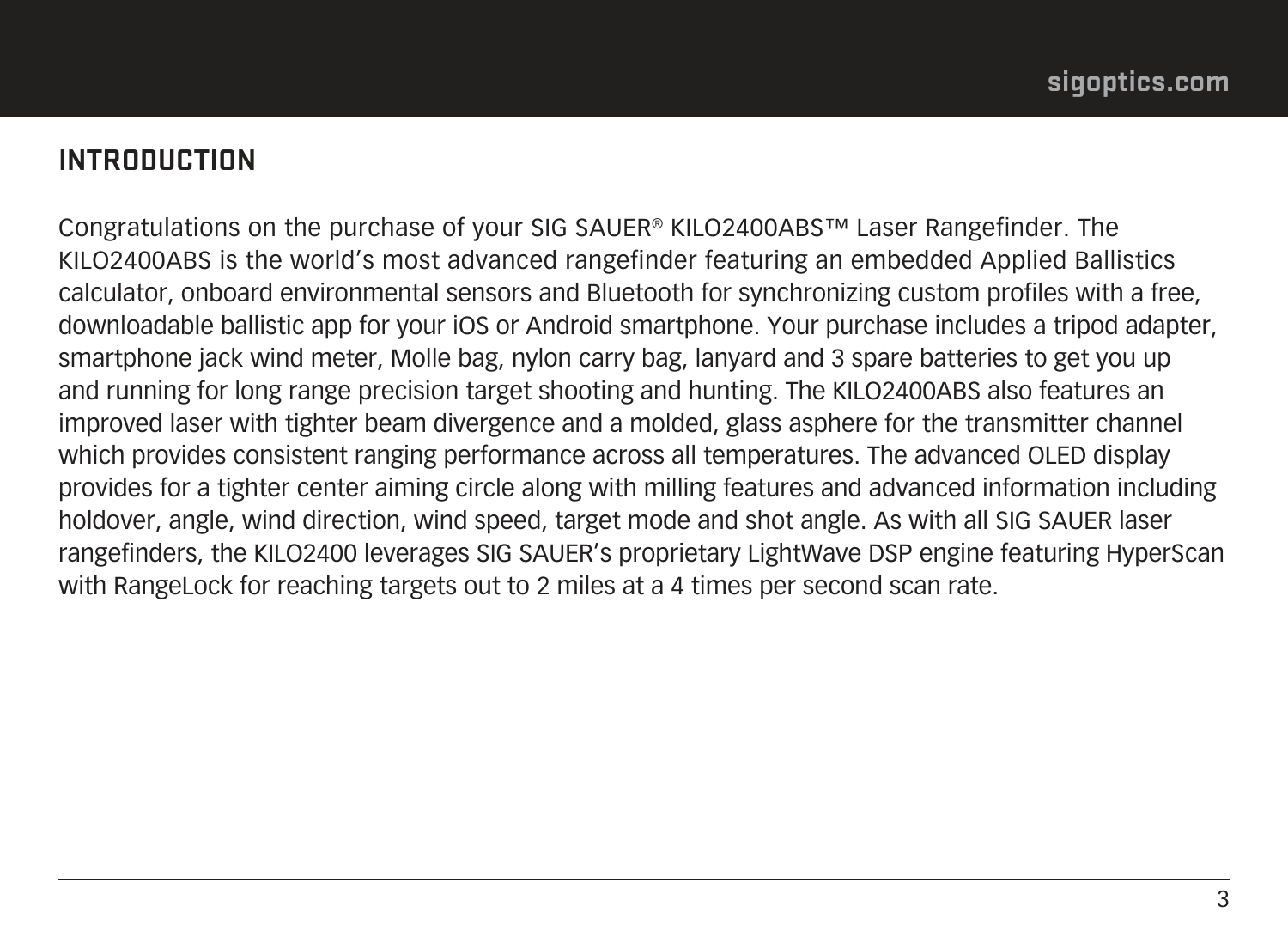## INTRODUCTION

Congratulations on the purchase of your SIG SAUER® KILO2400ABS™ Laser Rangefinder. The KILO2400ABS is the world's most advanced rangefinder featuring an embedded Applied Ballistics calculator, onboard environmental sensors and Bluetooth for synchronizing custom profiles with a free, downloadable ballistic app for your iOS or Android smartphone. Your purchase includes a tripod adapter, smartphone jack wind meter, Molle bag, nylon carry bag, lanyard and 3 spare batteries to get you up and running for long range precision target shooting and hunting. The KILO2400ABS also features an improved laser with tighter beam divergence and a molded, glass asphere for the transmitter channel which provides consistent ranging performance across all temperatures. The advanced OLED display provides for a tighter center aiming circle along with milling features and advanced information including holdover, angle, wind direction, wind speed, target mode and shot angle. As with all SIG SAUER laser rangefinders, the KILO2400 leverages SIG SAUER's proprietary LightWave DSP engine featuring HyperScan with RangeLock for reaching targets out to 2 miles at a 4 times per second scan rate.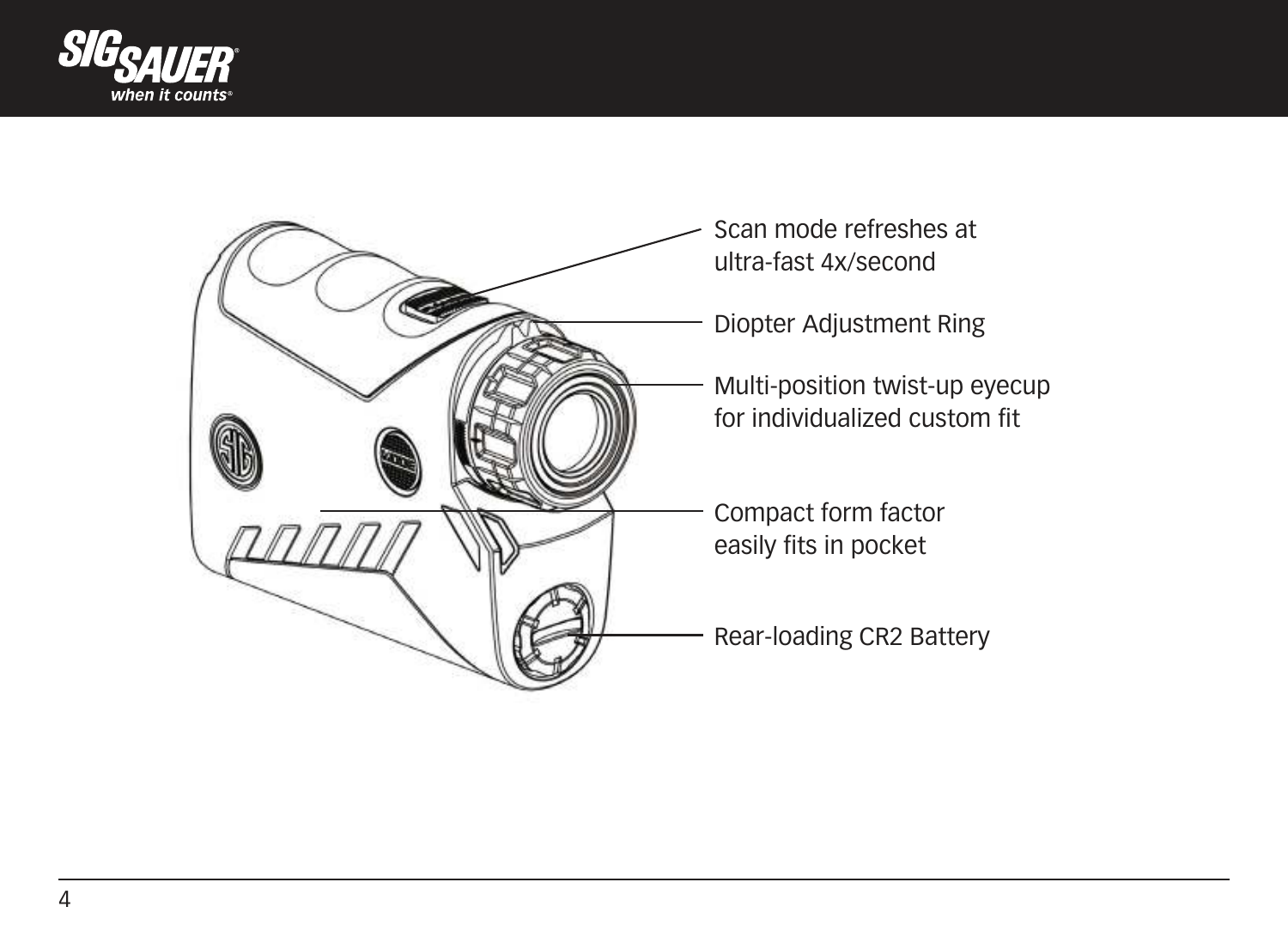Scan mode refreshes at ultra-fast 4x/second

Diopter Adjustment Ring

Multi-position twist-up eyecup for individualized custom fit

Compact form factor easily fits in pocket

Rear-loading CR2 Battery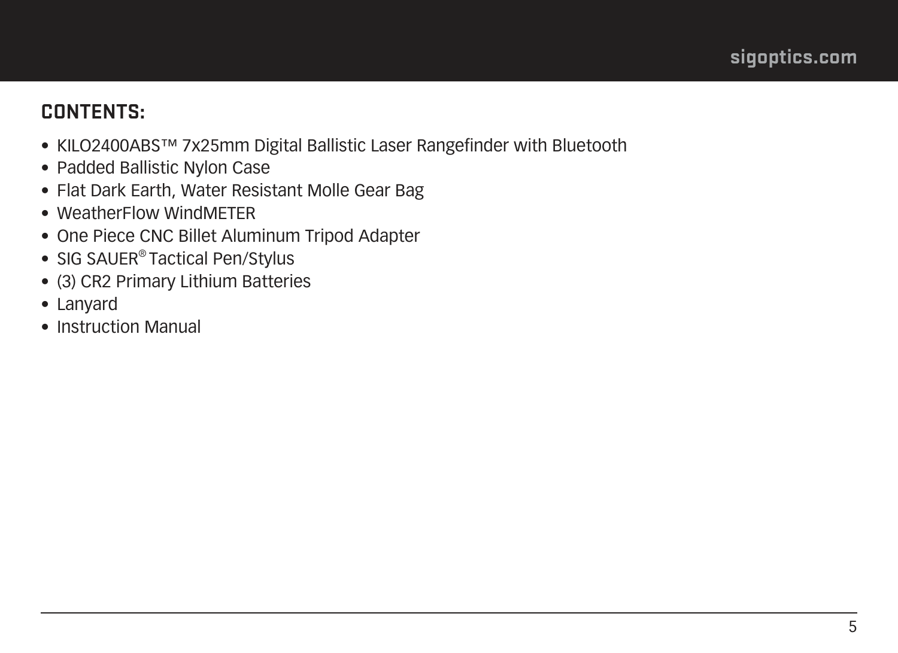## CONTENTS:

- KILO2400ABS™ 7x25mm Digital Ballistic Laser Rangefinder with Bluetooth
- Padded Ballistic Nylon Case
- Flat Dark Earth, Water Resistant Molle Gear Bag
- WeatherFlow WindMETER
- One Piece CNC Billet Aluminum Tripod Adapter
- SIG SAUER® Tactical Pen/Stylus
- (3) CR2 Primary Lithium Batteries
- Lanyard
- Instruction Manual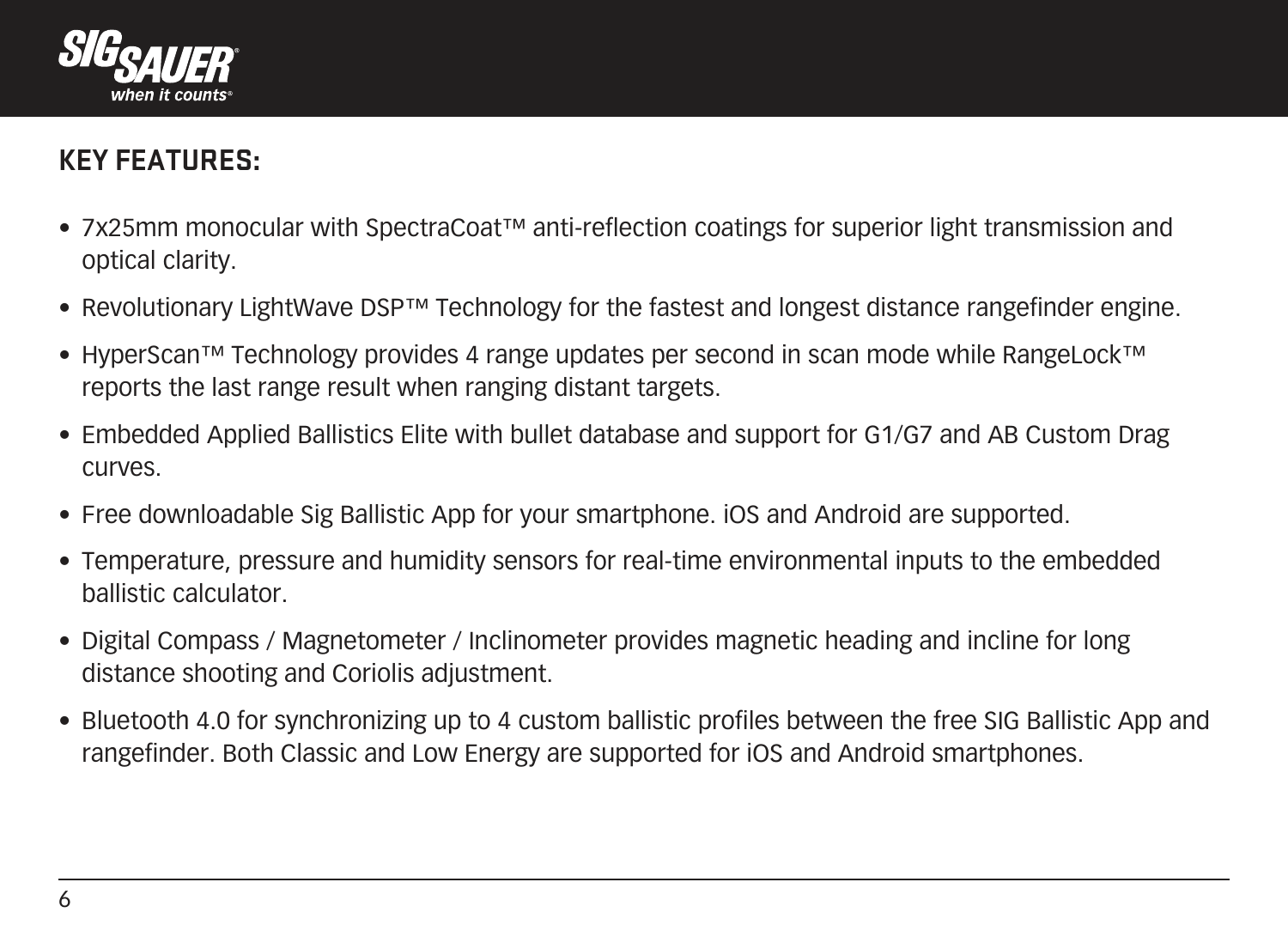## KEY FEATURES:

- 7x25mm monocular with SpectraCoat™ anti-reflection coatings for superior light transmission and optical clarity.
- Revolutionary LightWave DSP™ Technology for the fastest and longest distance rangefinder engine.
- HyperScan™ Technology provides 4 range updates per second in scan mode while RangeLock™ reports the last range result when ranging distant targets.
- Embedded Applied Ballistics Elite with bullet database and support for G1/G7 and AB Custom Drag curves.
- Free downloadable Sig Ballistic App for your smartphone. iOS and Android are supported.
- Temperature, pressure and humidity sensors for real-time environmental inputs to the embedded ballistic calculator.
- Digital Compass / Magnetometer / Inclinometer provides magnetic heading and incline for long distance shooting and Coriolis adjustment.
- Bluetooth 4.0 for synchronizing up to 4 custom ballistic profiles between the free SIG Ballistic App and rangefinder. Both Classic and Low Energy are supported for iOS and Android smartphones.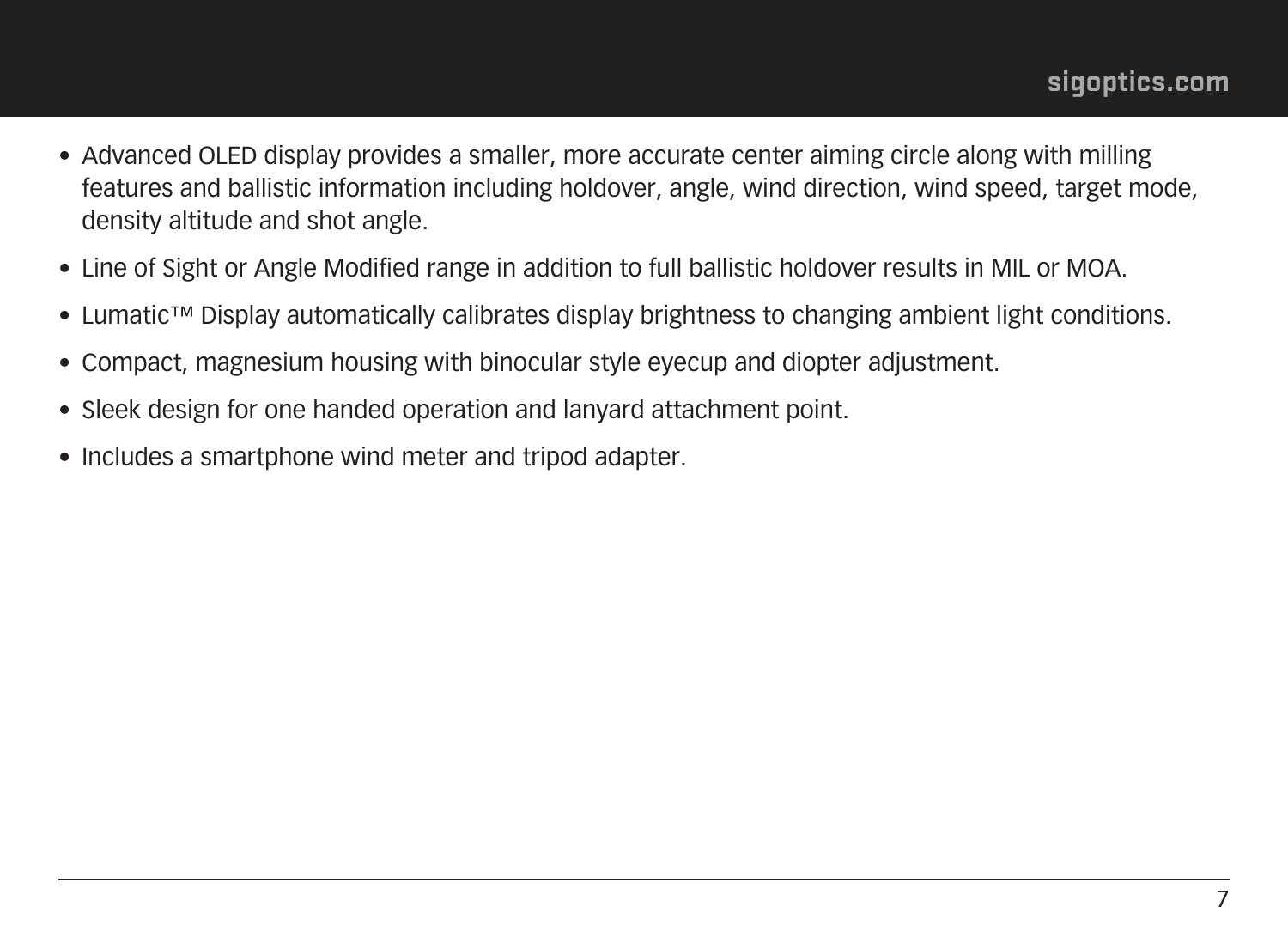- Advanced OLED display provides a smaller, more accurate center aiming circle along with milling features and ballistic information including holdover, angle, wind direction, wind speed, target mode, density altitude and shot angle.
- Line of Sight or Angle Modified range in addition to full ballistic holdover results in MIL or MOA.
- Lumatic™ Display automatically calibrates display brightness to changing ambient light conditions.
- Compact, magnesium housing with binocular style eyecup and diopter adjustment.
- Sleek design for one handed operation and lanyard attachment point.
- Includes a smartphone wind meter and tripod adapter.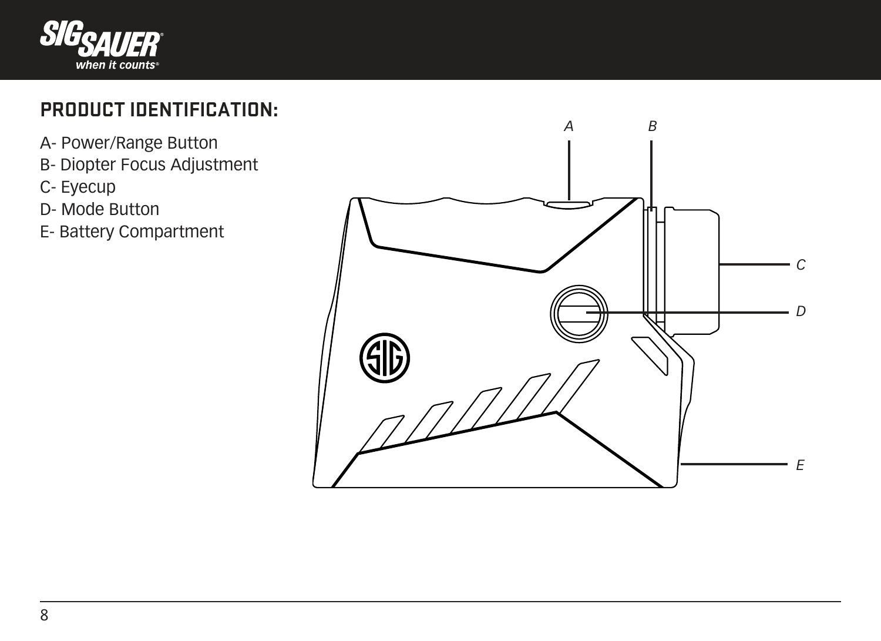## PRODUCT IDENTIFICATION:

A- Power/Range Button
B- Diopter Focus Adjustment
C- Eyecup
D- Mode Button
E- Battery Compartment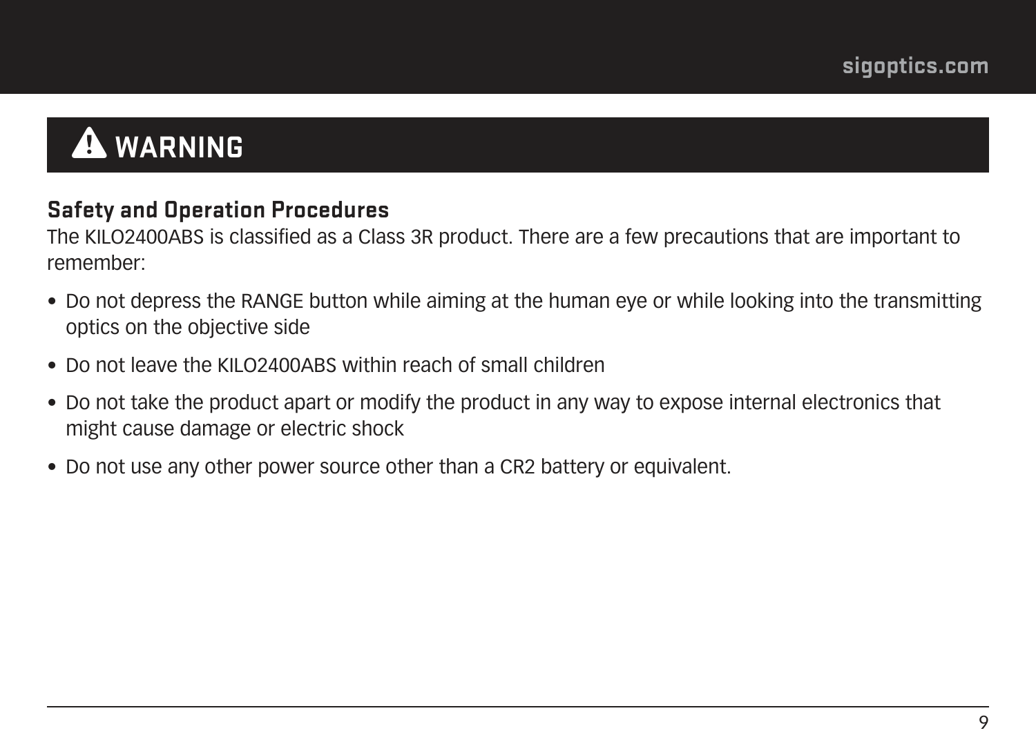## ⚠ WARNING

### Safety and Operation Procedures

The KILO2400ABS is classified as a Class 3R product. There are a few precautions that are important to remember:

- Do not depress the RANGE button while aiming at the human eye or while looking into the transmitting optics on the objective side
- Do not leave the KILO2400ABS within reach of small children
- Do not take the product apart or modify the product in any way to expose internal electronics that might cause damage or electric shock
- Do not use any other power source other than a CR2 battery or equivalent.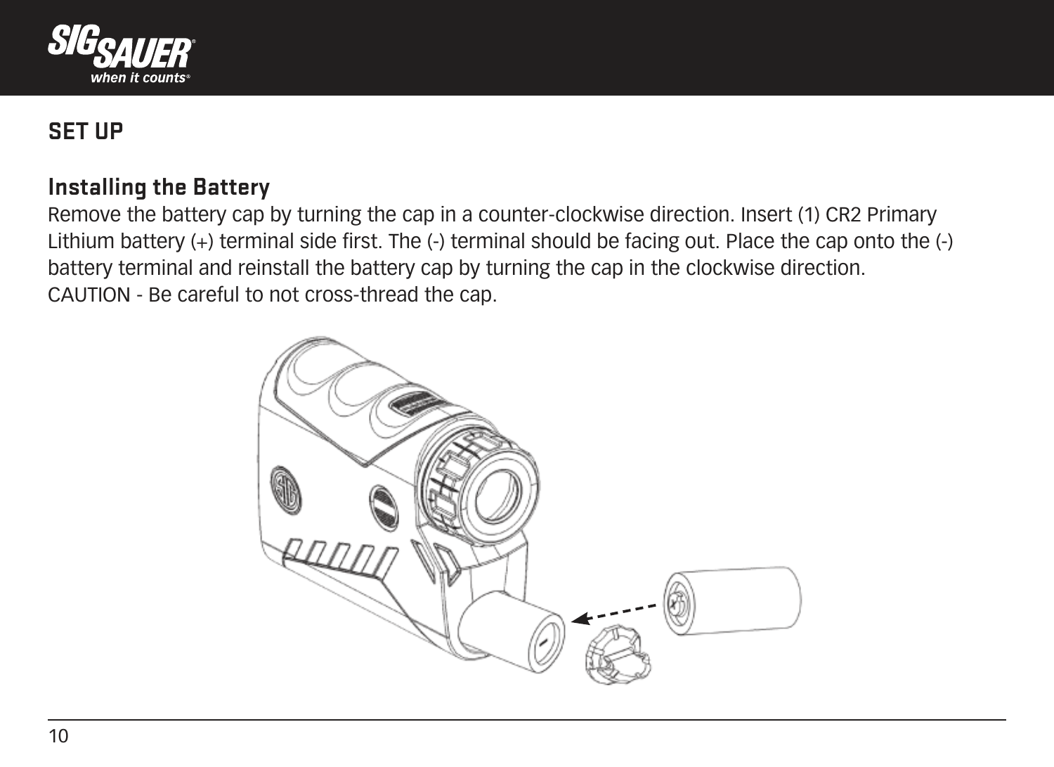## SET UP

### Installing the Battery

Remove the battery cap by turning the cap in a counter-clockwise direction. Insert (1) CR2 Primary Lithium battery (+) terminal side first. The (-) terminal should be facing out. Place the cap onto the (-) battery terminal and reinstall the battery cap by turning the cap in the clockwise direction.
CAUTION - Be careful to not cross-thread the cap.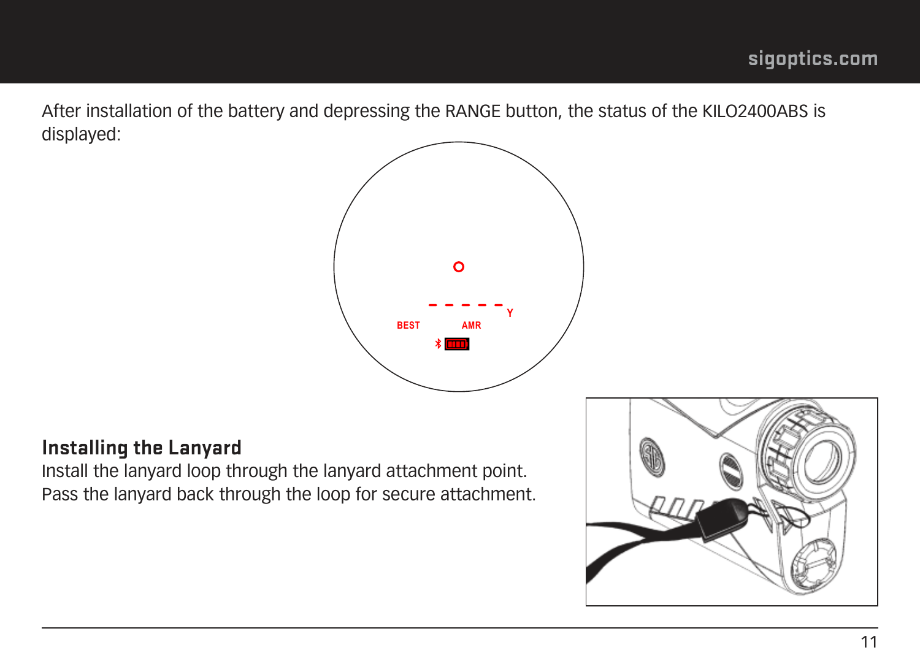After installation of the battery and depressing the RANGE button, the status of the KILO2400ABS is displayed:

## Installing the Lanyard

Install the lanyard loop through the lanyard attachment point. Pass the lanyard back through the loop for secure attachment.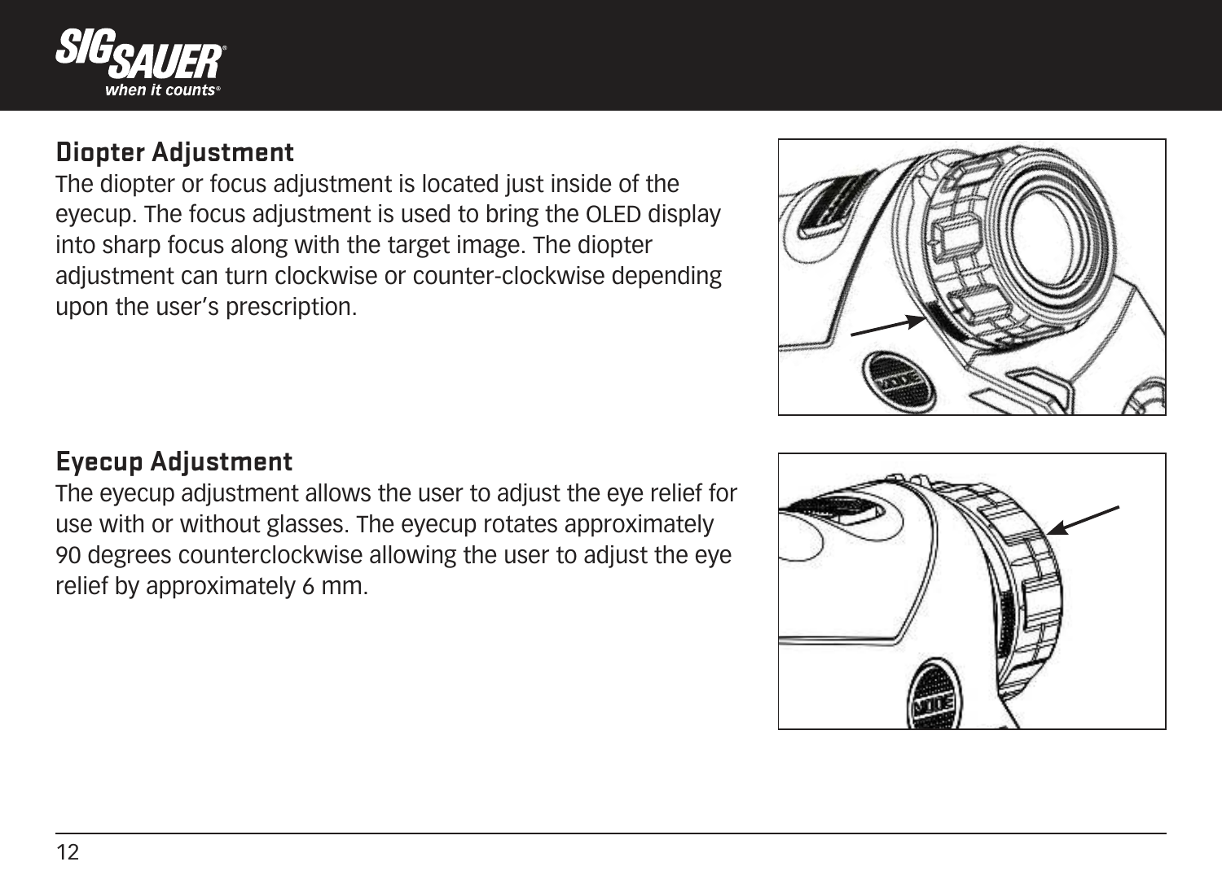## Diopter Adjustment

The diopter or focus adjustment is located just inside of the eyecup. The focus adjustment is used to bring the OLED display into sharp focus along with the target image. The diopter adjustment can turn clockwise or counter-clockwise depending upon the user's prescription.

## Eyecup Adjustment

The eyecup adjustment allows the user to adjust the eye relief for use with or without glasses. The eyecup rotates approximately 90 degrees counterclockwise allowing the user to adjust the eye relief by approximately 6 mm.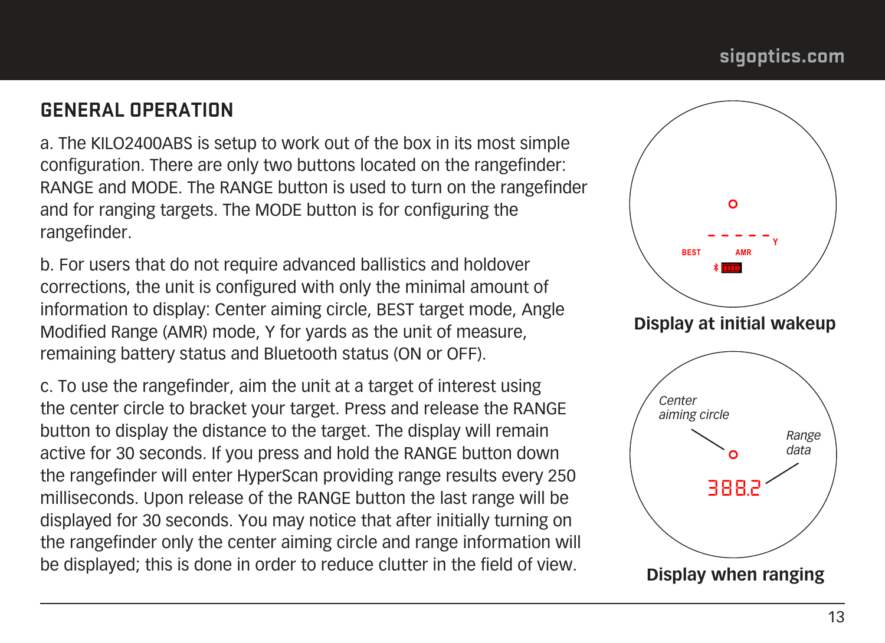## GENERAL OPERATION

a. The KILO2400ABS is setup to work out of the box in its most simple configuration. There are only two buttons located on the rangefinder: RANGE and MODE. The RANGE button is used to turn on the rangefinder and for ranging targets. The MODE button is for configuring the rangefinder.

b. For users that do not require advanced ballistics and holdover corrections, the unit is configured with only the minimal amount of information to display: Center aiming circle, BEST target mode, Angle Modified Range (AMR) mode, Y for yards as the unit of measure, remaining battery status and Bluetooth status (ON or OFF).

c. To use the rangefinder, aim the unit at a target of interest using the center circle to bracket your target. Press and release the RANGE button to display the distance to the target. The display will remain active for 30 seconds. If you press and hold the RANGE button down the rangefinder will enter HyperScan providing range results every 250 milliseconds. Upon release of the RANGE button the last range will be displayed for 30 seconds. You may notice that after initially turning on the rangefinder only the center aiming circle and range information will be displayed; this is done in order to reduce clutter in the field of view.

**Display at initial wakeup**

**Display when ranging**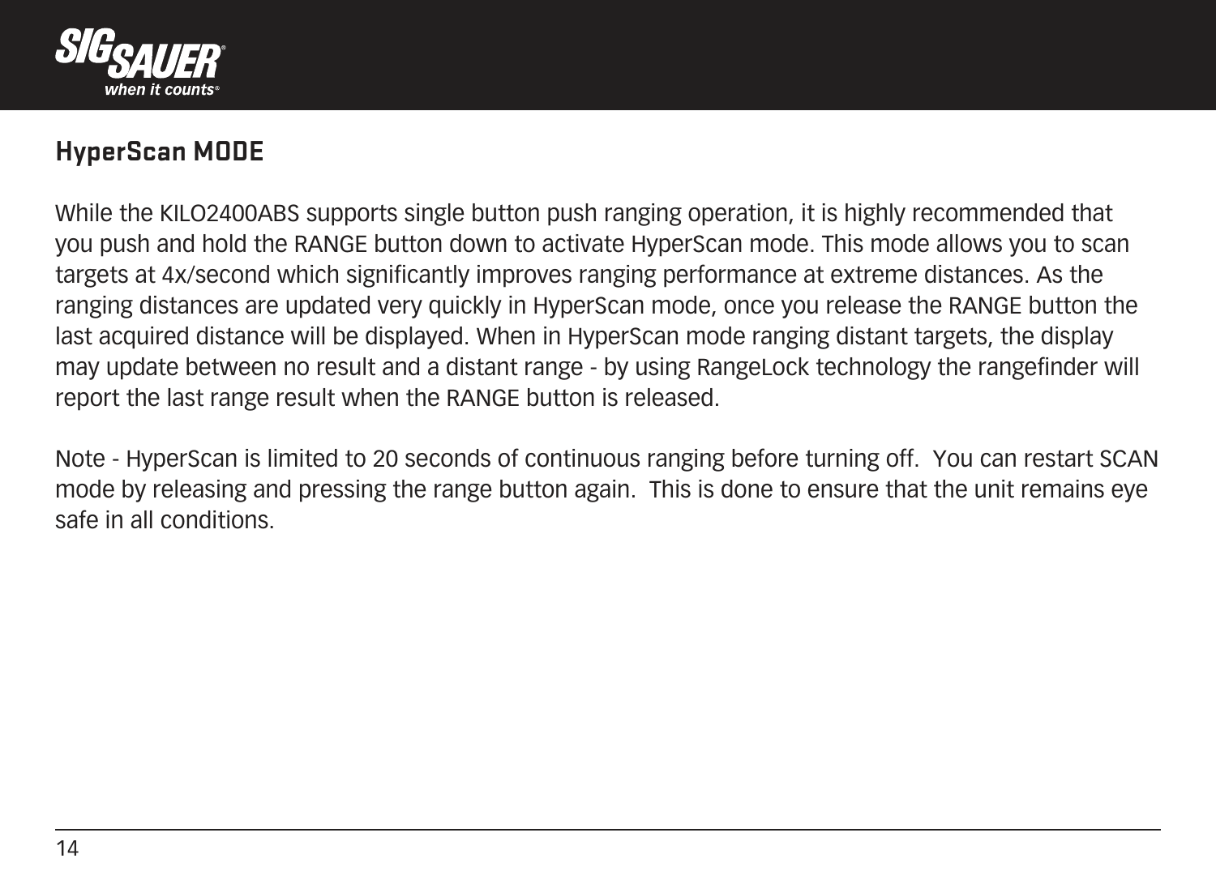## HyperScan MODE

While the KILO2400ABS supports single button push ranging operation, it is highly recommended that you push and hold the RANGE button down to activate HyperScan mode. This mode allows you to scan targets at 4x/second which significantly improves ranging performance at extreme distances. As the ranging distances are updated very quickly in HyperScan mode, once you release the RANGE button the last acquired distance will be displayed. When in HyperScan mode ranging distant targets, the display may update between no result and a distant range - by using RangeLock technology the rangefinder will report the last range result when the RANGE button is released.

Note - HyperScan is limited to 20 seconds of continuous ranging before turning off. You can restart SCAN mode by releasing and pressing the range button again. This is done to ensure that the unit remains eye safe in all conditions.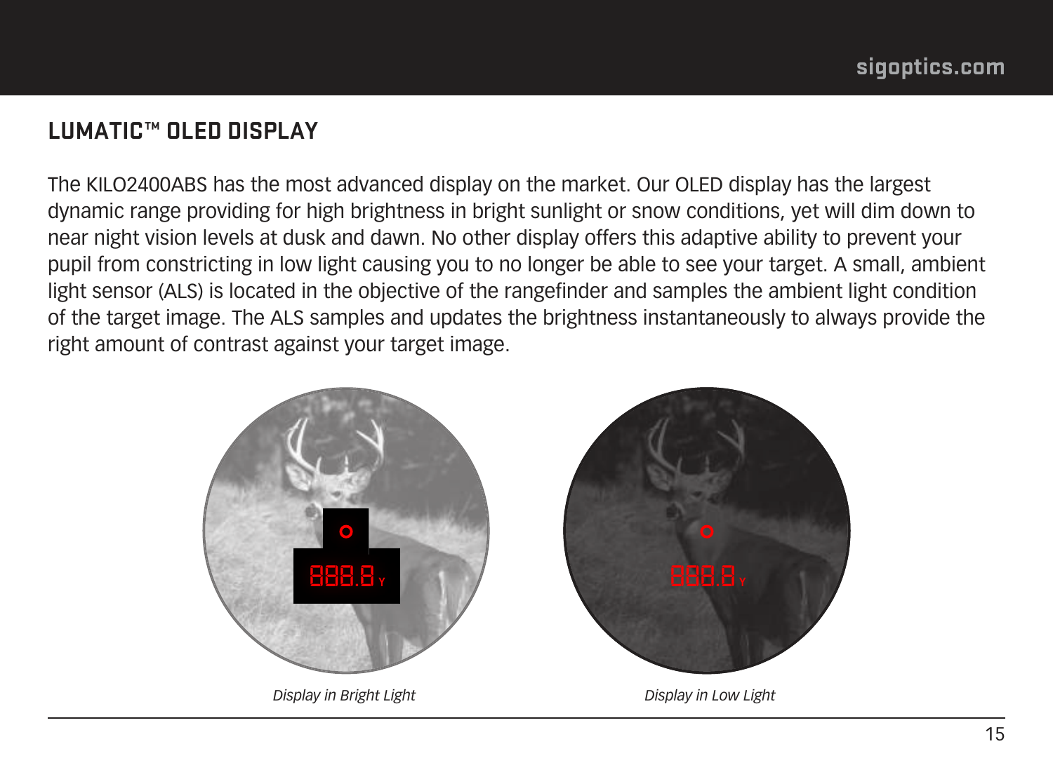## LUMATIC™ OLED DISPLAY

The KILO2400ABS has the most advanced display on the market. Our OLED display has the largest dynamic range providing for high brightness in bright sunlight or snow conditions, yet will dim down to near night vision levels at dusk and dawn. No other display offers this adaptive ability to prevent your pupil from constricting in low light causing you to no longer be able to see your target. A small, ambient light sensor (ALS) is located in the objective of the rangefinder and samples the ambient light condition of the target image. The ALS samples and updates the brightness instantaneously to always provide the right amount of contrast against your target image.

*Display in Bright Light*

*Display in Low Light*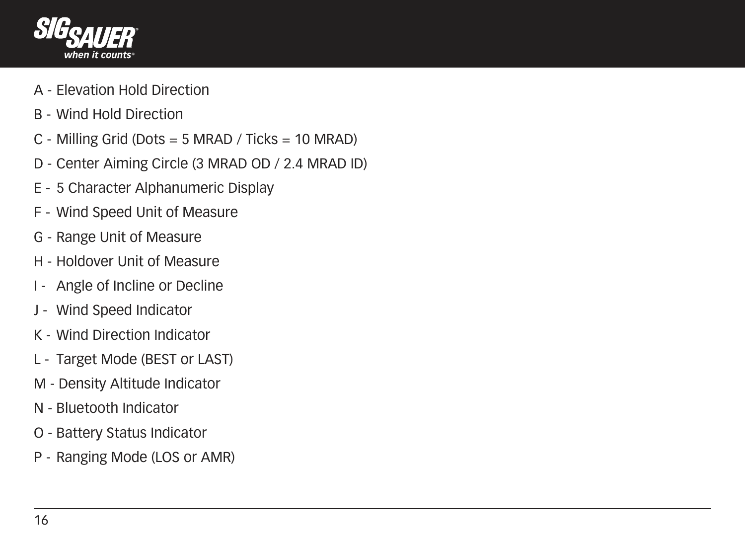A - Elevation Hold Direction

B - Wind Hold Direction

C - Milling Grid (Dots = 5 MRAD / Ticks = 10 MRAD)

D - Center Aiming Circle (3 MRAD OD / 2.4 MRAD ID)

E - 5 Character Alphanumeric Display

F - Wind Speed Unit of Measure

G - Range Unit of Measure

H - Holdover Unit of Measure

I - Angle of Incline or Decline

J - Wind Speed Indicator

K - Wind Direction Indicator

L - Target Mode (BEST or LAST)

M - Density Altitude Indicator

N - Bluetooth Indicator

O - Battery Status Indicator

P - Ranging Mode (LOS or AMR)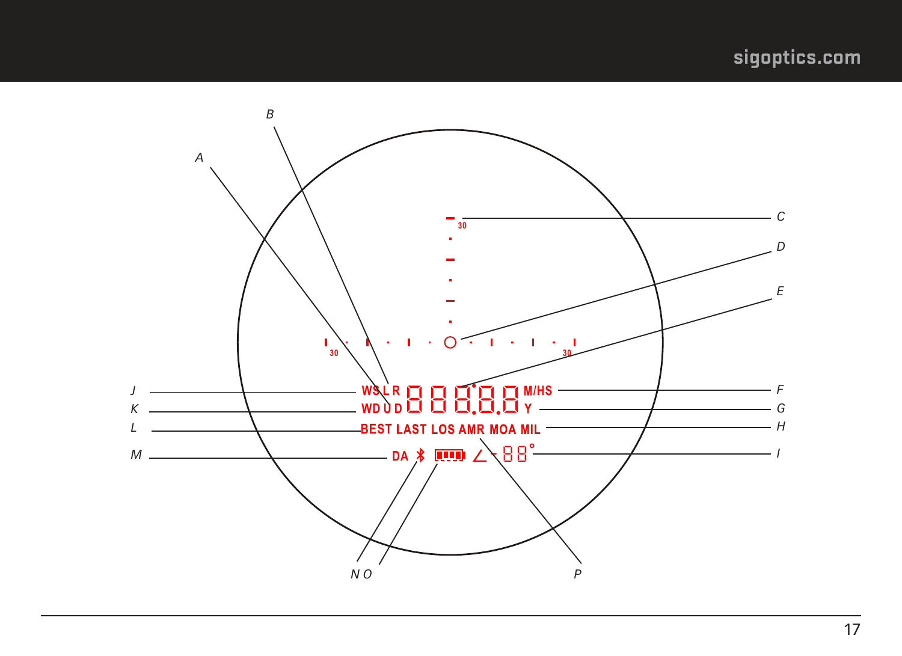A

B

C

D

E

F

G

H

I

J

K

L

M

N O

P

30

30

30

WS L R

WD U D

8 8 8.8.8

M/HS

Y

BEST LAST LOS AMR MOA MIL

DA

-88°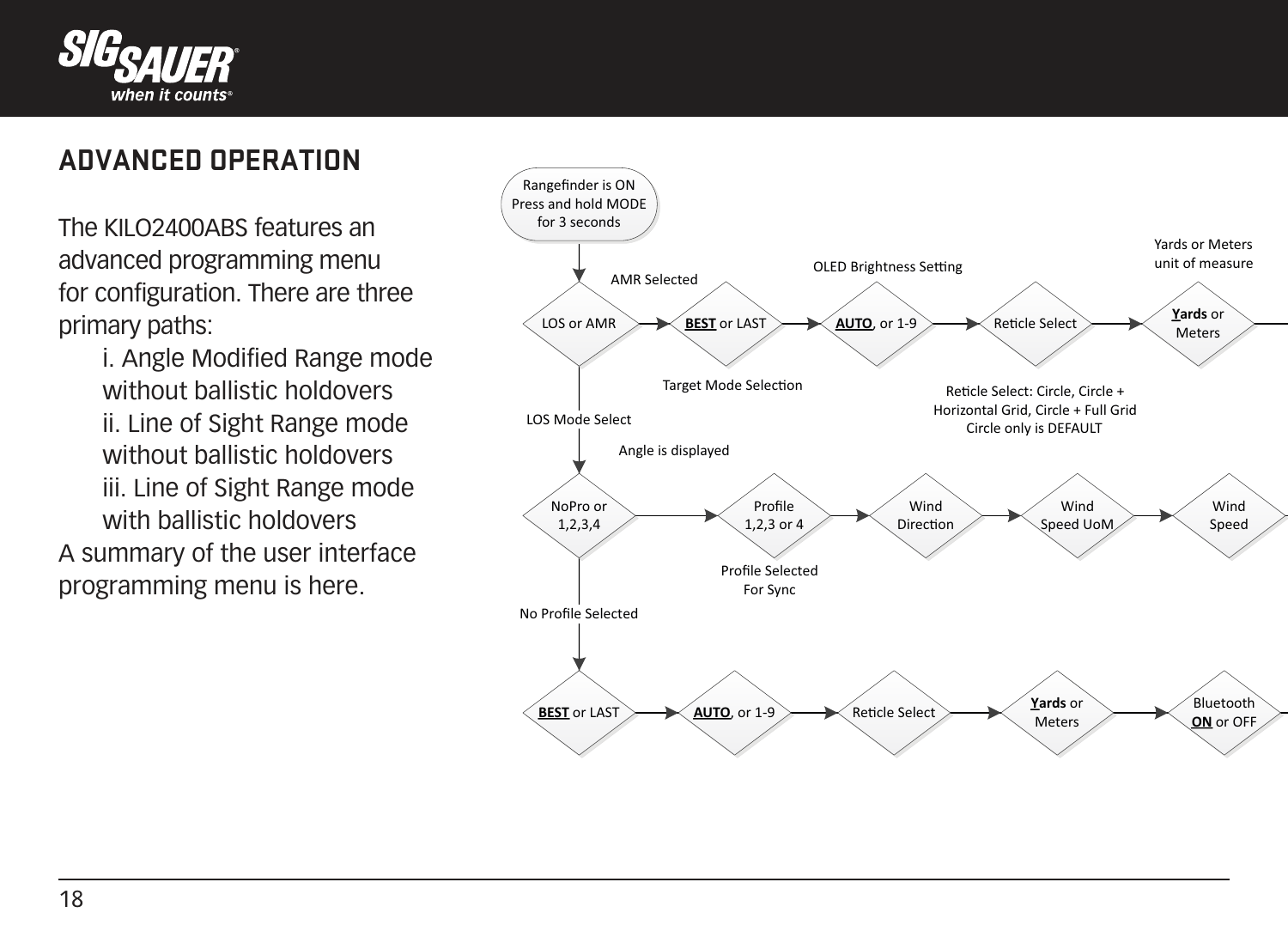## ADVANCED OPERATION

The KILO2400ABS features an advanced programming menu for configuration. There are three primary paths:

i. Angle Modified Range mode without ballistic holdovers
ii. Line of Sight Range mode without ballistic holdovers
iii. Line of Sight Range mode with ballistic holdovers

A summary of the user interface programming menu is here.

Rangefinder is ON
Press and hold MODE for 3 seconds

AMR Selected

LOS or AMR → **BEST** or LAST → **AUTO**, or 1-9 → Reticle Select → **Yards** or Meters →

Target Mode Selection

OLED Brightness Setting

Reticle Select: Circle, Circle + Horizontal Grid, Circle + Full Grid
Circle only is DEFAULT

Yards or Meters unit of measure

LOS Mode Select

Angle is displayed

NoPro or 1,2,3,4 → Profile 1,2,3 or 4 → Wind Direction → Wind Speed UoM → Wind Speed →

Profile Selected For Sync

No Profile Selected

**BEST** or LAST → **AUTO**, or 1-9 → Reticle Select → **Yards** or Meters → Bluetooth **ON** or OFF →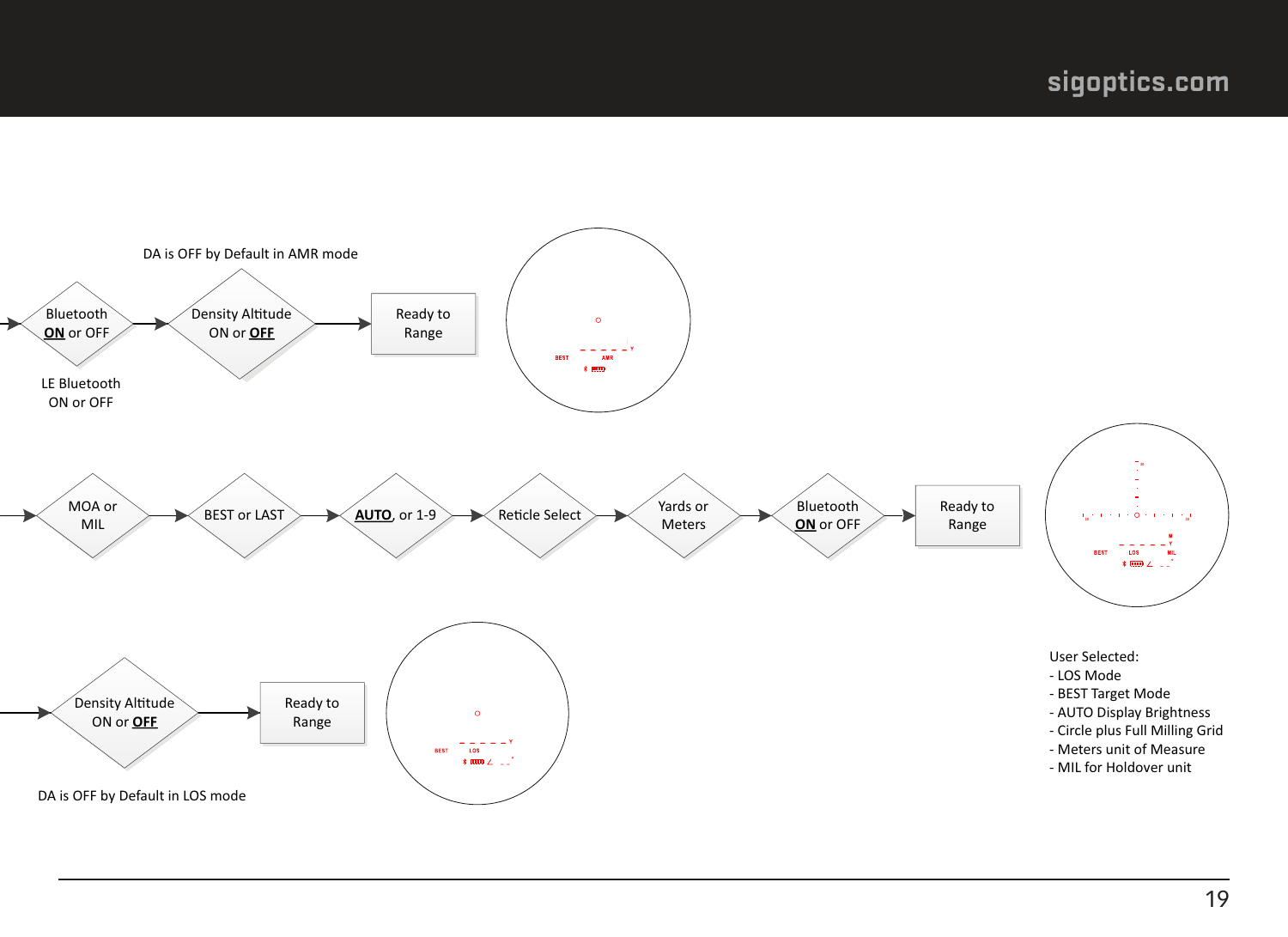DA is OFF by Default in AMR mode

Bluetooth **ON** or OFF → Density Altitude ON or **OFF** → Ready to Range

LE Bluetooth ON or OFF

MOA or MIL → BEST or LAST → **AUTO**, or 1-9 → Reticle Select → Yards or Meters → Bluetooth **ON** or OFF → Ready to Range

Density Altitude ON or **OFF** → Ready to Range

DA is OFF by Default in LOS mode

User Selected:
- LOS Mode
- BEST Target Mode
- AUTO Display Brightness
- Circle plus Full Milling Grid
- Meters unit of Measure
- MIL for Holdover unit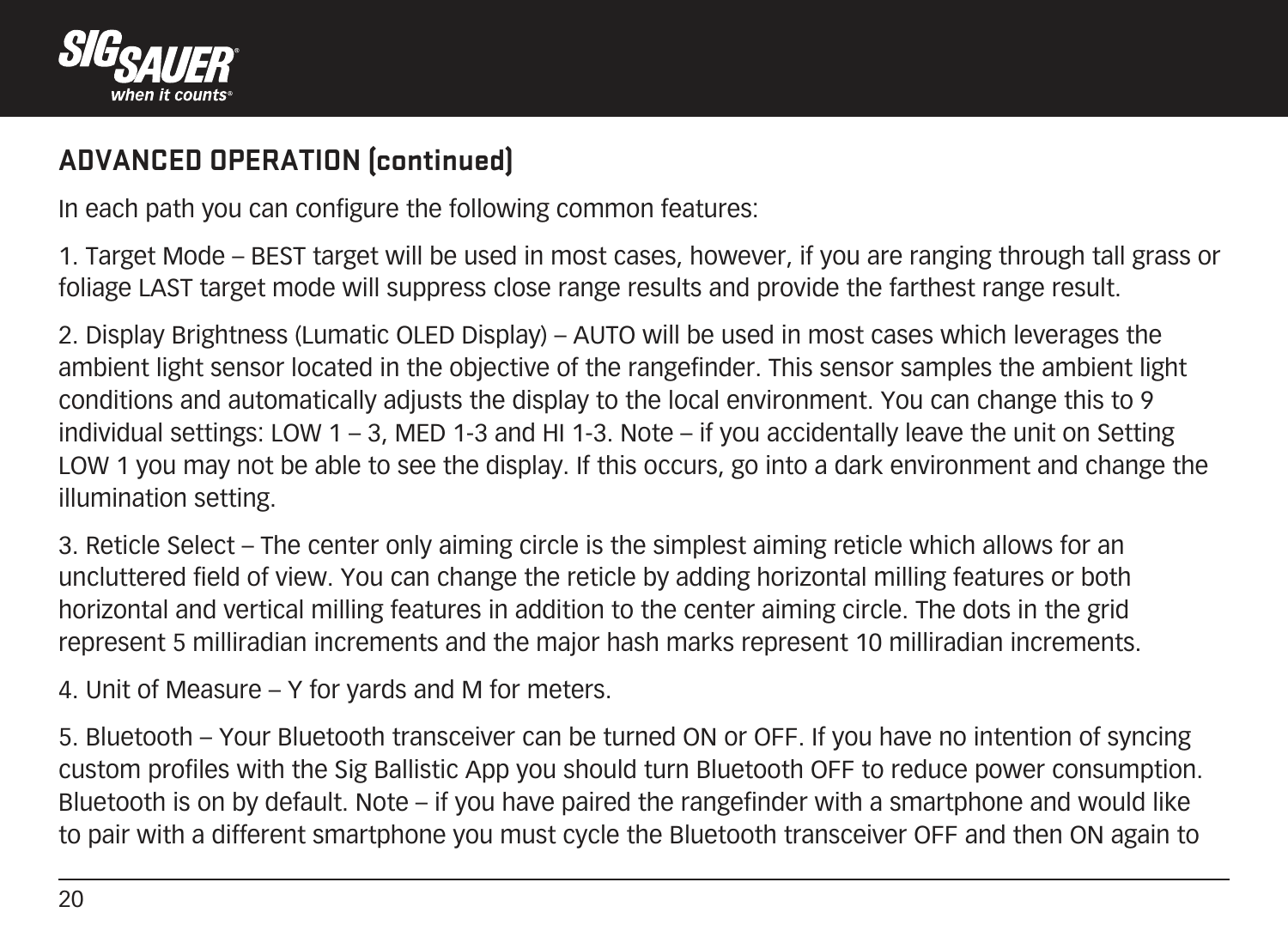## ADVANCED OPERATION (continued)

In each path you can configure the following common features:

1. Target Mode – BEST target will be used in most cases, however, if you are ranging through tall grass or foliage LAST target mode will suppress close range results and provide the farthest range result.

2. Display Brightness (Lumatic OLED Display) – AUTO will be used in most cases which leverages the ambient light sensor located in the objective of the rangefinder. This sensor samples the ambient light conditions and automatically adjusts the display to the local environment. You can change this to 9 individual settings: LOW 1 – 3, MED 1-3 and HI 1-3. Note – if you accidentally leave the unit on Setting LOW 1 you may not be able to see the display. If this occurs, go into a dark environment and change the illumination setting.

3. Reticle Select – The center only aiming circle is the simplest aiming reticle which allows for an uncluttered field of view. You can change the reticle by adding horizontal milling features or both horizontal and vertical milling features in addition to the center aiming circle. The dots in the grid represent 5 milliradian increments and the major hash marks represent 10 milliradian increments.

4. Unit of Measure – Y for yards and M for meters.

5. Bluetooth – Your Bluetooth transceiver can be turned ON or OFF. If you have no intention of syncing custom profiles with the Sig Ballistic App you should turn Bluetooth OFF to reduce power consumption. Bluetooth is on by default. Note – if you have paired the rangefinder with a smartphone and would like to pair with a different smartphone you must cycle the Bluetooth transceiver OFF and then ON again to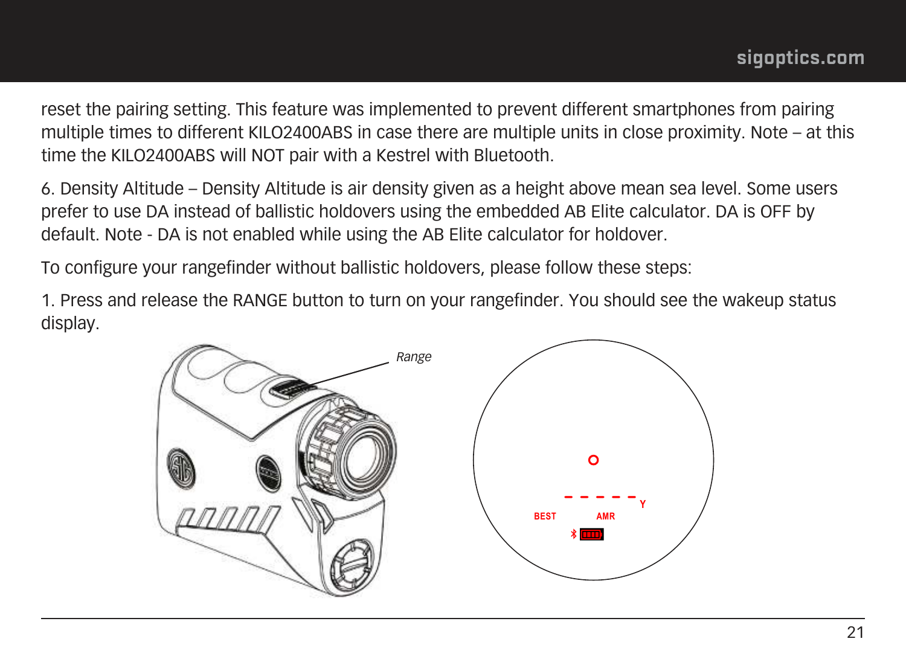reset the pairing setting. This feature was implemented to prevent different smartphones from pairing multiple times to different KILO2400ABS in case there are multiple units in close proximity. Note – at this time the KILO2400ABS will NOT pair with a Kestrel with Bluetooth.

6. Density Altitude – Density Altitude is air density given as a height above mean sea level. Some users prefer to use DA instead of ballistic holdovers using the embedded AB Elite calculator. DA is OFF by default. Note - DA is not enabled while using the AB Elite calculator for holdover.

To configure your rangefinder without ballistic holdovers, please follow these steps:

1. Press and release the RANGE button to turn on your rangefinder. You should see the wakeup status display.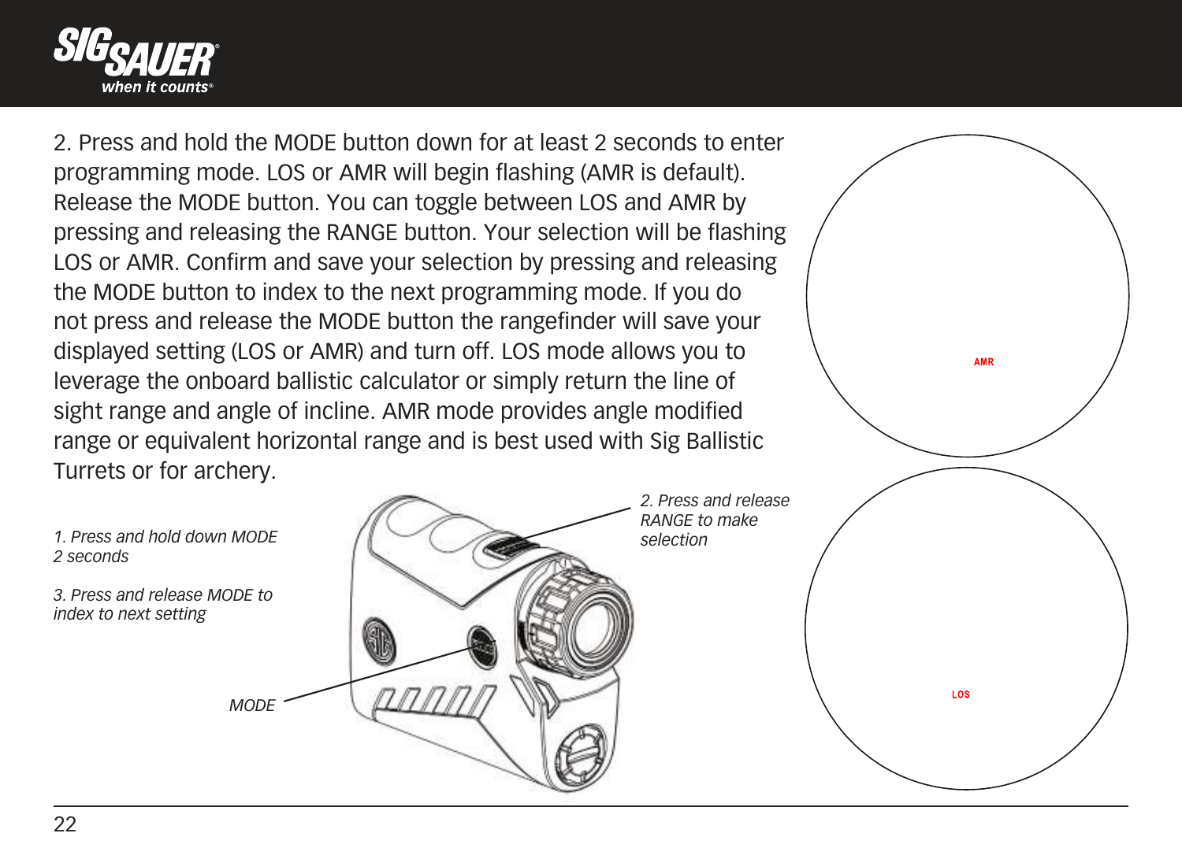2. Press and hold the MODE button down for at least 2 seconds to enter programming mode. LOS or AMR will begin flashing (AMR is default). Release the MODE button. You can toggle between LOS and AMR by pressing and releasing the RANGE button. Your selection will be flashing LOS or AMR. Confirm and save your selection by pressing and releasing the MODE button to index to the next programming mode. If you do not press and release the MODE button the rangefinder will save your displayed setting (LOS or AMR) and turn off. LOS mode allows you to leverage the onboard ballistic calculator or simply return the line of sight range and angle of incline. AMR mode provides angle modified range or equivalent horizontal range and is best used with Sig Ballistic Turrets or for archery.

*1. Press and hold down MODE 2 seconds*

*2. Press and release RANGE to make selection*

*3. Press and release MODE to index to next setting*

*MODE*

AMR

LOS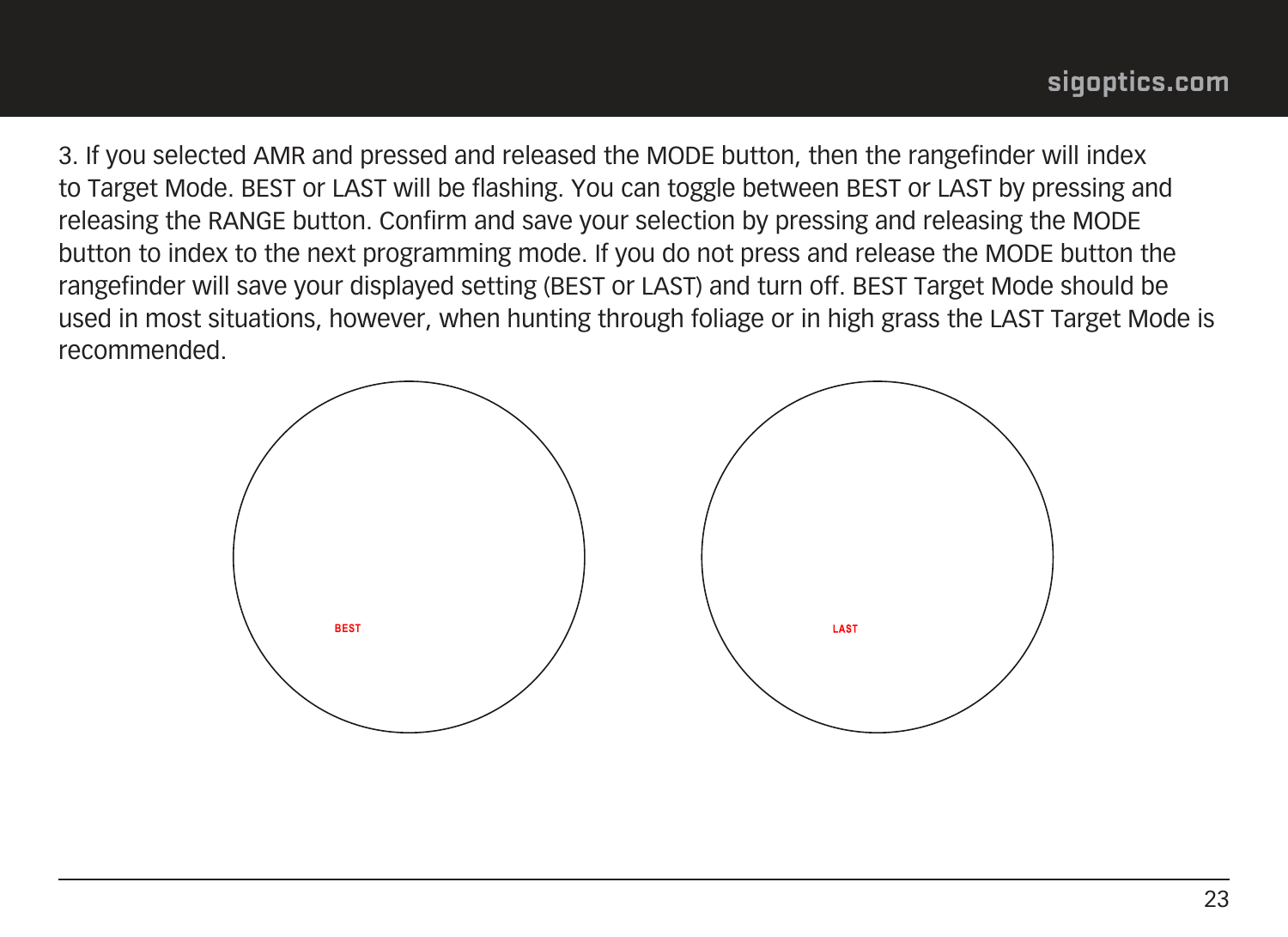3. If you selected AMR and pressed and released the MODE button, then the rangefinder will index to Target Mode. BEST or LAST will be flashing. You can toggle between BEST or LAST by pressing and releasing the RANGE button. Confirm and save your selection by pressing and releasing the MODE button to index to the next programming mode. If you do not press and release the MODE button the rangefinder will save your displayed setting (BEST or LAST) and turn off. BEST Target Mode should be used in most situations, however, when hunting through foliage or in high grass the LAST Target Mode is recommended.

BEST

LAST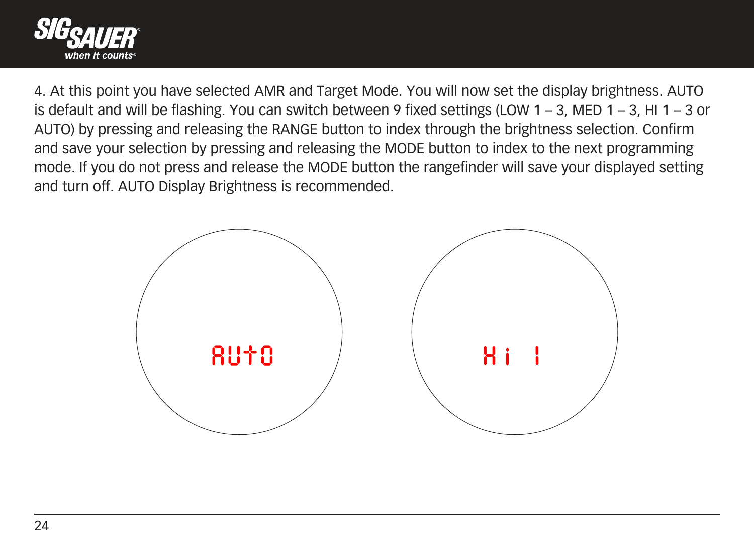4. At this point you have selected AMR and Target Mode. You will now set the display brightness. AUTO is default and will be flashing. You can switch between 9 fixed settings (LOW 1 – 3, MED 1 – 3, HI 1 – 3 or AUTO) by pressing and releasing the RANGE button to index through the brightness selection. Confirm and save your selection by pressing and releasing the MODE button to index to the next programming mode. If you do not press and release the MODE button the rangefinder will save your displayed setting and turn off. AUTO Display Brightness is recommended.

AUtO

Hi 1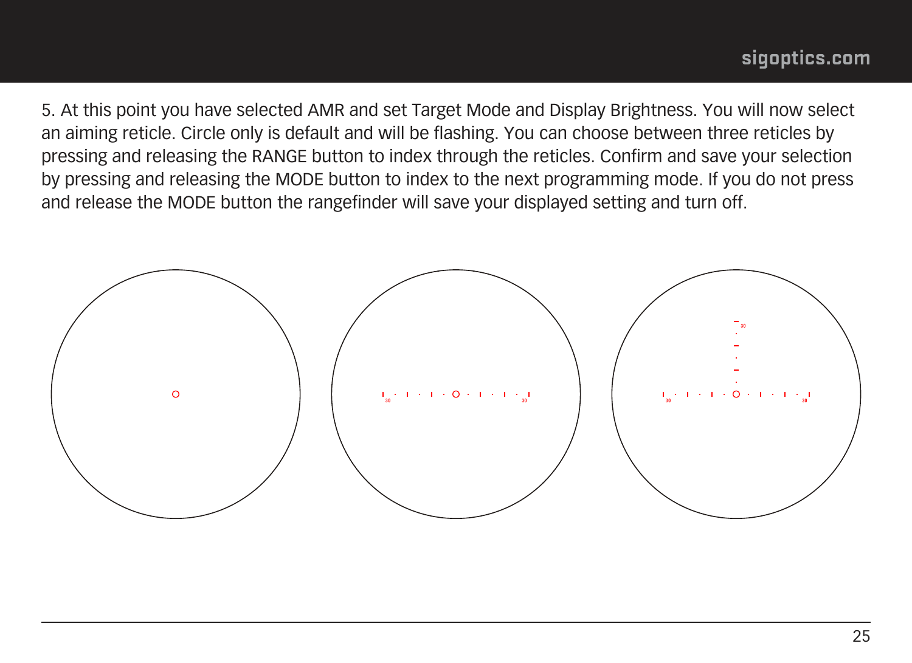5. At this point you have selected AMR and set Target Mode and Display Brightness. You will now select an aiming reticle. Circle only is default and will be flashing. You can choose between three reticles by pressing and releasing the RANGE button to index through the reticles. Confirm and save your selection by pressing and releasing the MODE button to index to the next programming mode. If you do not press and release the MODE button the rangefinder will save your displayed setting and turn off.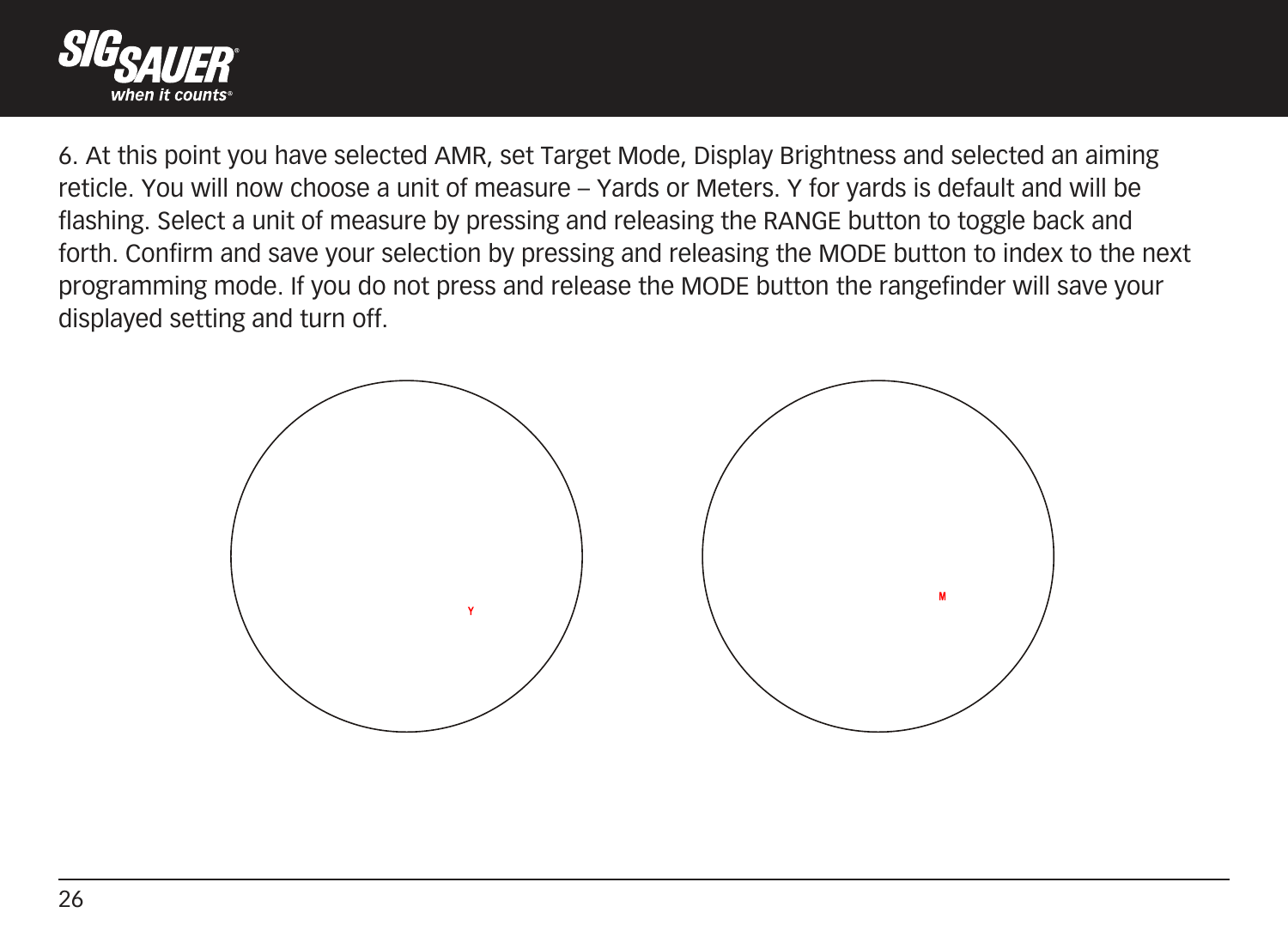6. At this point you have selected AMR, set Target Mode, Display Brightness and selected an aiming reticle. You will now choose a unit of measure – Yards or Meters. Y for yards is default and will be flashing. Select a unit of measure by pressing and releasing the RANGE button to toggle back and forth. Confirm and save your selection by pressing and releasing the MODE button to index to the next programming mode. If you do not press and release the MODE button the rangefinder will save your displayed setting and turn off.

Y

M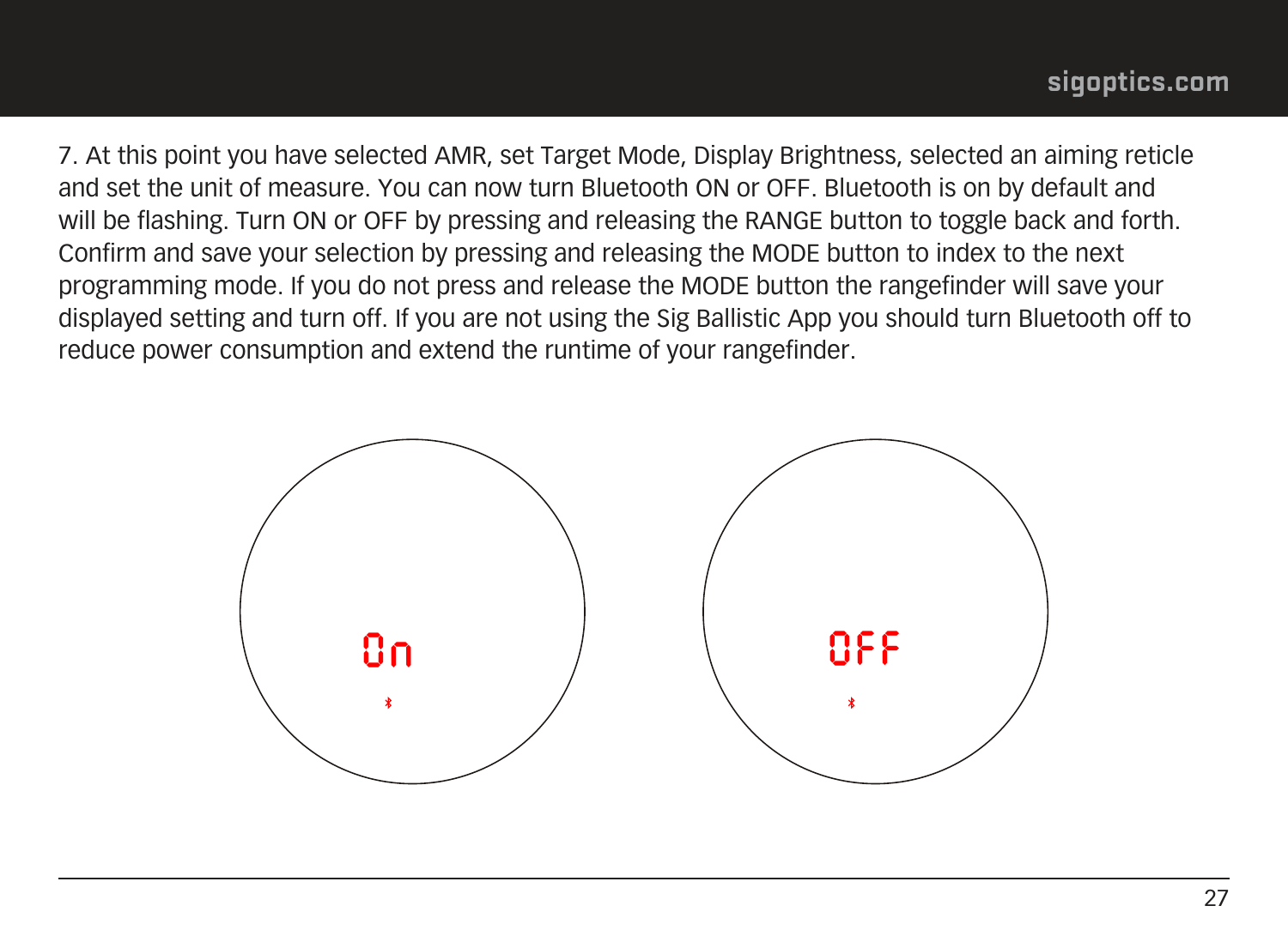7. At this point you have selected AMR, set Target Mode, Display Brightness, selected an aiming reticle and set the unit of measure. You can now turn Bluetooth ON or OFF. Bluetooth is on by default and will be flashing. Turn ON or OFF by pressing and releasing the RANGE button to toggle back and forth. Confirm and save your selection by pressing and releasing the MODE button to index to the next programming mode. If you do not press and release the MODE button the rangefinder will save your displayed setting and turn off. If you are not using the Sig Ballistic App you should turn Bluetooth off to reduce power consumption and extend the runtime of your rangefinder.

On

OFF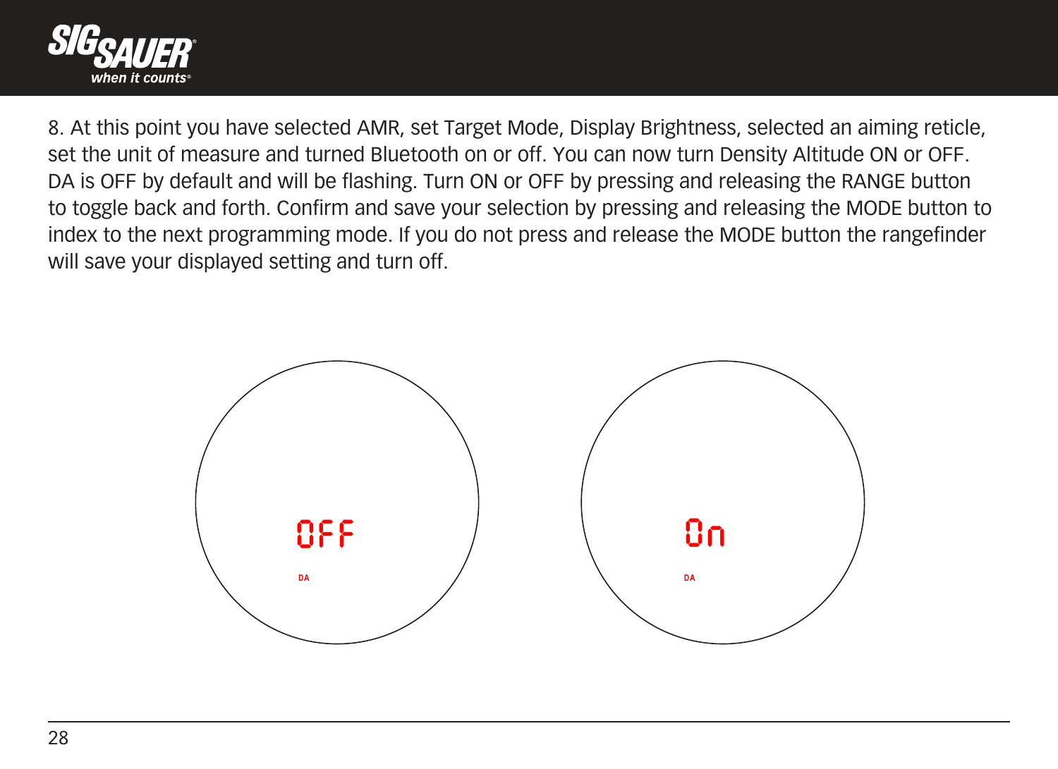8. At this point you have selected AMR, set Target Mode, Display Brightness, selected an aiming reticle, set the unit of measure and turned Bluetooth on or off. You can now turn Density Altitude ON or OFF. DA is OFF by default and will be flashing. Turn ON or OFF by pressing and releasing the RANGE button to toggle back and forth. Confirm and save your selection by pressing and releasing the MODE button to index to the next programming mode. If you do not press and release the MODE button the rangefinder will save your displayed setting and turn off.

OFF

DA

On

DA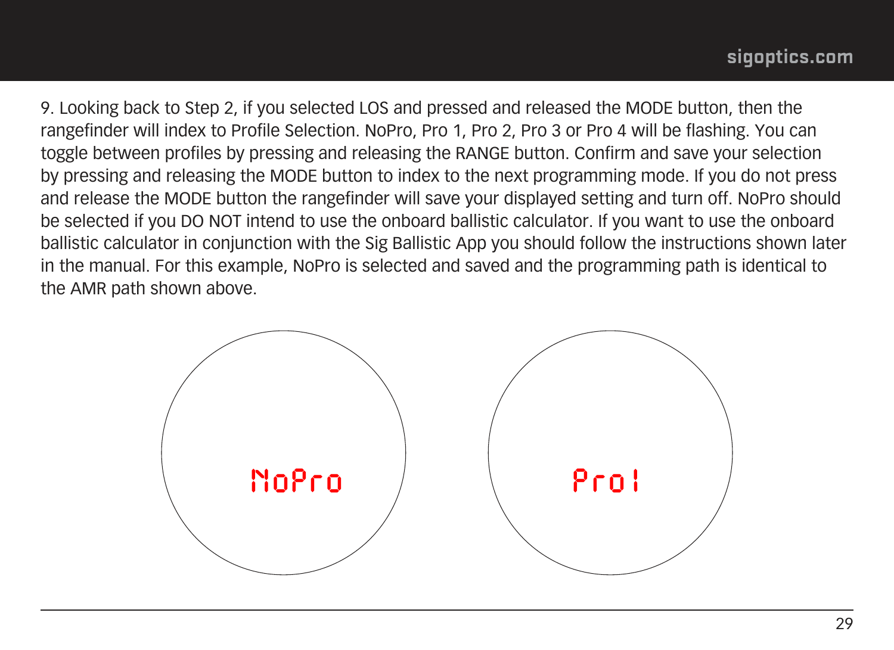9. Looking back to Step 2, if you selected LOS and pressed and released the MODE button, then the rangefinder will index to Profile Selection. NoPro, Pro 1, Pro 2, Pro 3 or Pro 4 will be flashing. You can toggle between profiles by pressing and releasing the RANGE button. Confirm and save your selection by pressing and releasing the MODE button to index to the next programming mode. If you do not press and release the MODE button the rangefinder will save your displayed setting and turn off. NoPro should be selected if you DO NOT intend to use the onboard ballistic calculator. If you want to use the onboard ballistic calculator in conjunction with the Sig Ballistic App you should follow the instructions shown later in the manual. For this example, NoPro is selected and saved and the programming path is identical to the AMR path shown above.

NoPro

Pro1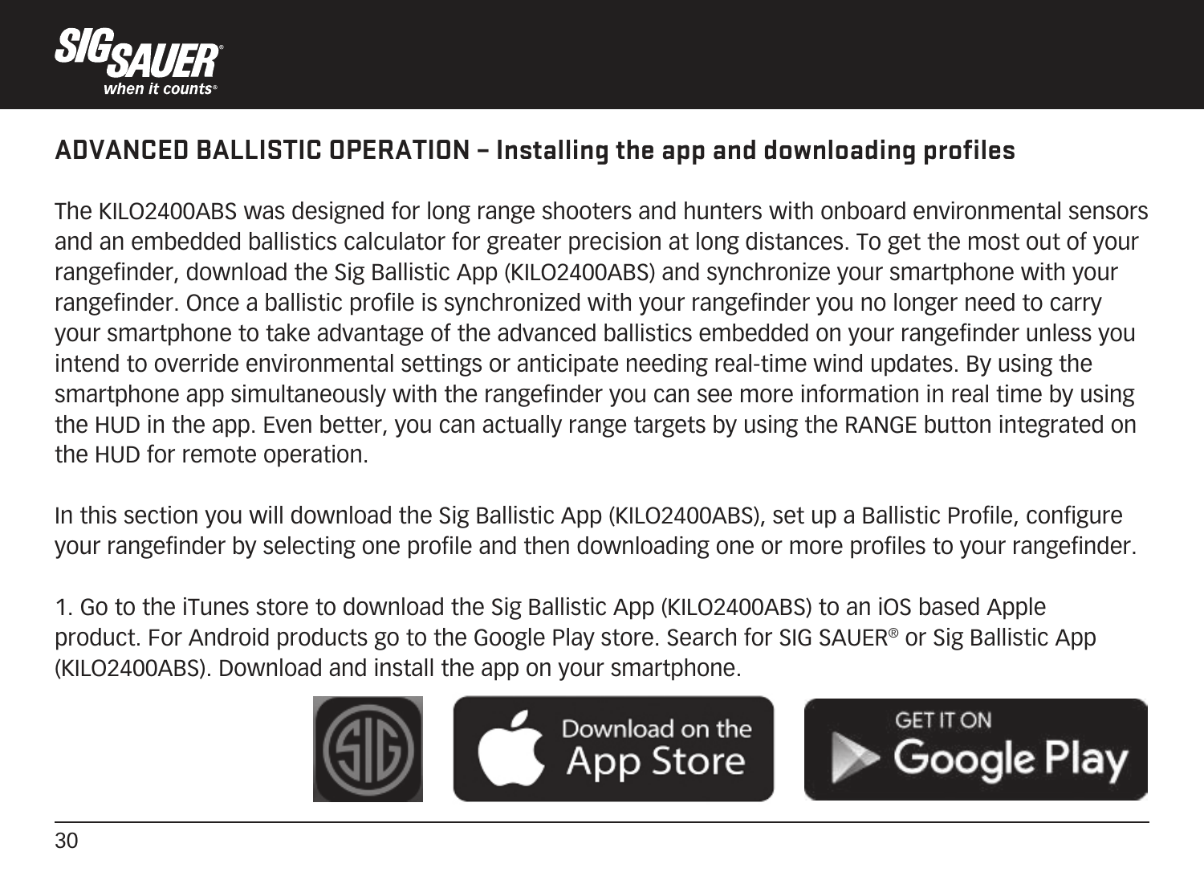## ADVANCED BALLISTIC OPERATION – Installing the app and downloading profiles

The KILO2400ABS was designed for long range shooters and hunters with onboard environmental sensors and an embedded ballistics calculator for greater precision at long distances. To get the most out of your rangefinder, download the Sig Ballistic App (KILO2400ABS) and synchronize your smartphone with your rangefinder. Once a ballistic profile is synchronized with your rangefinder you no longer need to carry your smartphone to take advantage of the advanced ballistics embedded on your rangefinder unless you intend to override environmental settings or anticipate needing real-time wind updates. By using the smartphone app simultaneously with the rangefinder you can see more information in real time by using the HUD in the app. Even better, you can actually range targets by using the RANGE button integrated on the HUD for remote operation.

In this section you will download the Sig Ballistic App (KILO2400ABS), set up a Ballistic Profile, configure your rangefinder by selecting one profile and then downloading one or more profiles to your rangefinder.

1. Go to the iTunes store to download the Sig Ballistic App (KILO2400ABS) to an iOS based Apple product. For Android products go to the Google Play store. Search for SIG SAUER® or Sig Ballistic App (KILO2400ABS). Download and install the app on your smartphone.

Download on the App Store

GET IT ON Google Play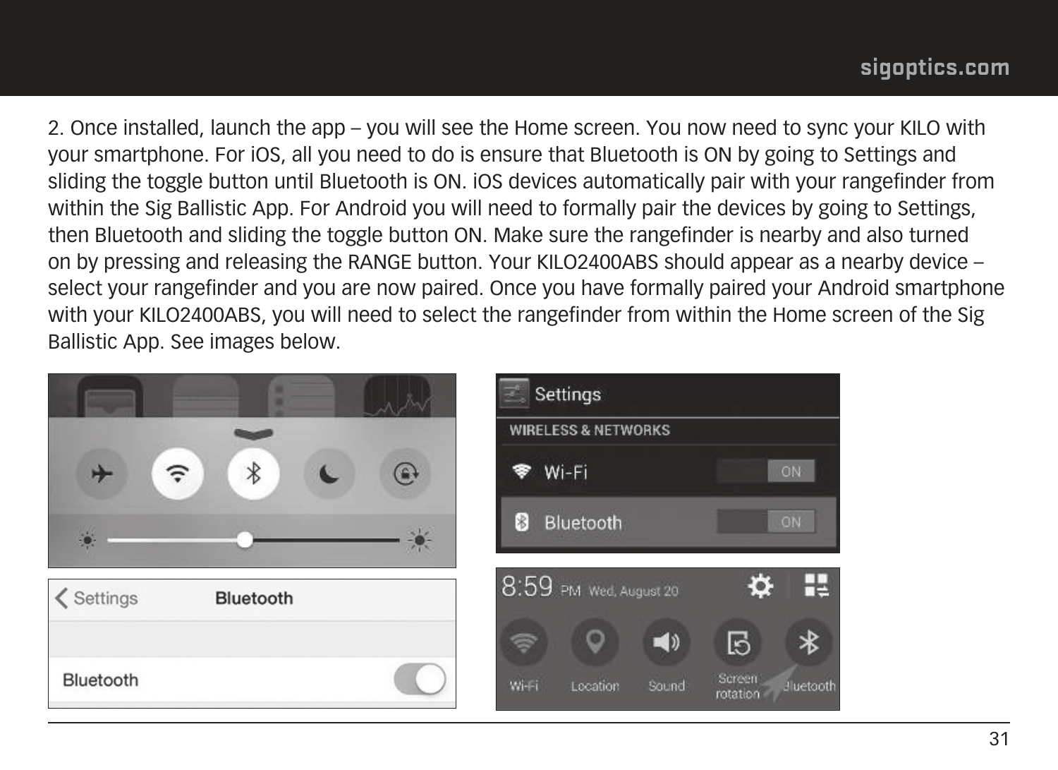2. Once installed, launch the app – you will see the Home screen. You now need to sync your KILO with your smartphone. For iOS, all you need to do is ensure that Bluetooth is ON by going to Settings and sliding the toggle button until Bluetooth is ON. iOS devices automatically pair with your rangefinder from within the Sig Ballistic App. For Android you will need to formally pair the devices by going to Settings, then Bluetooth and sliding the toggle button ON. Make sure the rangefinder is nearby and also turned on by pressing and releasing the RANGE button. Your KILO2400ABS should appear as a nearby device – select your rangefinder and you are now paired. Once you have formally paired your Android smartphone with your KILO2400ABS, you will need to select the rangefinder from within the Home screen of the Sig Ballistic App. See images below.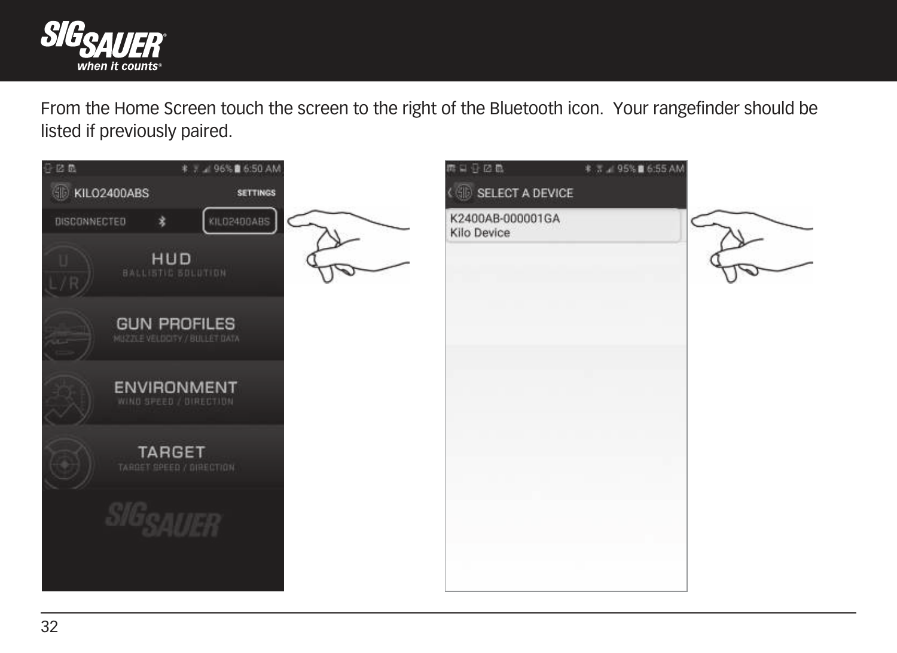From the Home Screen touch the screen to the right of the Bluetooth icon.  Your rangefinder should be listed if previously paired.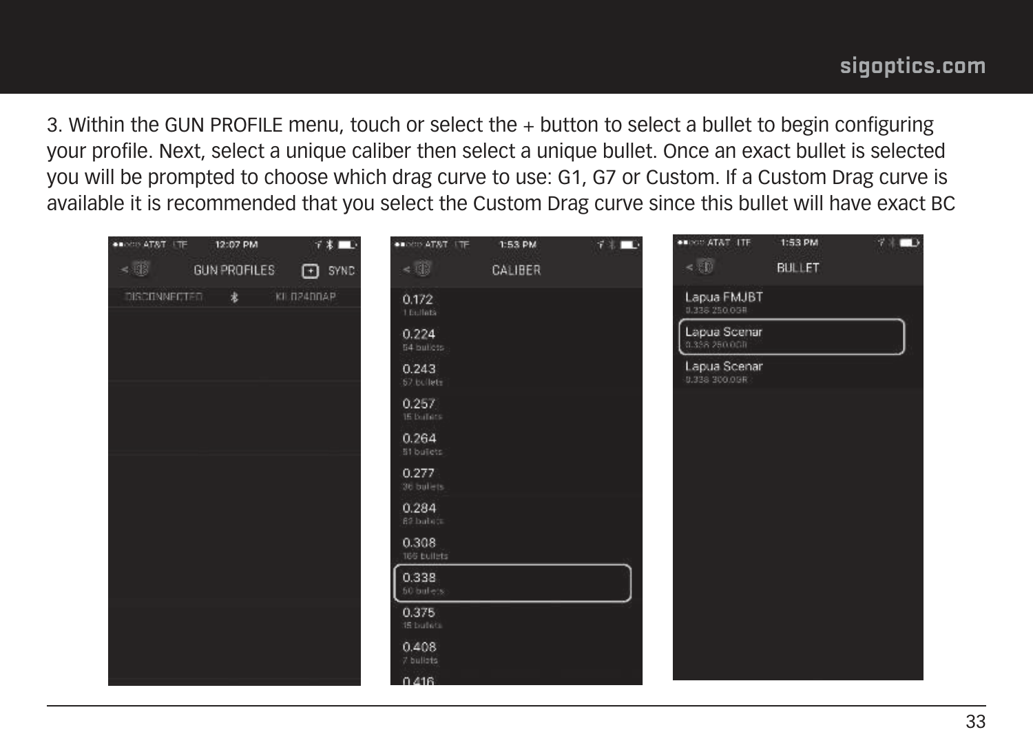3. Within the GUN PROFILE menu, touch or select the + button to select a bullet to begin configuring your profile. Next, select a unique caliber then select a unique bullet. Once an exact bullet is selected you will be prompted to choose which drag curve to use: G1, G7 or Custom. If a Custom Drag curve is available it is recommended that you select the Custom Drag curve since this bullet will have exact BC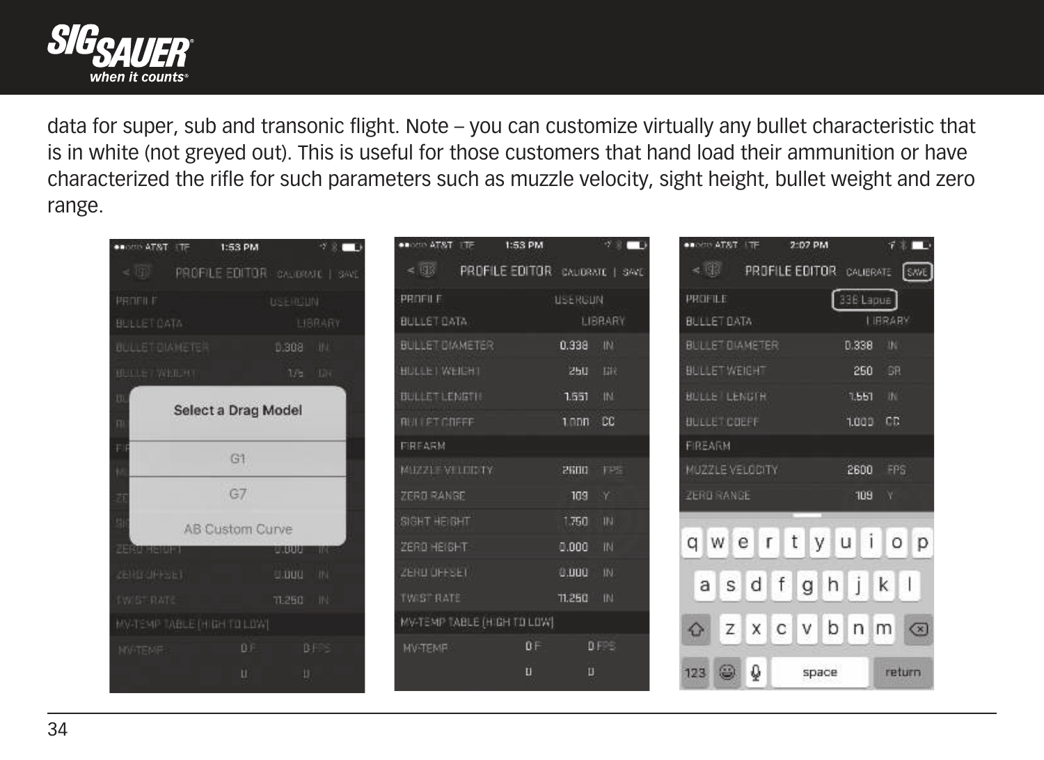data for super, sub and transonic flight. Note – you can customize virtually any bullet characteristic that is in white (not greyed out). This is useful for those customers that hand load their ammunition or have characterized the rifle for such parameters such as muzzle velocity, sight height, bullet weight and zero range.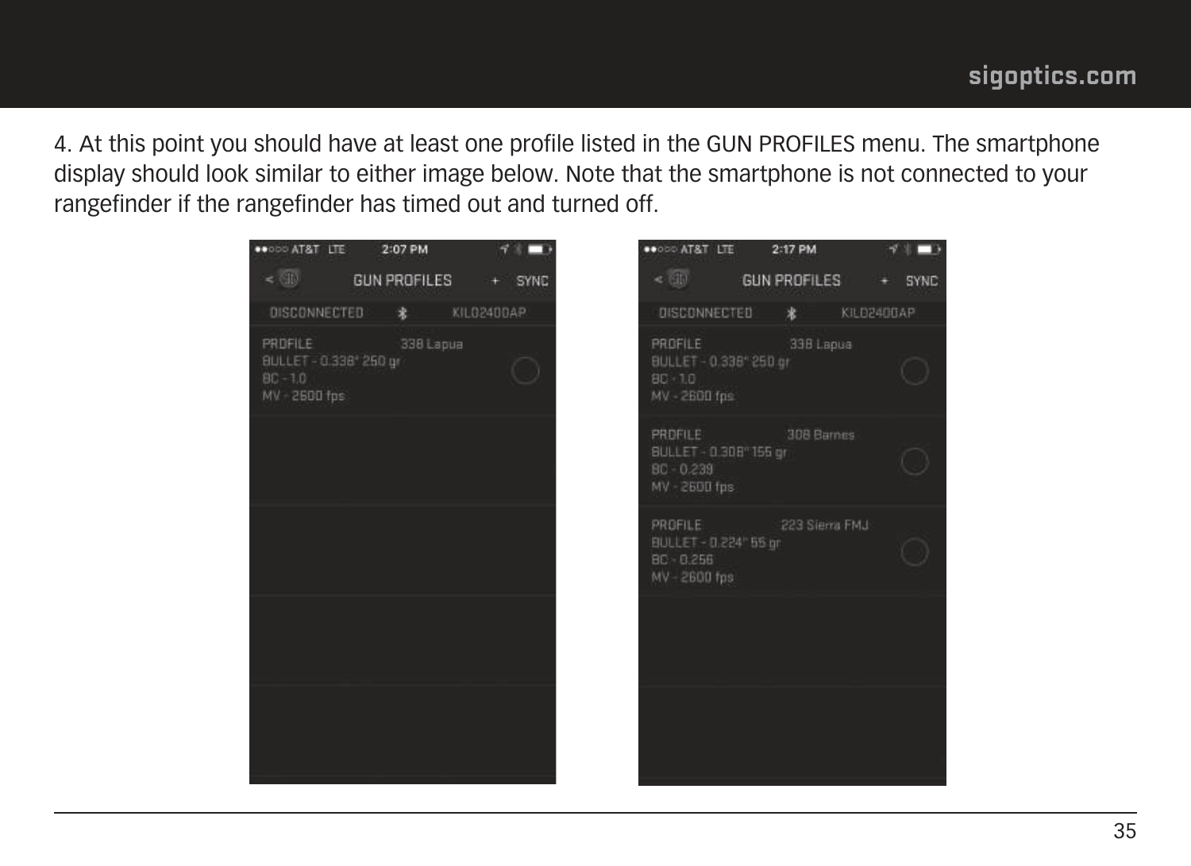4. At this point you should have at least one profile listed in the GUN PROFILES menu. The smartphone display should look similar to either image below. Note that the smartphone is not connected to your rangefinder if the rangefinder has timed out and turned off.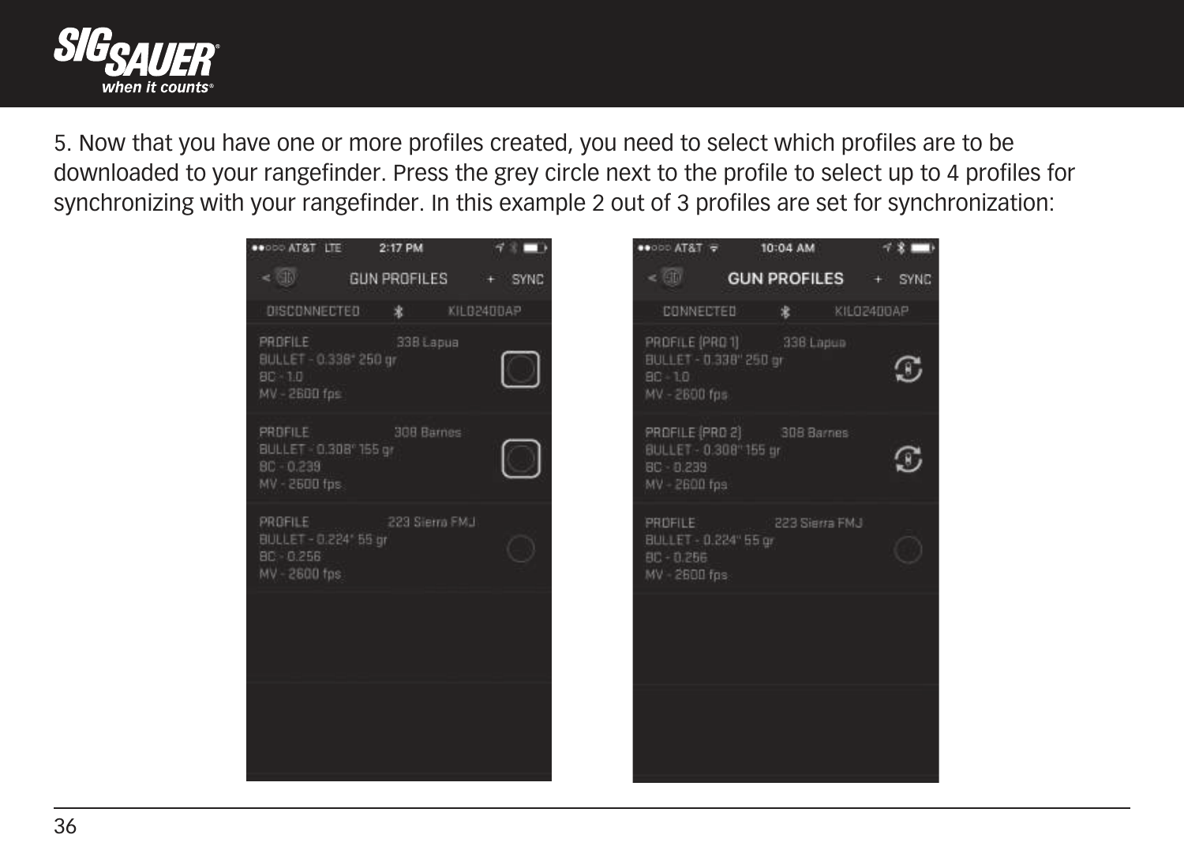5. Now that you have one or more profiles created, you need to select which profiles are to be downloaded to your rangefinder. Press the grey circle next to the profile to select up to 4 profiles for synchronizing with your rangefinder. In this example 2 out of 3 profiles are set for synchronization: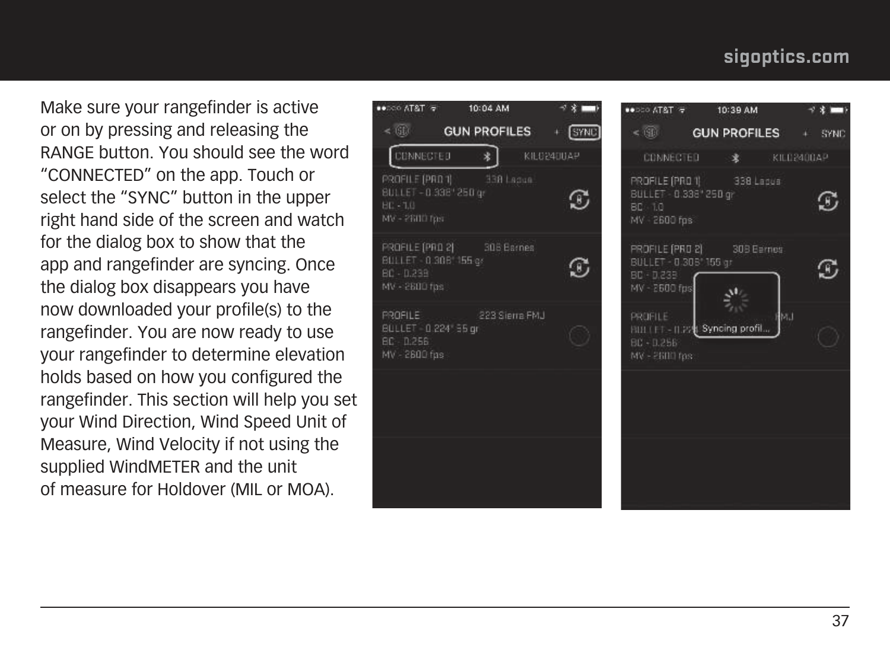Make sure your rangefinder is active or on by pressing and releasing the RANGE button. You should see the word "CONNECTED" on the app. Touch or select the "SYNC" button in the upper right hand side of the screen and watch for the dialog box to show that the app and rangefinder are syncing. Once the dialog box disappears you have now downloaded your profile(s) to the rangefinder. You are now ready to use your rangefinder to determine elevation holds based on how you configured the rangefinder. This section will help you set your Wind Direction, Wind Speed Unit of Measure, Wind Velocity if not using the supplied WindMETER and the unit of measure for Holdover (MIL or MOA).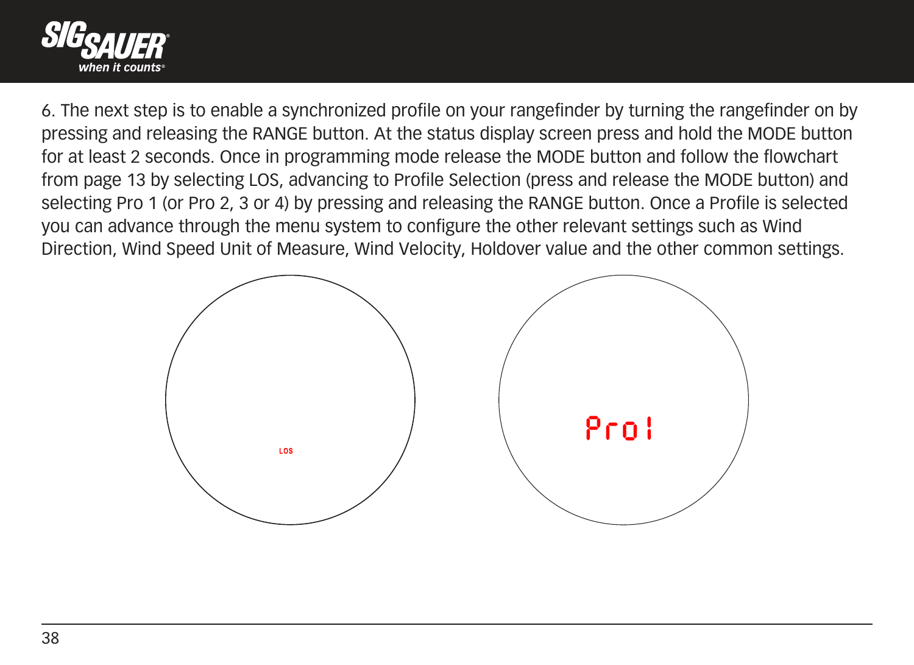6. The next step is to enable a synchronized profile on your rangefinder by turning the rangefinder on by pressing and releasing the RANGE button. At the status display screen press and hold the MODE button for at least 2 seconds. Once in programming mode release the MODE button and follow the flowchart from page 13 by selecting LOS, advancing to Profile Selection (press and release the MODE button) and selecting Pro 1 (or Pro 2, 3 or 4) by pressing and releasing the RANGE button. Once a Profile is selected you can advance through the menu system to configure the other relevant settings such as Wind Direction, Wind Speed Unit of Measure, Wind Velocity, Holdover value and the other common settings.

LOS

Pro1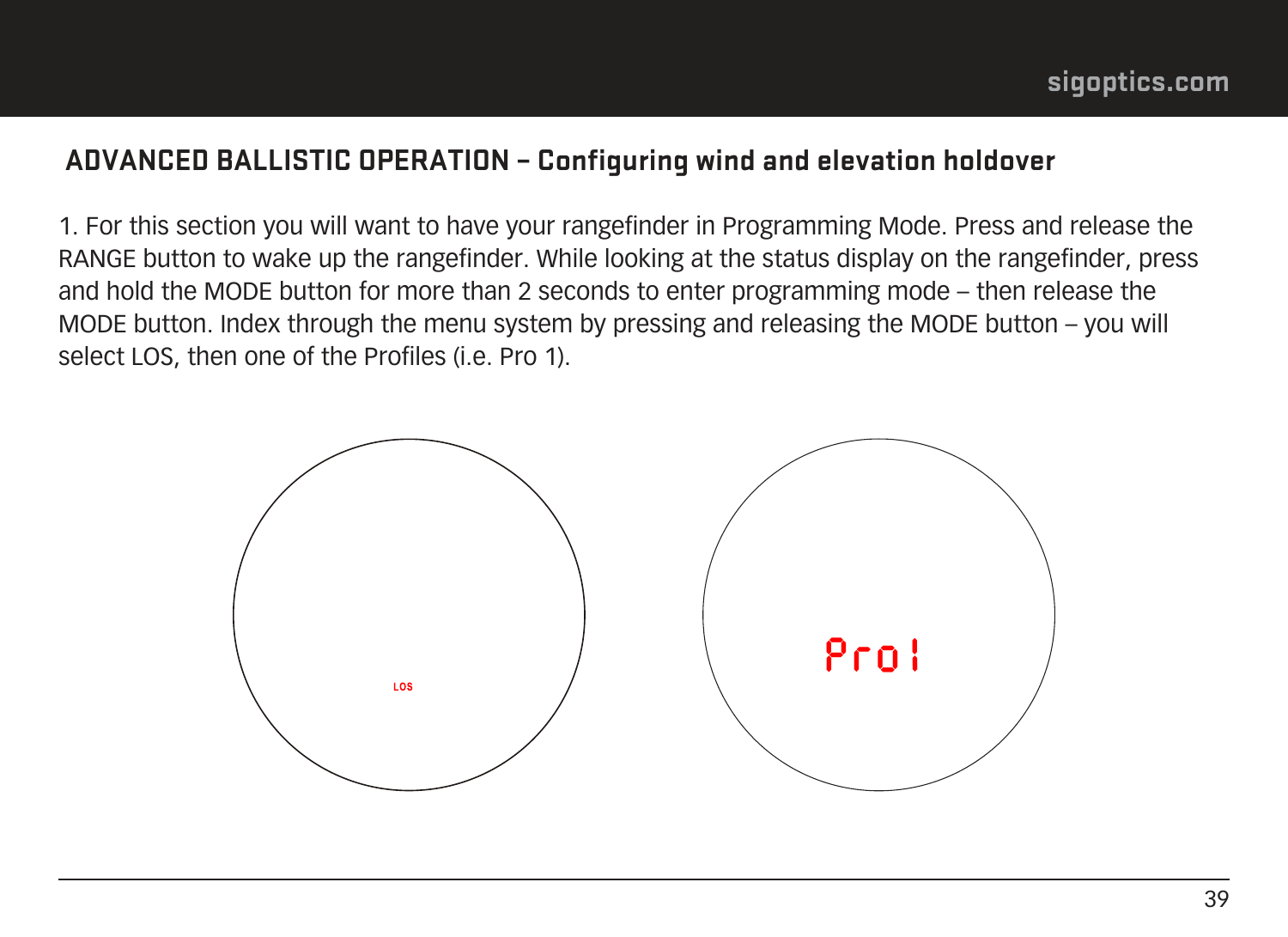## ADVANCED BALLISTIC OPERATION – Configuring wind and elevation holdover

1. For this section you will want to have your rangefinder in Programming Mode. Press and release the RANGE button to wake up the rangefinder. While looking at the status display on the rangefinder, press and hold the MODE button for more than 2 seconds to enter programming mode – then release the MODE button. Index through the menu system by pressing and releasing the MODE button – you will select LOS, then one of the Profiles (i.e. Pro 1).

LOS

Pro1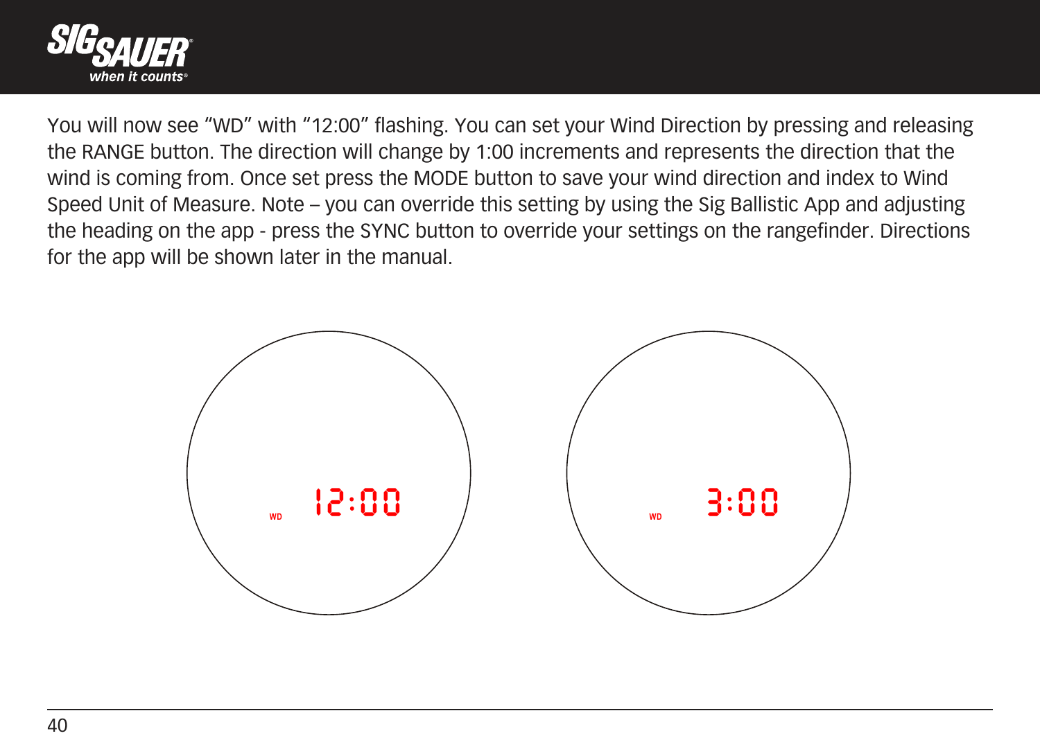You will now see “WD” with “12:00” flashing. You can set your Wind Direction by pressing and releasing the RANGE button. The direction will change by 1:00 increments and represents the direction that the wind is coming from. Once set press the MODE button to save your wind direction and index to Wind Speed Unit of Measure. Note – you can override this setting by using the Sig Ballistic App and adjusting the heading on the app - press the SYNC button to override your settings on the rangefinder. Directions for the app will be shown later in the manual.

WD 12:00

WD 3:00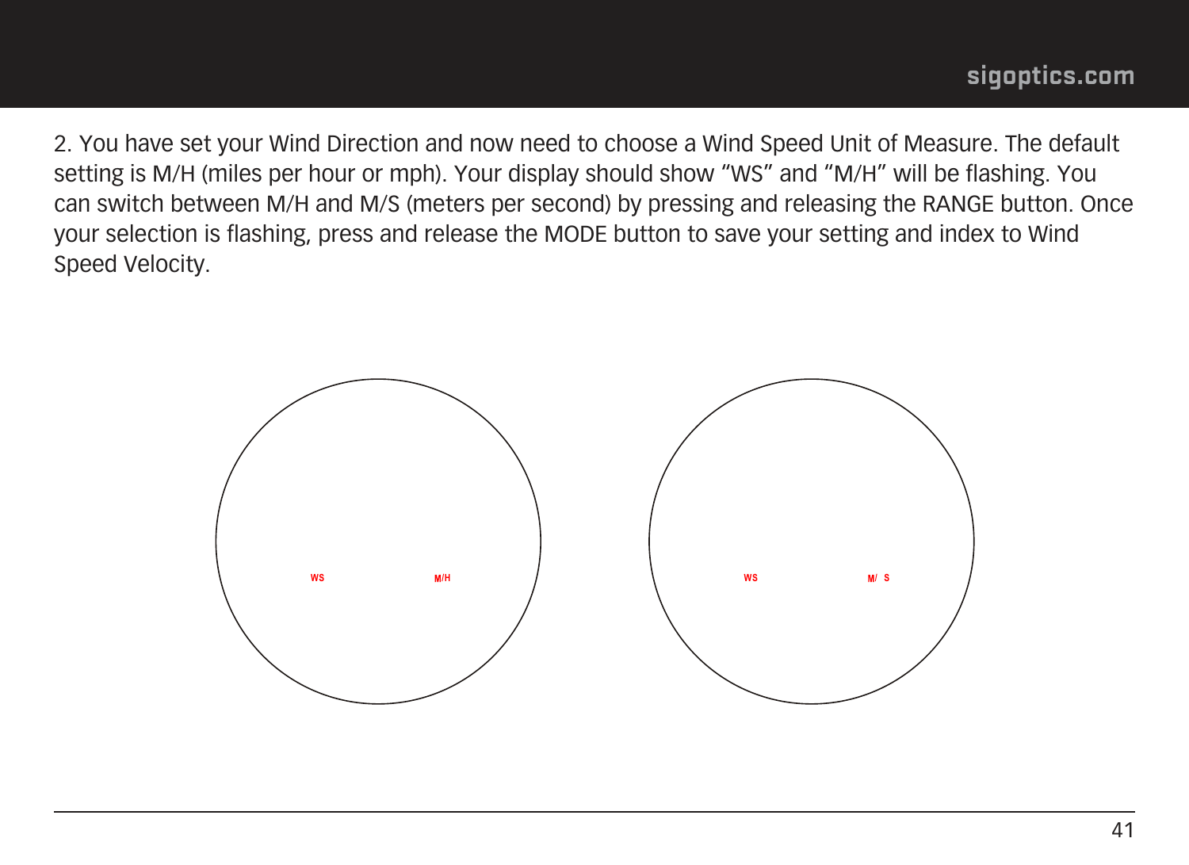2. You have set your Wind Direction and now need to choose a Wind Speed Unit of Measure. The default setting is M/H (miles per hour or mph). Your display should show “WS” and “M/H” will be flashing. You can switch between M/H and M/S (meters per second) by pressing and releasing the RANGE button. Once your selection is flashing, press and release the MODE button to save your setting and index to Wind Speed Velocity.

WS M/H

WS M/ S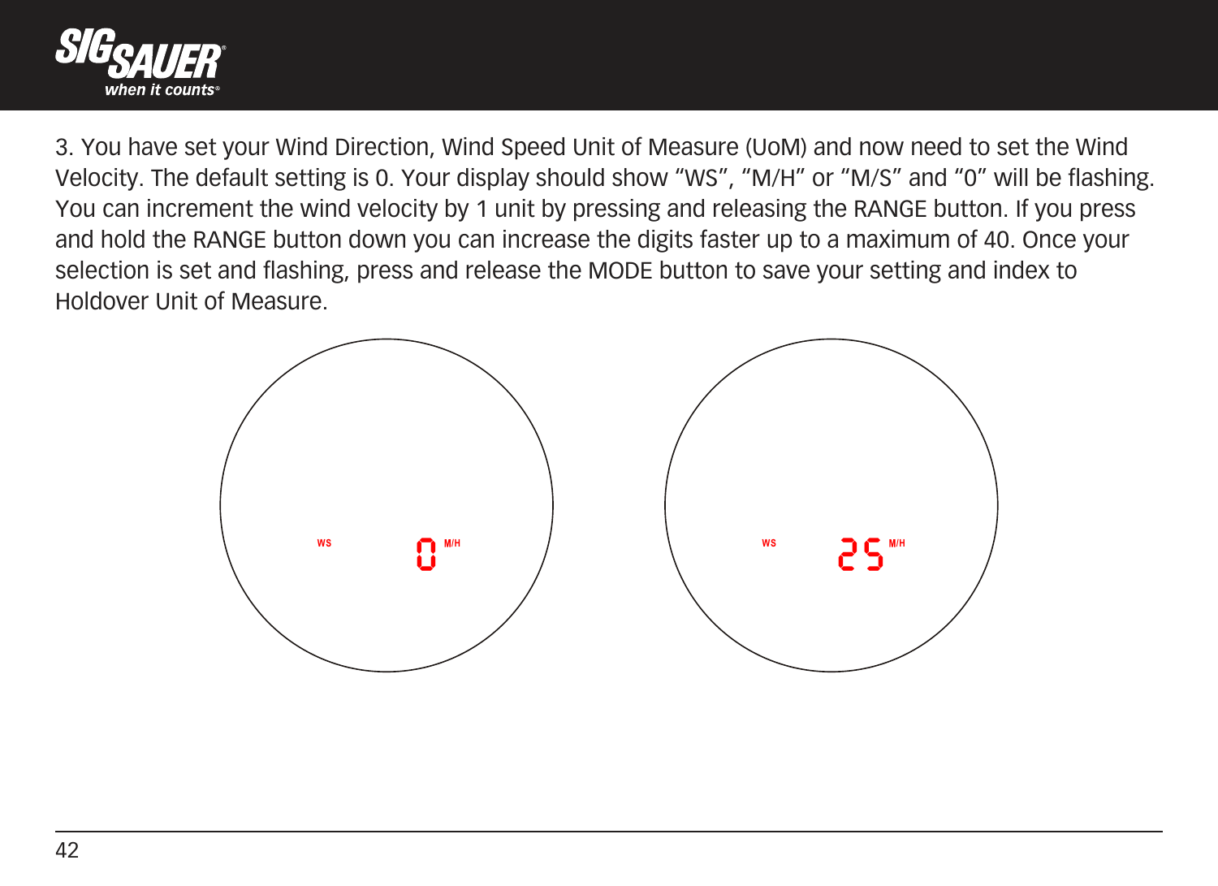3. You have set your Wind Direction, Wind Speed Unit of Measure (UoM) and now need to set the Wind Velocity. The default setting is 0. Your display should show “WS”, “M/H” or “M/S” and “0” will be flashing. You can increment the wind velocity by 1 unit by pressing and releasing the RANGE button. If you press and hold the RANGE button down you can increase the digits faster up to a maximum of 40. Once your selection is set and flashing, press and release the MODE button to save your setting and index to Holdover Unit of Measure.

WS 0 M/H

WS 25 M/H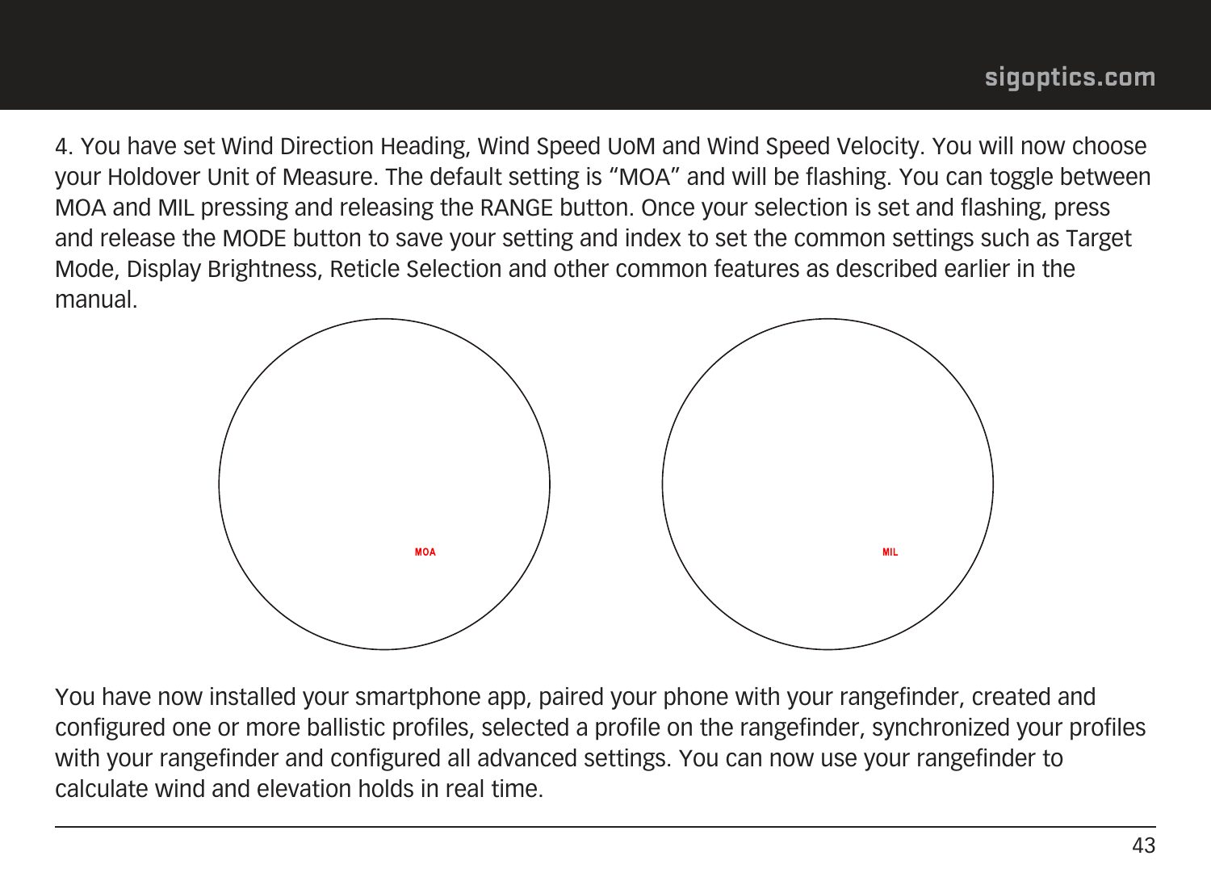4. You have set Wind Direction Heading, Wind Speed UoM and Wind Speed Velocity. You will now choose your Holdover Unit of Measure. The default setting is "MOA" and will be flashing. You can toggle between MOA and MIL pressing and releasing the RANGE button. Once your selection is set and flashing, press and release the MODE button to save your setting and index to set the common settings such as Target Mode, Display Brightness, Reticle Selection and other common features as described earlier in the manual.

MOA

MIL

You have now installed your smartphone app, paired your phone with your rangefinder, created and configured one or more ballistic profiles, selected a profile on the rangefinder, synchronized your profiles with your rangefinder and configured all advanced settings. You can now use your rangefinder to calculate wind and elevation holds in real time.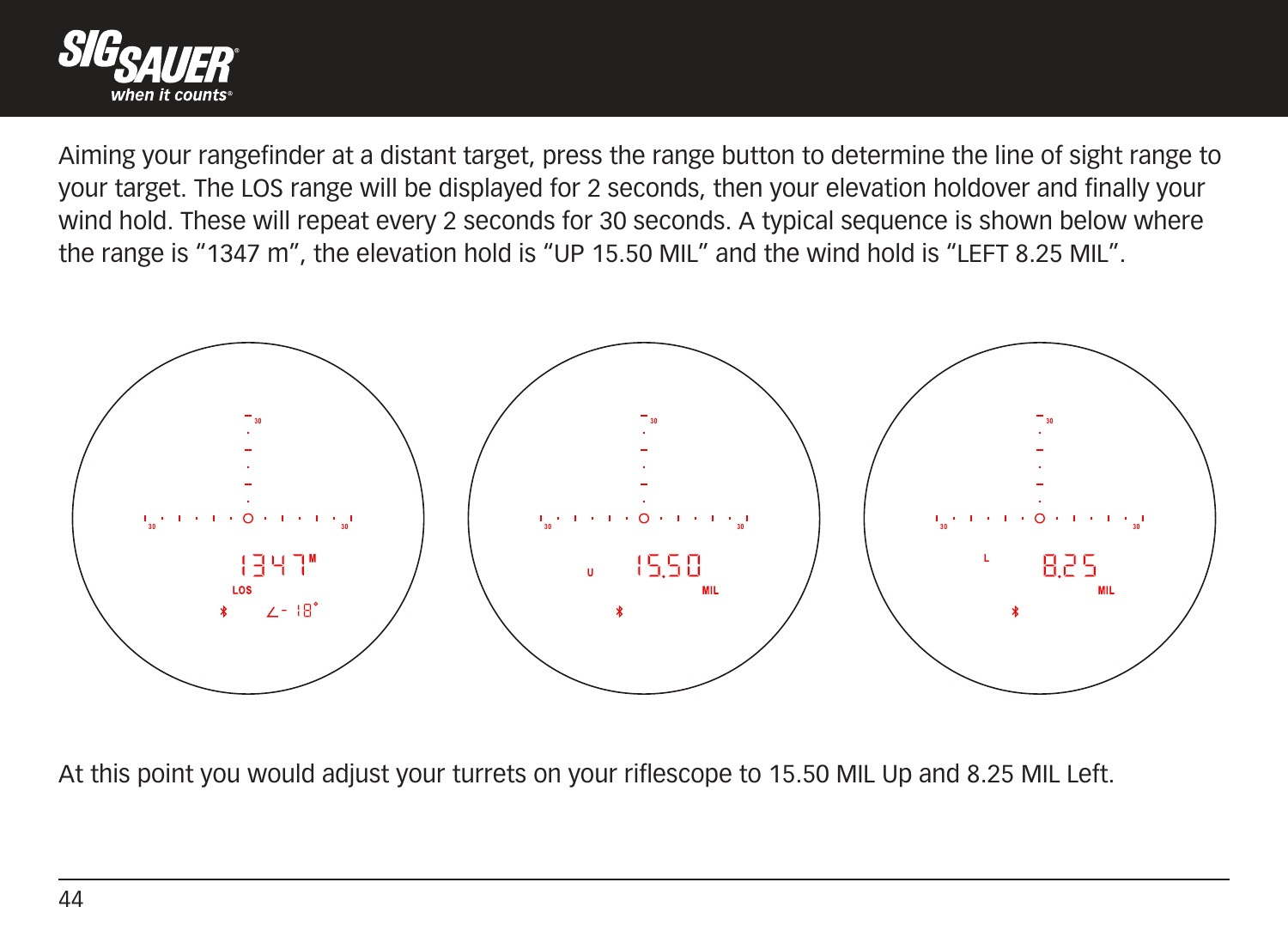Aiming your rangefinder at a distant target, press the range button to determine the line of sight range to your target. The LOS range will be displayed for 2 seconds, then your elevation holdover and finally your wind hold. These will repeat every 2 seconds for 30 seconds. A typical sequence is shown below where the range is “1347 m”, the elevation hold is “UP 15.50 MIL” and the wind hold is “LEFT 8.25 MIL”.

At this point you would adjust your turrets on your riflescope to 15.50 MIL Up and 8.25 MIL Left.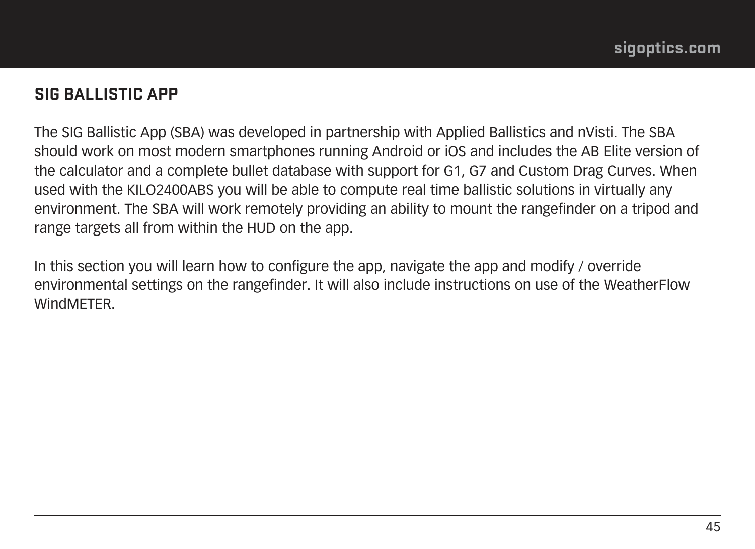## SIG BALLISTIC APP

The SIG Ballistic App (SBA) was developed in partnership with Applied Ballistics and nVisti. The SBA should work on most modern smartphones running Android or iOS and includes the AB Elite version of the calculator and a complete bullet database with support for G1, G7 and Custom Drag Curves. When used with the KILO2400ABS you will be able to compute real time ballistic solutions in virtually any environment. The SBA will work remotely providing an ability to mount the rangefinder on a tripod and range targets all from within the HUD on the app.

In this section you will learn how to configure the app, navigate the app and modify / override environmental settings on the rangefinder. It will also include instructions on use of the WeatherFlow WindMETER.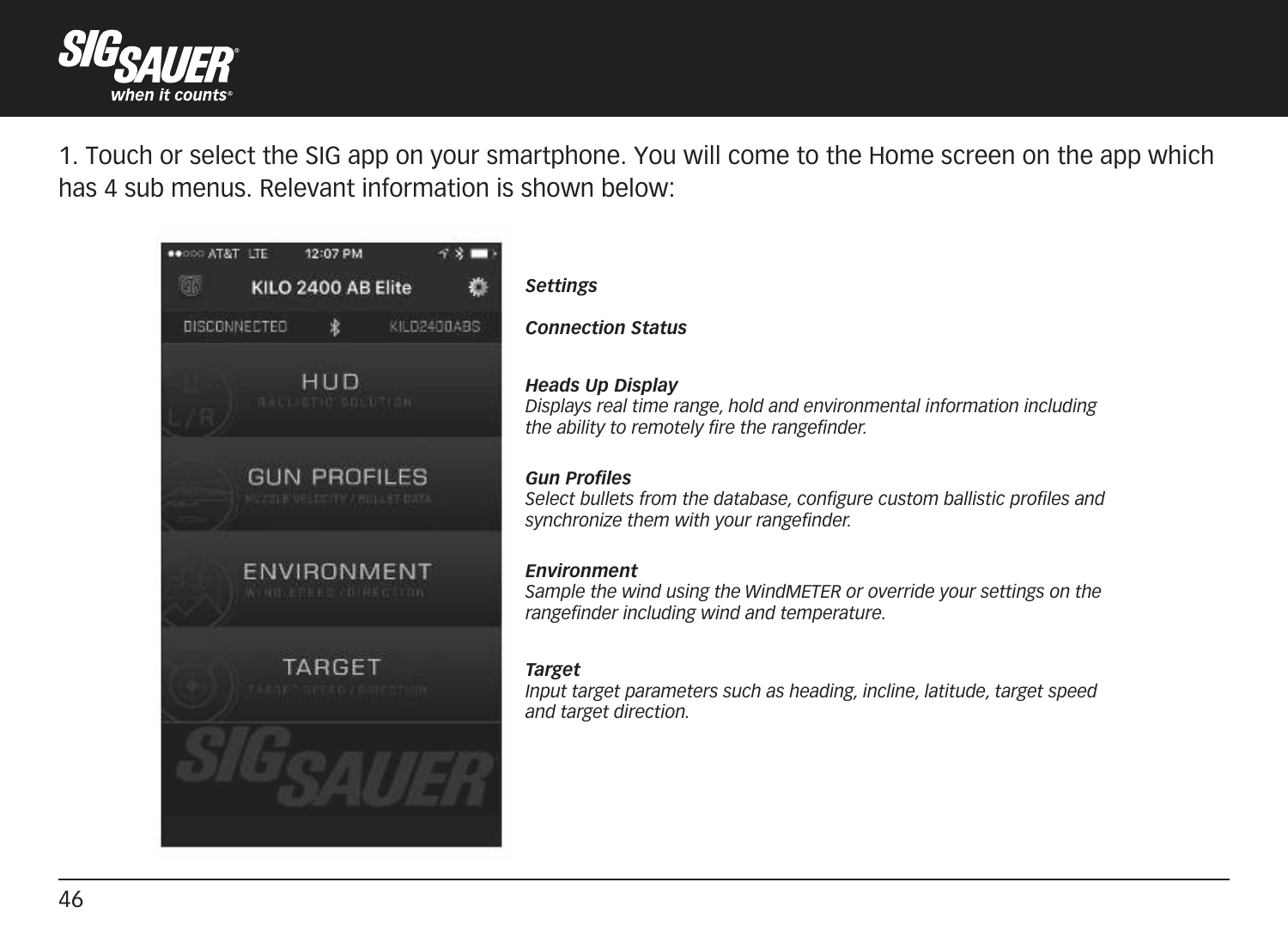1. Touch or select the SIG app on your smartphone. You will come to the Home screen on the app which has 4 sub menus. Relevant information is shown below:

***Settings***

***Connection Status***

***Heads Up Display***
*Displays real time range, hold and environmental information including the ability to remotely fire the rangefinder.*

***Gun Profiles***
*Select bullets from the database, configure custom ballistic profiles and synchronize them with your rangefinder.*

***Environment***
*Sample the wind using the WindMETER or override your settings on the rangefinder including wind and temperature.*

***Target***
*Input target parameters such as heading, incline, latitude, target speed and target direction.*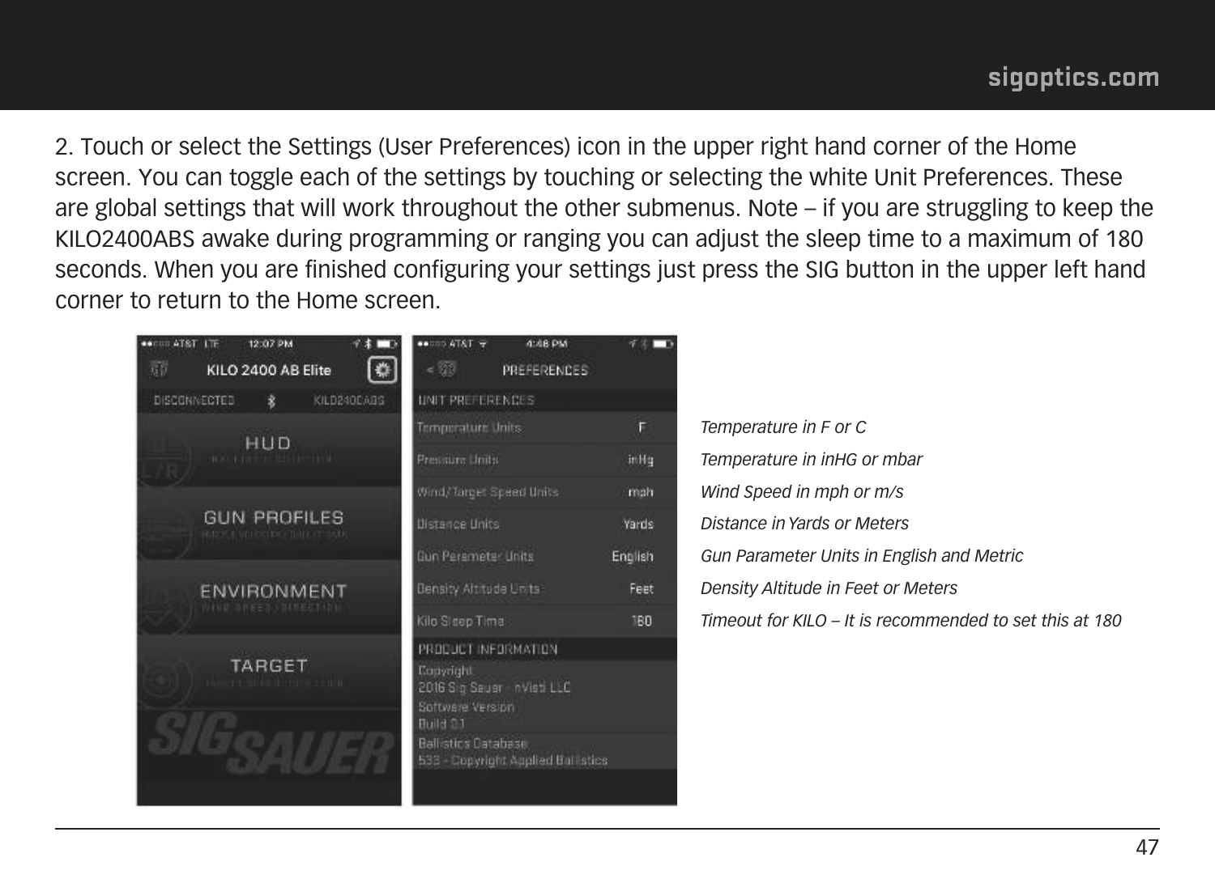2. Touch or select the Settings (User Preferences) icon in the upper right hand corner of the Home screen. You can toggle each of the settings by touching or selecting the white Unit Preferences. These are global settings that will work throughout the other submenus. Note – if you are struggling to keep the KILO2400ABS awake during programming or ranging you can adjust the sleep time to a maximum of 180 seconds. When you are finished configuring your settings just press the SIG button in the upper left hand corner to return to the Home screen.

*Temperature in F or C*

*Temperature in inHG or mbar*

*Wind Speed in mph or m/s*

*Distance in Yards or Meters*

*Gun Parameter Units in English and Metric*

*Density Altitude in Feet or Meters*

*Timeout for KILO – It is recommended to set this at 180*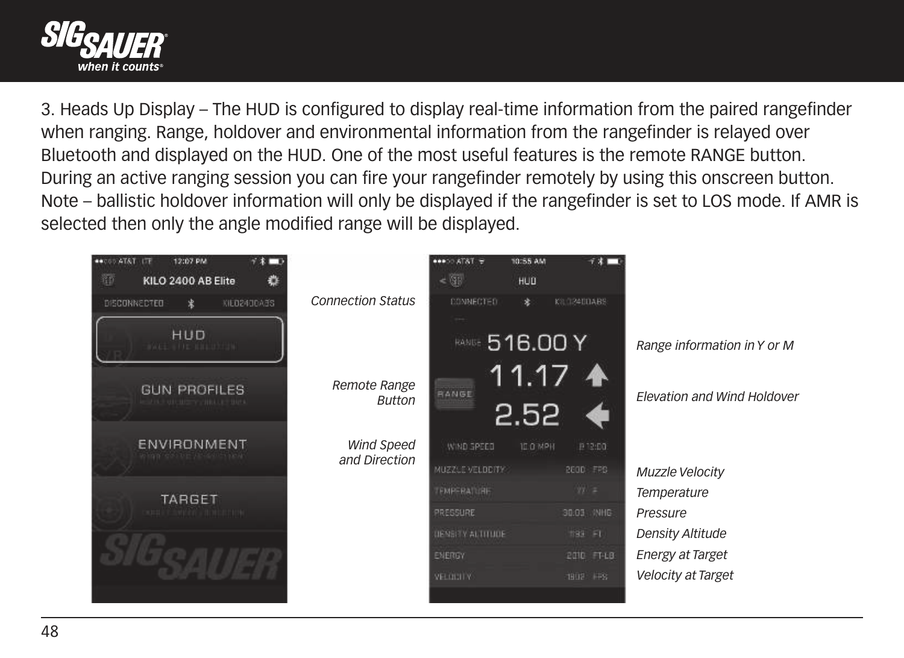3. Heads Up Display – The HUD is configured to display real-time information from the paired rangefinder when ranging. Range, holdover and environmental information from the rangefinder is relayed over Bluetooth and displayed on the HUD. One of the most useful features is the remote RANGE button. During an active ranging session you can fire your rangefinder remotely by using this onscreen button. Note – ballistic holdover information will only be displayed if the rangefinder is set to LOS mode. If AMR is selected then only the angle modified range will be displayed.

*Connection Status*

*Remote Range Button*

*Wind Speed and Direction*

*Range information in Y or M*

*Elevation and Wind Holdover*

*Muzzle Velocity*

*Temperature*

*Pressure*

*Density Altitude*

*Energy at Target*

*Velocity at Target*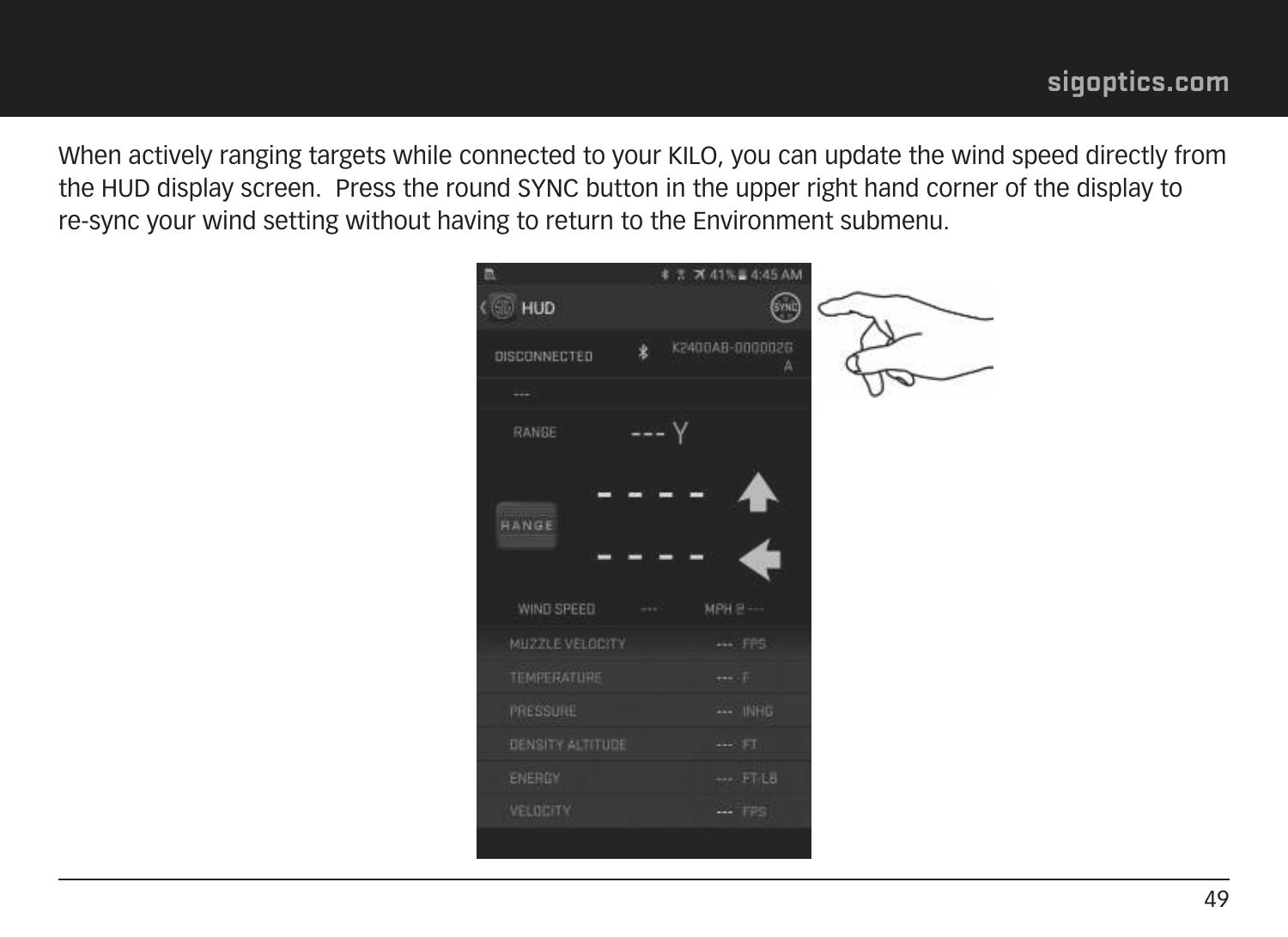When actively ranging targets while connected to your KILO, you can update the wind speed directly from the HUD display screen.  Press the round SYNC button in the upper right hand corner of the display to re-sync your wind setting without having to return to the Environment submenu.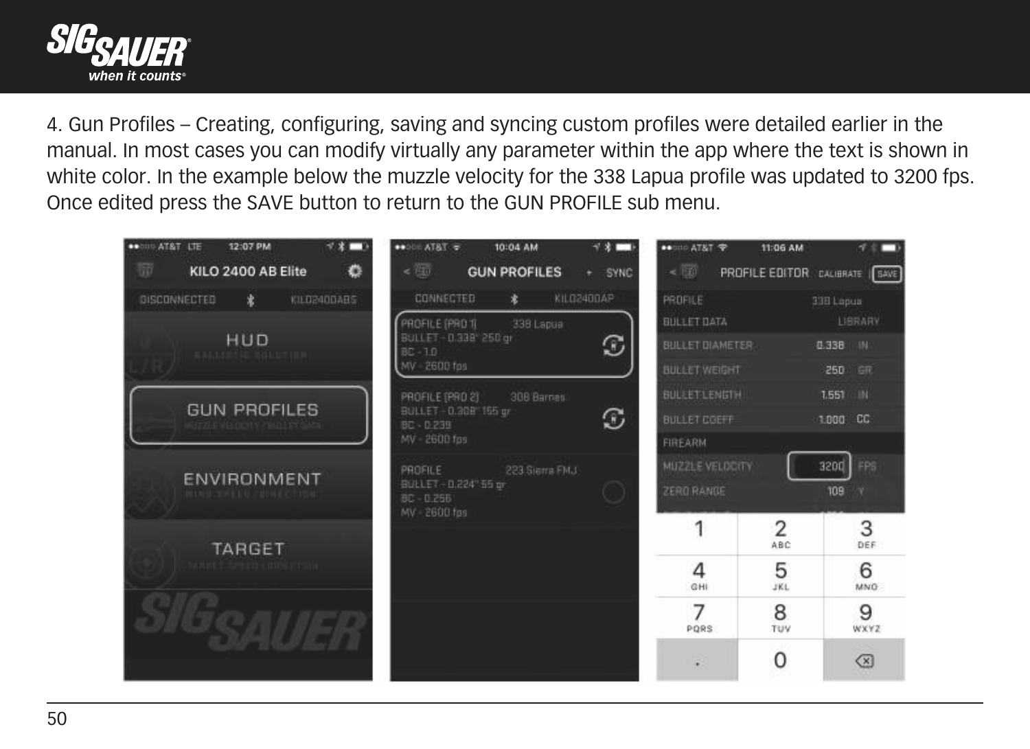4. Gun Profiles – Creating, configuring, saving and syncing custom profiles were detailed earlier in the manual. In most cases you can modify virtually any parameter within the app where the text is shown in white color. In the example below the muzzle velocity for the 338 Lapua profile was updated to 3200 fps. Once edited press the SAVE button to return to the GUN PROFILE sub menu.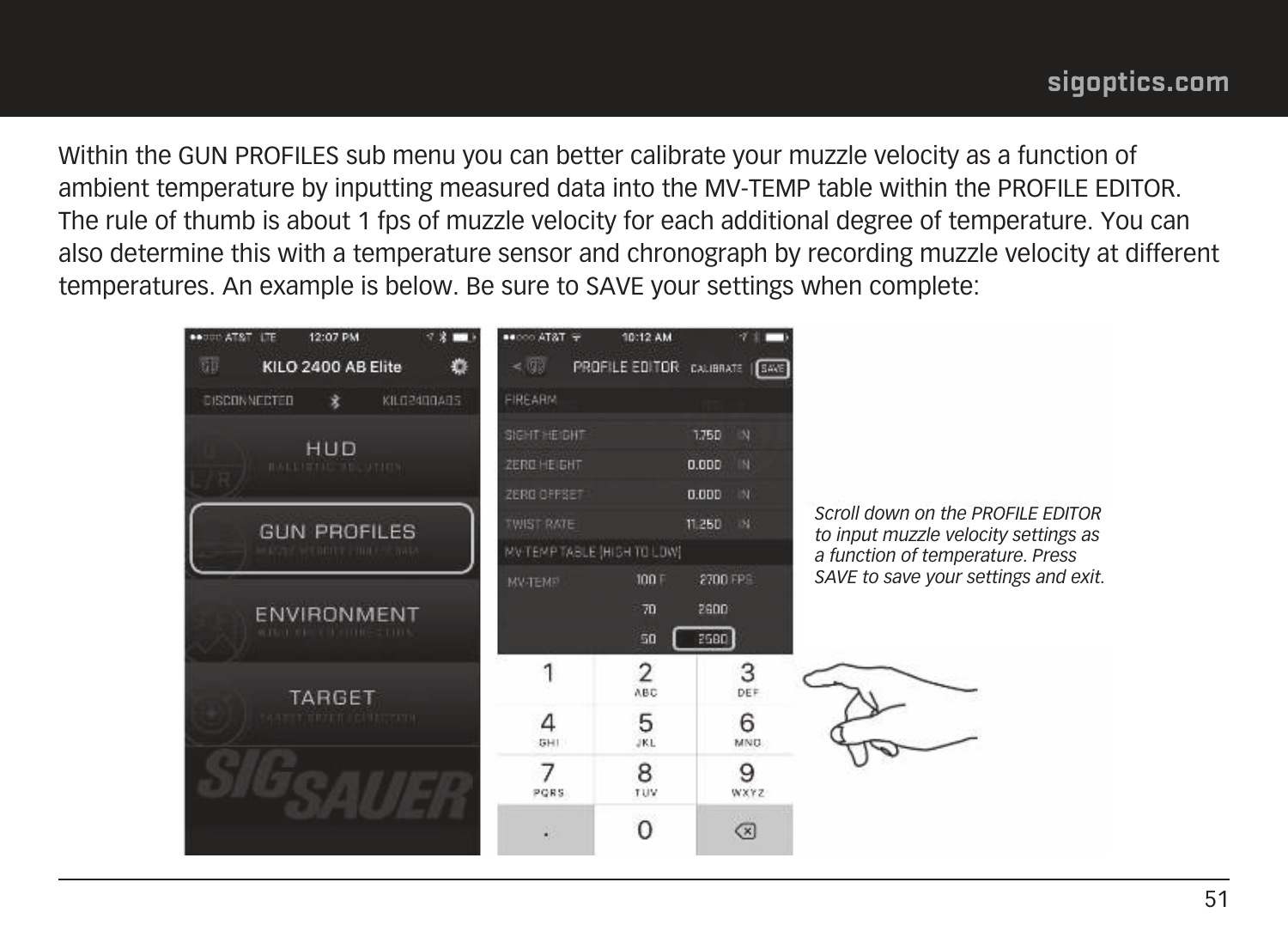Within the GUN PROFILES sub menu you can better calibrate your muzzle velocity as a function of ambient temperature by inputting measured data into the MV-TEMP table within the PROFILE EDITOR. The rule of thumb is about 1 fps of muzzle velocity for each additional degree of temperature. You can also determine this with a temperature sensor and chronograph by recording muzzle velocity at different temperatures. An example is below. Be sure to SAVE your settings when complete:

*Scroll down on the PROFILE EDITOR to input muzzle velocity settings as a function of temperature. Press SAVE to save your settings and exit.*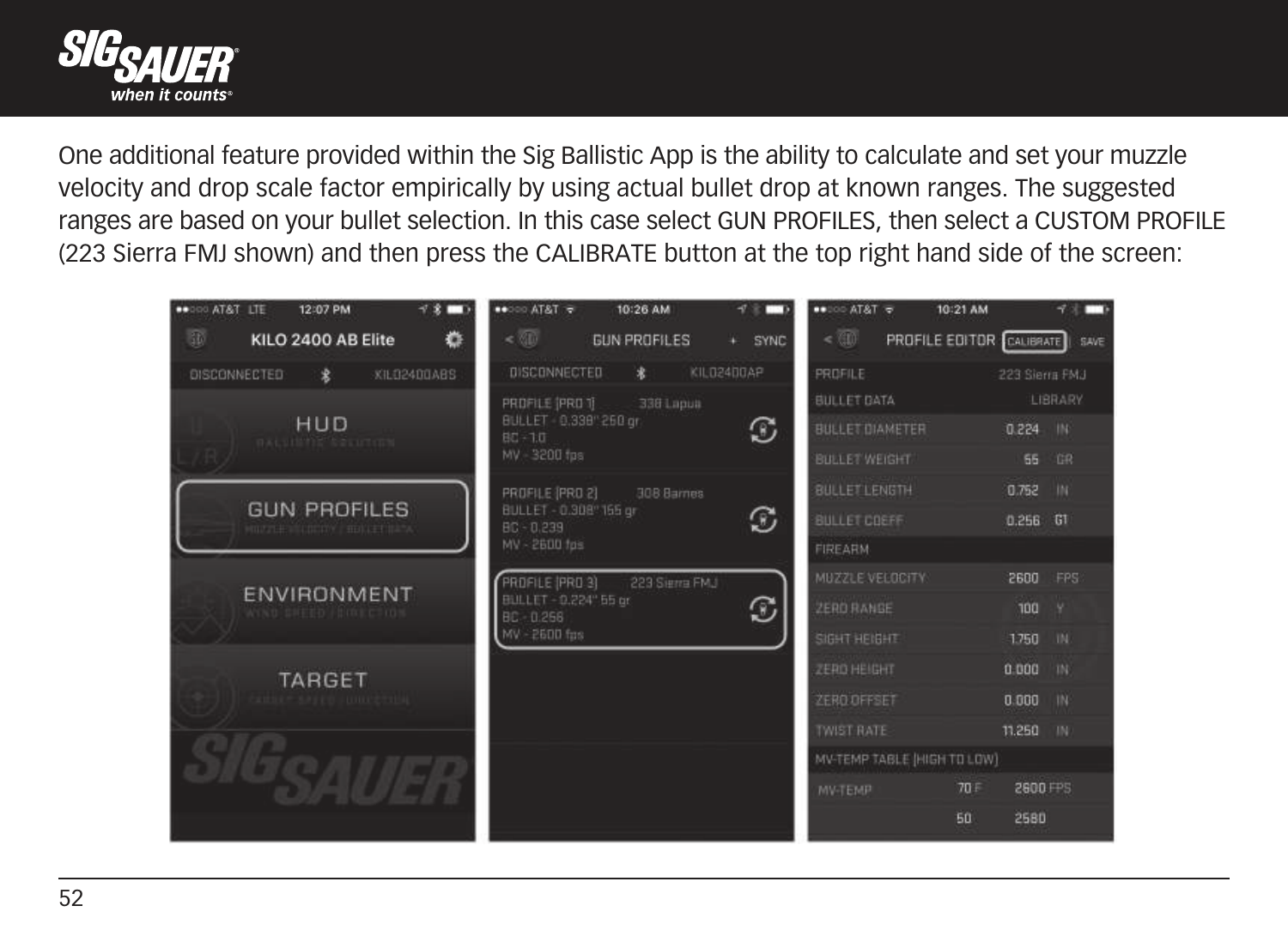One additional feature provided within the Sig Ballistic App is the ability to calculate and set your muzzle velocity and drop scale factor empirically by using actual bullet drop at known ranges. The suggested ranges are based on your bullet selection. In this case select GUN PROFILES, then select a CUSTOM PROFILE (223 Sierra FMJ shown) and then press the CALIBRATE button at the top right hand side of the screen: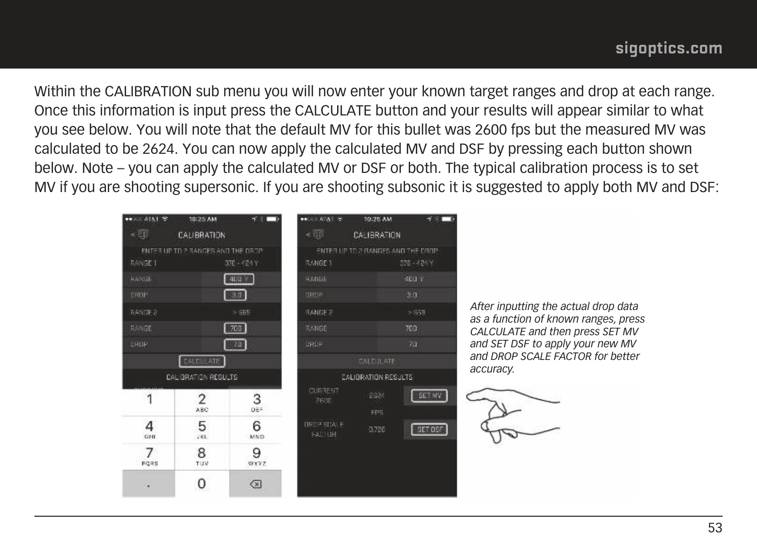Within the CALIBRATION sub menu you will now enter your known target ranges and drop at each range. Once this information is input press the CALCULATE button and your results will appear similar to what you see below. You will note that the default MV for this bullet was 2600 fps but the measured MV was calculated to be 2624. You can now apply the calculated MV and DSF by pressing each button shown below. Note – you can apply the calculated MV or DSF or both. The typical calibration process is to set MV if you are shooting supersonic. If you are shooting subsonic it is suggested to apply both MV and DSF:

*After inputting the actual drop data as a function of known ranges, press CALCULATE and then press SET MV and SET DSF to apply your new MV and DROP SCALE FACTOR for better accuracy.*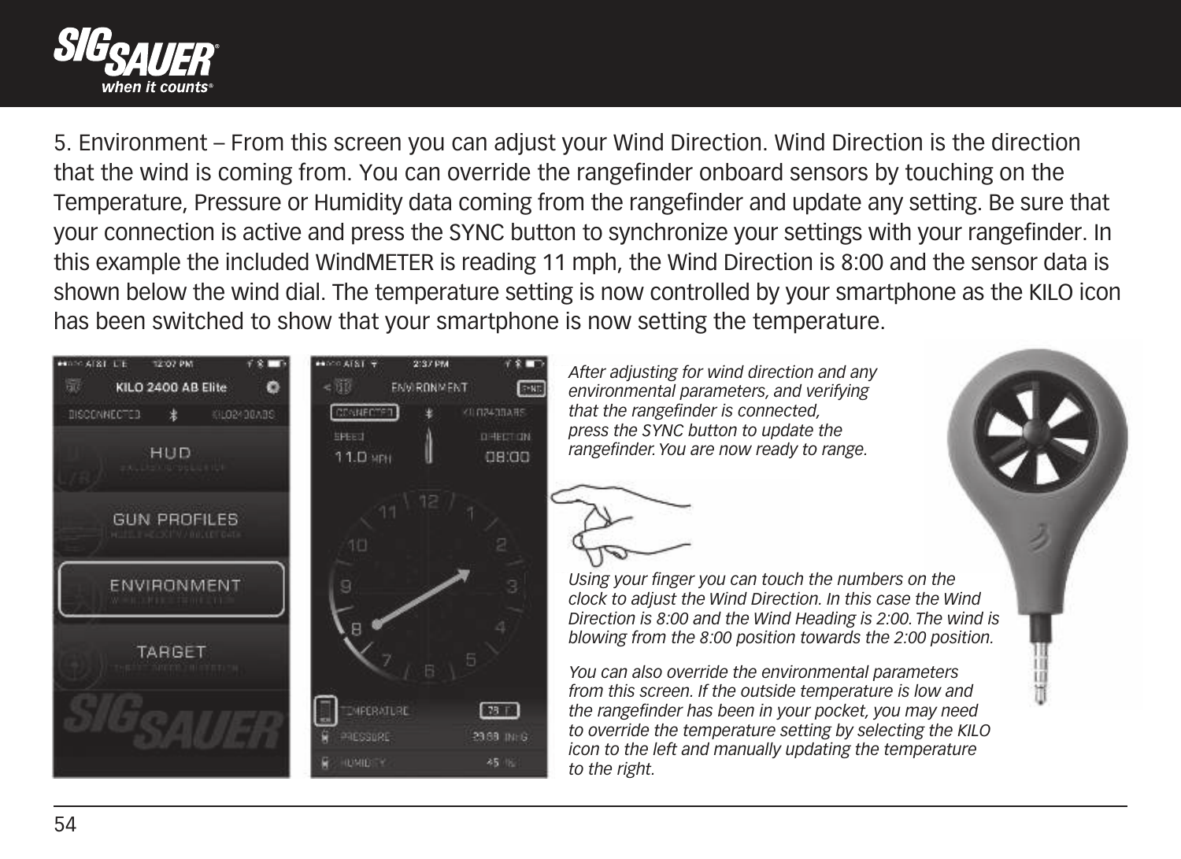5. Environment – From this screen you can adjust your Wind Direction. Wind Direction is the direction that the wind is coming from. You can override the rangefinder onboard sensors by touching on the Temperature, Pressure or Humidity data coming from the rangefinder and update any setting. Be sure that your connection is active and press the SYNC button to synchronize your settings with your rangefinder. In this example the included WindMETER is reading 11 mph, the Wind Direction is 8:00 and the sensor data is shown below the wind dial. The temperature setting is now controlled by your smartphone as the KILO icon has been switched to show that your smartphone is now setting the temperature.

*After adjusting for wind direction and any environmental parameters, and verifying that the rangefinder is connected, press the SYNC button to update the rangefinder. You are now ready to range.*

*Using your finger you can touch the numbers on the clock to adjust the Wind Direction. In this case the Wind Direction is 8:00 and the Wind Heading is 2:00. The wind is blowing from the 8:00 position towards the 2:00 position.*

*You can also override the environmental parameters from this screen. If the outside temperature is low and the rangefinder has been in your pocket, you may need to override the temperature setting by selecting the KILO icon to the left and manually updating the temperature to the right.*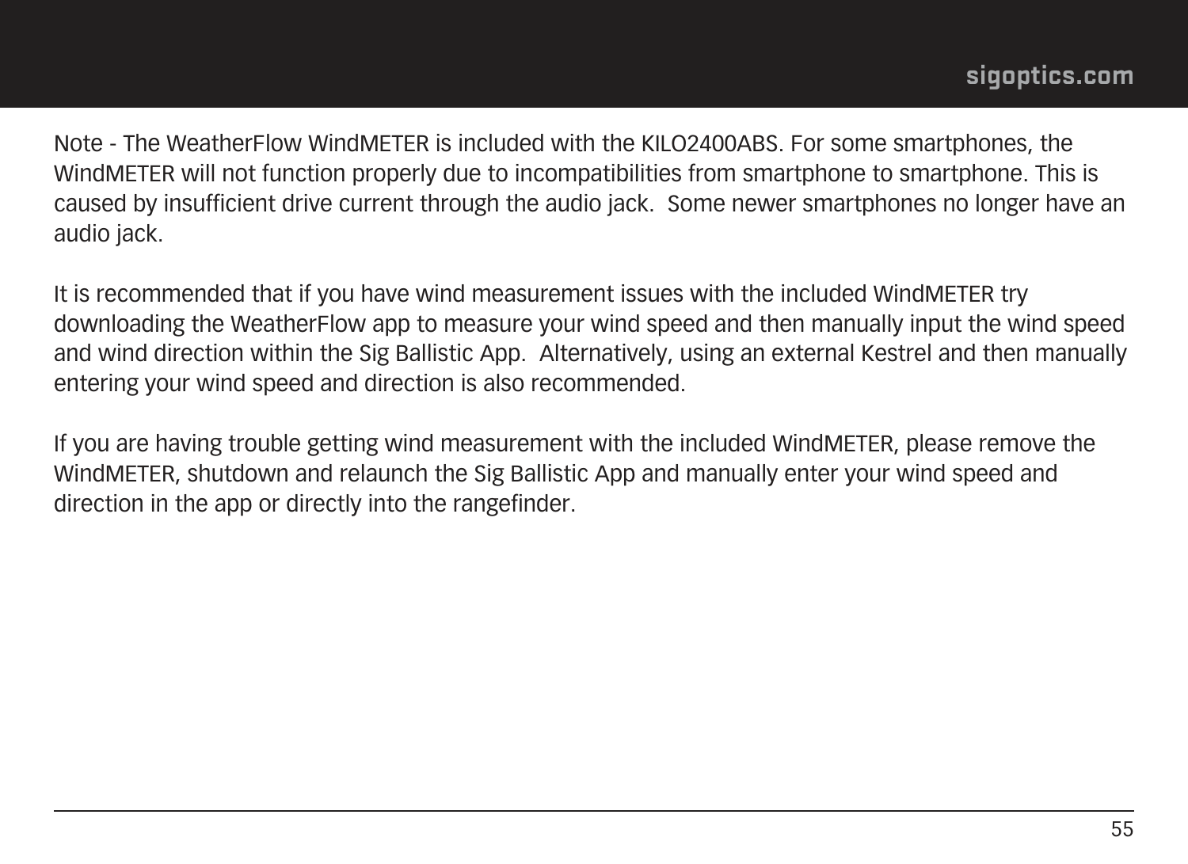Note - The WeatherFlow WindMETER is included with the KILO2400ABS. For some smartphones, the WindMETER will not function properly due to incompatibilities from smartphone to smartphone. This is caused by insufficient drive current through the audio jack.  Some newer smartphones no longer have an audio jack.

It is recommended that if you have wind measurement issues with the included WindMETER try downloading the WeatherFlow app to measure your wind speed and then manually input the wind speed and wind direction within the Sig Ballistic App.  Alternatively, using an external Kestrel and then manually entering your wind speed and direction is also recommended.

If you are having trouble getting wind measurement with the included WindMETER, please remove the WindMETER, shutdown and relaunch the Sig Ballistic App and manually enter your wind speed and direction in the app or directly into the rangefinder.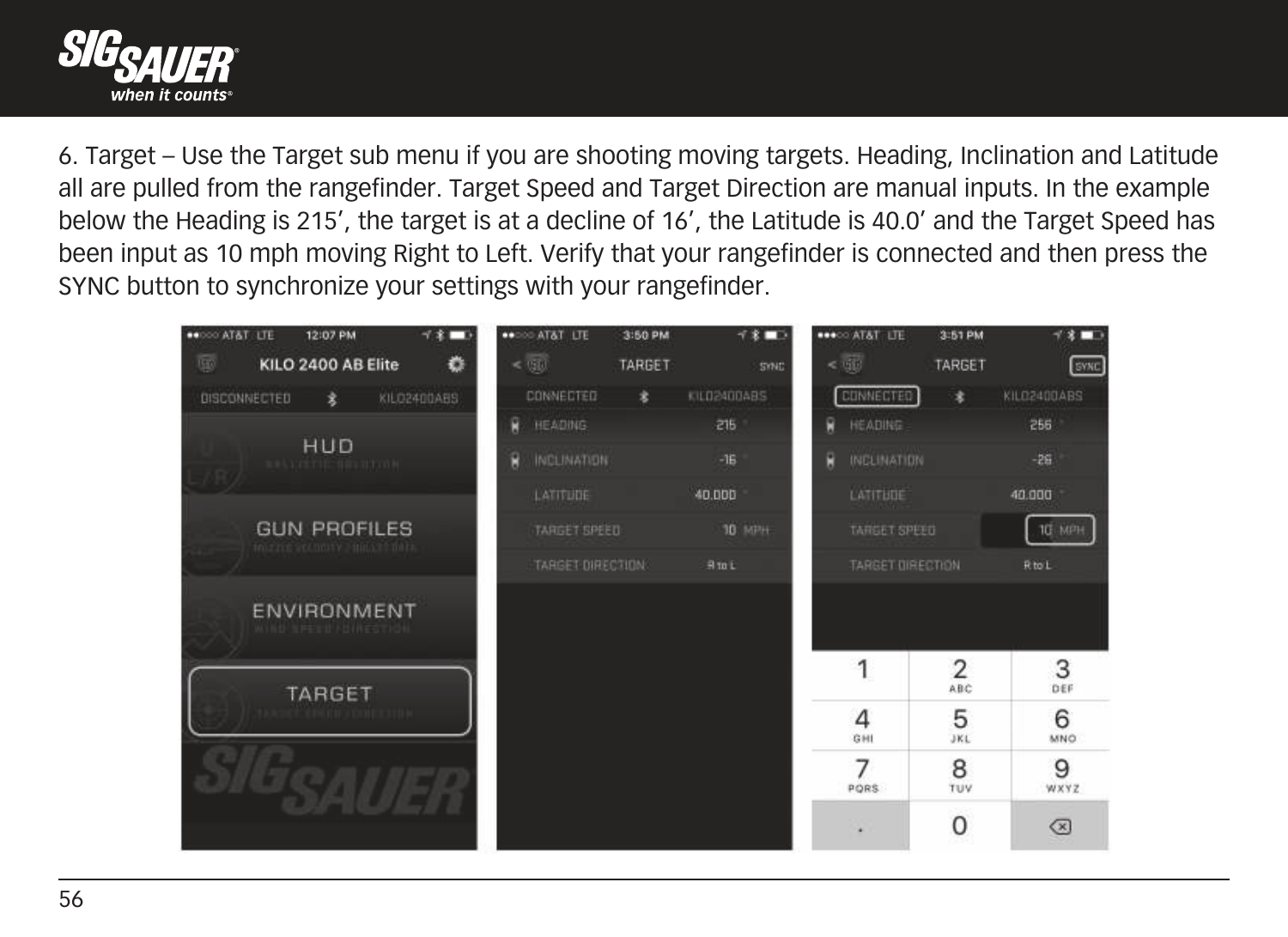6. Target – Use the Target sub menu if you are shooting moving targets. Heading, Inclination and Latitude all are pulled from the rangefinder. Target Speed and Target Direction are manual inputs. In the example below the Heading is 215’, the target is at a decline of 16’, the Latitude is 40.0’ and the Target Speed has been input as 10 mph moving Right to Left. Verify that your rangefinder is connected and then press the SYNC button to synchronize your settings with your rangefinder.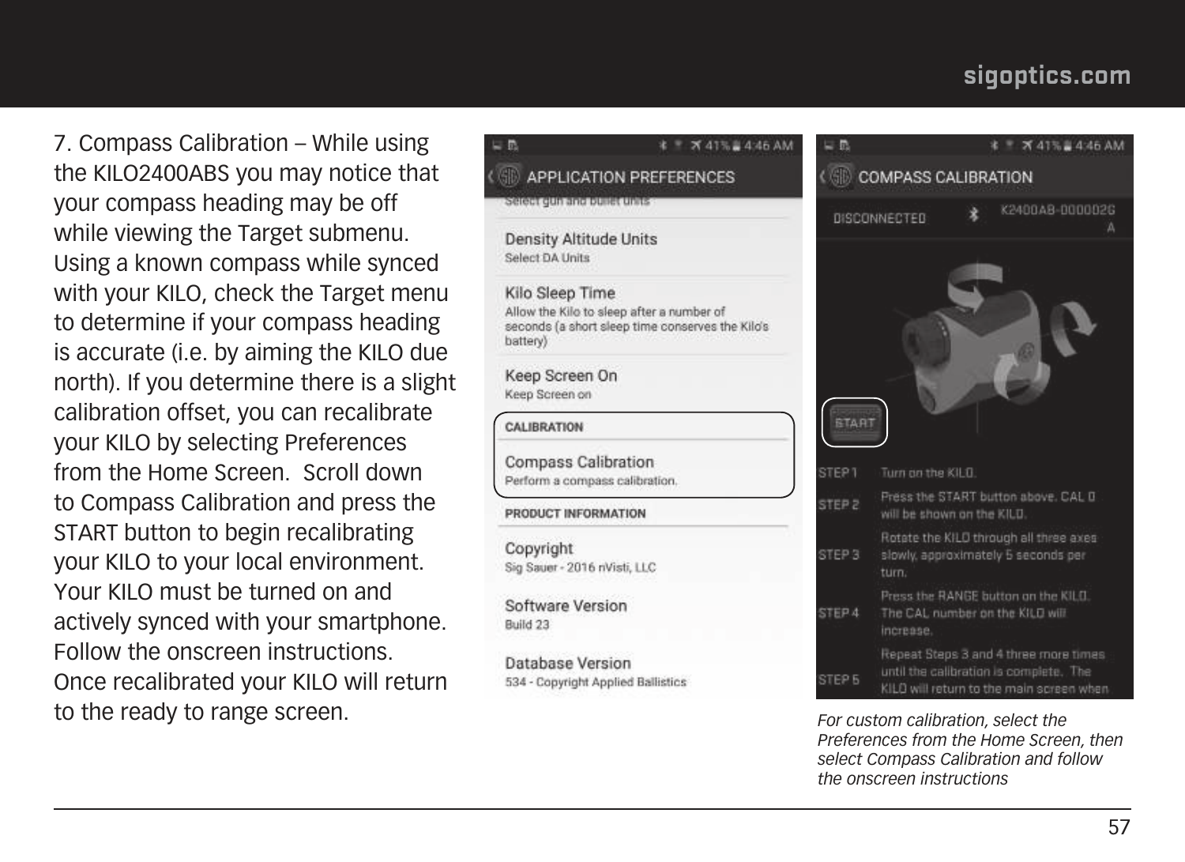7. Compass Calibration – While using the KILO2400ABS you may notice that your compass heading may be off while viewing the Target submenu. Using a known compass while synced with your KILO, check the Target menu to determine if your compass heading is accurate (i.e. by aiming the KILO due north). If you determine there is a slight calibration offset, you can recalibrate your KILO by selecting Preferences from the Home Screen. Scroll down to Compass Calibration and press the START button to begin recalibrating your KILO to your local environment. Your KILO must be turned on and actively synced with your smartphone. Follow the onscreen instructions. Once recalibrated your KILO will return to the ready to range screen.

*For custom calibration, select the Preferences from the Home Screen, then select Compass Calibration and follow the onscreen instructions*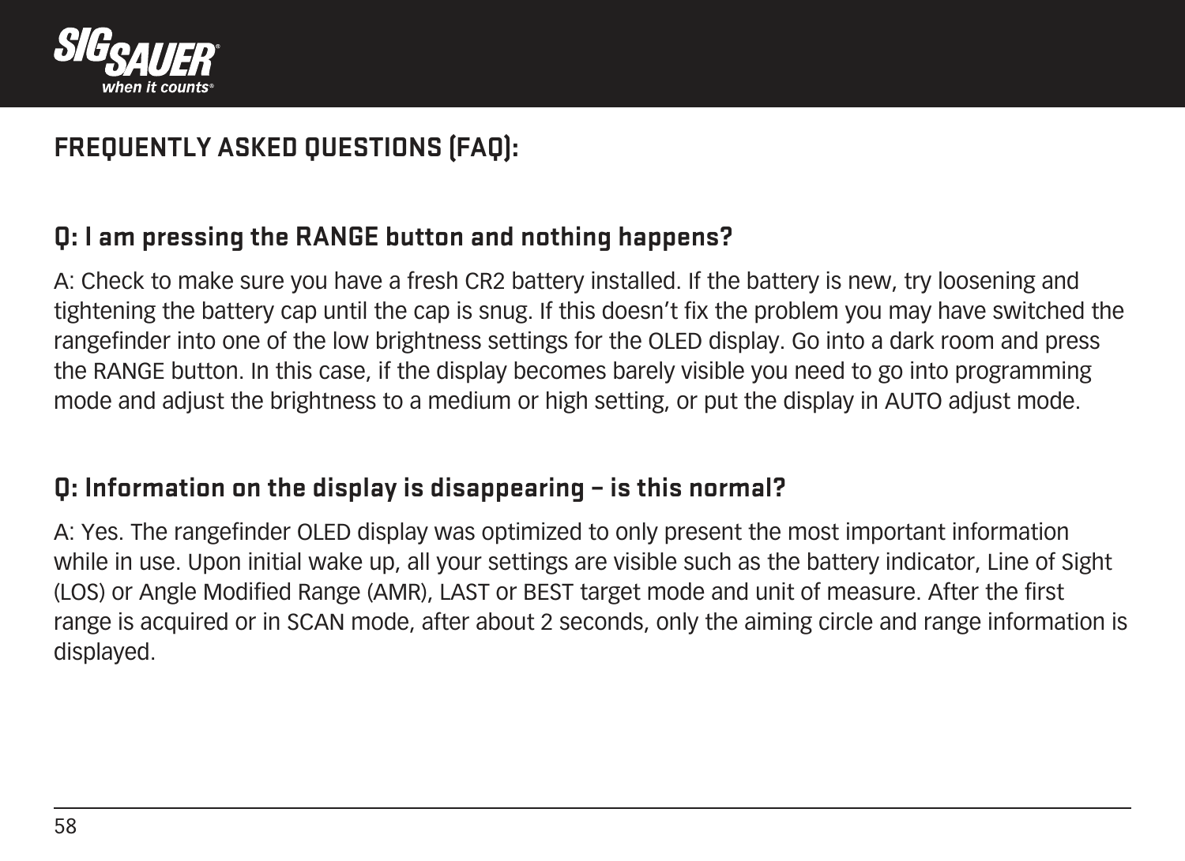## FREQUENTLY ASKED QUESTIONS (FAQ):

### Q: I am pressing the RANGE button and nothing happens?

A: Check to make sure you have a fresh CR2 battery installed. If the battery is new, try loosening and tightening the battery cap until the cap is snug. If this doesn't fix the problem you may have switched the rangefinder into one of the low brightness settings for the OLED display. Go into a dark room and press the RANGE button. In this case, if the display becomes barely visible you need to go into programming mode and adjust the brightness to a medium or high setting, or put the display in AUTO adjust mode.

### Q: Information on the display is disappearing – is this normal?

A: Yes. The rangefinder OLED display was optimized to only present the most important information while in use. Upon initial wake up, all your settings are visible such as the battery indicator, Line of Sight (LOS) or Angle Modified Range (AMR), LAST or BEST target mode and unit of measure. After the first range is acquired or in SCAN mode, after about 2 seconds, only the aiming circle and range information is displayed.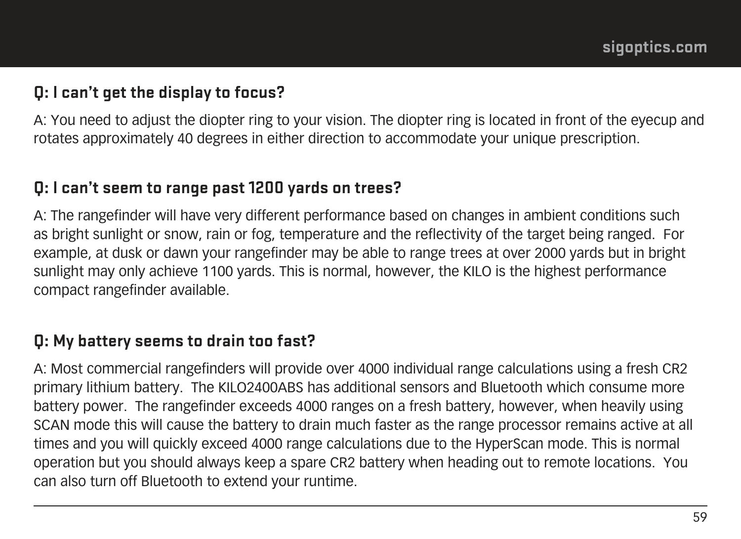### Q: I can't get the display to focus?

A: You need to adjust the diopter ring to your vision. The diopter ring is located in front of the eyecup and rotates approximately 40 degrees in either direction to accommodate your unique prescription.

### Q: I can't seem to range past 1200 yards on trees?

A: The rangefinder will have very different performance based on changes in ambient conditions such as bright sunlight or snow, rain or fog, temperature and the reflectivity of the target being ranged.  For example, at dusk or dawn your rangefinder may be able to range trees at over 2000 yards but in bright sunlight may only achieve 1100 yards. This is normal, however, the KILO is the highest performance compact rangefinder available.

### Q: My battery seems to drain too fast?

A: Most commercial rangefinders will provide over 4000 individual range calculations using a fresh CR2 primary lithium battery.  The KILO2400ABS has additional sensors and Bluetooth which consume more battery power.  The rangefinder exceeds 4000 ranges on a fresh battery, however, when heavily using SCAN mode this will cause the battery to drain much faster as the range processor remains active at all times and you will quickly exceed 4000 range calculations due to the HyperScan mode. This is normal operation but you should always keep a spare CR2 battery when heading out to remote locations.  You can also turn off Bluetooth to extend your runtime.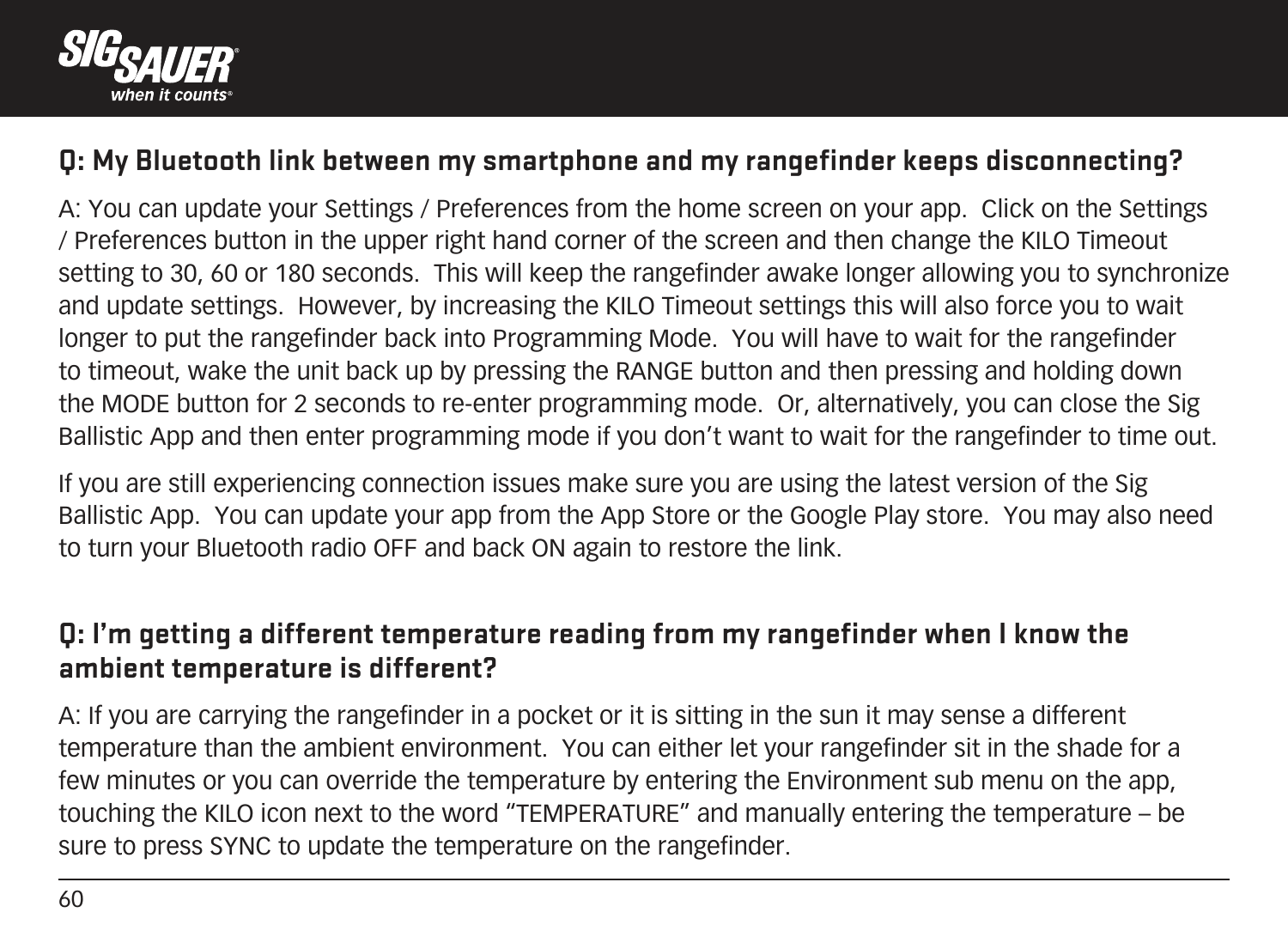## Q: My Bluetooth link between my smartphone and my rangefinder keeps disconnecting?

A: You can update your Settings / Preferences from the home screen on your app. Click on the Settings / Preferences button in the upper right hand corner of the screen and then change the KILO Timeout setting to 30, 60 or 180 seconds. This will keep the rangefinder awake longer allowing you to synchronize and update settings. However, by increasing the KILO Timeout settings this will also force you to wait longer to put the rangefinder back into Programming Mode. You will have to wait for the rangefinder to timeout, wake the unit back up by pressing the RANGE button and then pressing and holding down the MODE button for 2 seconds to re-enter programming mode. Or, alternatively, you can close the Sig Ballistic App and then enter programming mode if you don't want to wait for the rangefinder to time out.

If you are still experiencing connection issues make sure you are using the latest version of the Sig Ballistic App. You can update your app from the App Store or the Google Play store. You may also need to turn your Bluetooth radio OFF and back ON again to restore the link.

## Q: I'm getting a different temperature reading from my rangefinder when I know the ambient temperature is different?

A: If you are carrying the rangefinder in a pocket or it is sitting in the sun it may sense a different temperature than the ambient environment. You can either let your rangefinder sit in the shade for a few minutes or you can override the temperature by entering the Environment sub menu on the app, touching the KILO icon next to the word "TEMPERATURE" and manually entering the temperature – be sure to press SYNC to update the temperature on the rangefinder.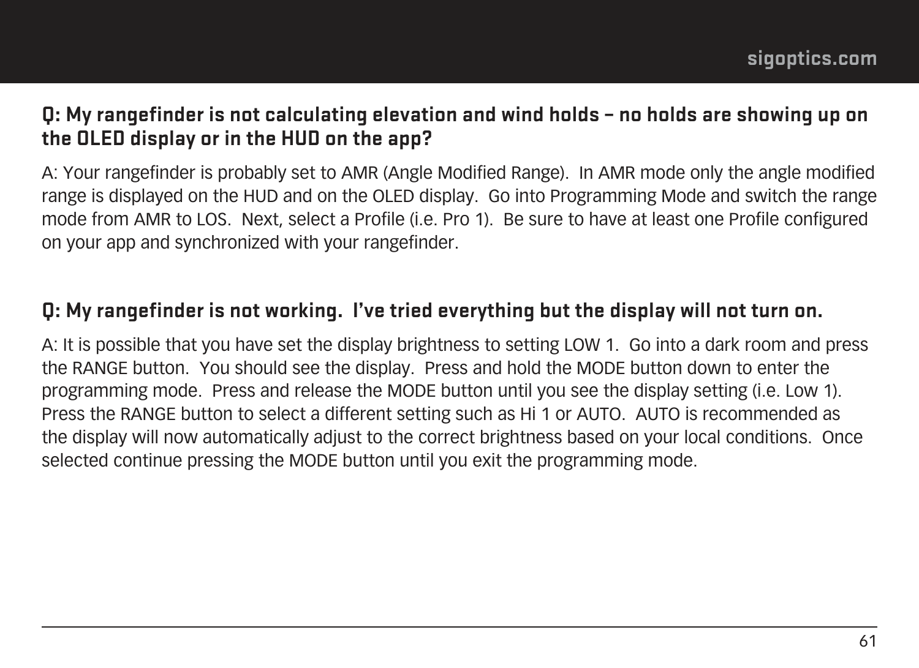**Q: My rangefinder is not calculating elevation and wind holds – no holds are showing up on the OLED display or in the HUD on the app?**

A: Your rangefinder is probably set to AMR (Angle Modified Range). In AMR mode only the angle modified range is displayed on the HUD and on the OLED display. Go into Programming Mode and switch the range mode from AMR to LOS. Next, select a Profile (i.e. Pro 1). Be sure to have at least one Profile configured on your app and synchronized with your rangefinder.

**Q: My rangefinder is not working. I've tried everything but the display will not turn on.**

A: It is possible that you have set the display brightness to setting LOW 1. Go into a dark room and press the RANGE button. You should see the display. Press and hold the MODE button down to enter the programming mode. Press and release the MODE button until you see the display setting (i.e. Low 1). Press the RANGE button to select a different setting such as Hi 1 or AUTO. AUTO is recommended as the display will now automatically adjust to the correct brightness based on your local conditions. Once selected continue pressing the MODE button until you exit the programming mode.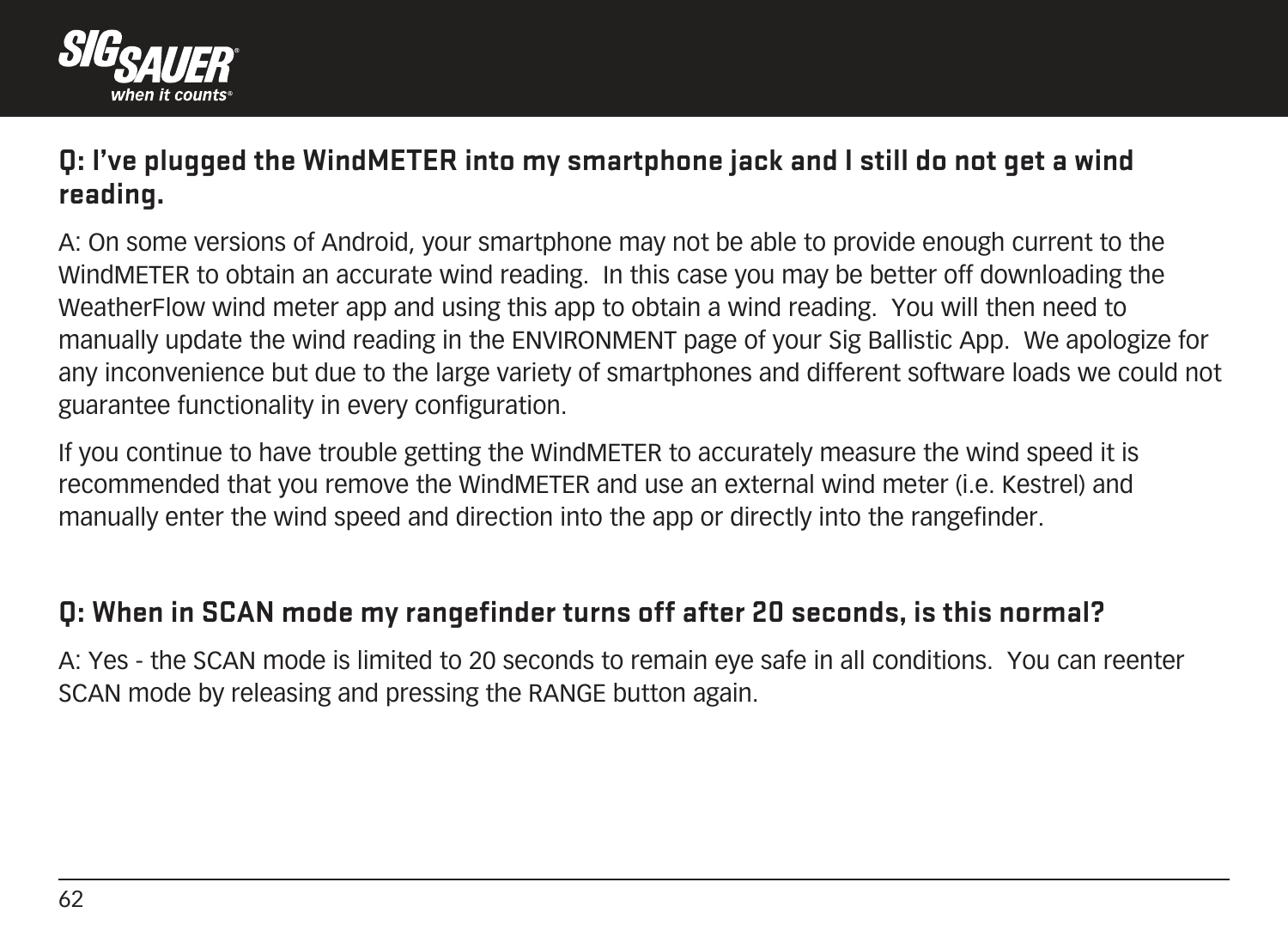### Q: I've plugged the WindMETER into my smartphone jack and I still do not get a wind reading.

A: On some versions of Android, your smartphone may not be able to provide enough current to the WindMETER to obtain an accurate wind reading. In this case you may be better off downloading the WeatherFlow wind meter app and using this app to obtain a wind reading. You will then need to manually update the wind reading in the ENVIRONMENT page of your Sig Ballistic App. We apologize for any inconvenience but due to the large variety of smartphones and different software loads we could not guarantee functionality in every configuration.

If you continue to have trouble getting the WindMETER to accurately measure the wind speed it is recommended that you remove the WindMETER and use an external wind meter (i.e. Kestrel) and manually enter the wind speed and direction into the app or directly into the rangefinder.

### Q: When in SCAN mode my rangefinder turns off after 20 seconds, is this normal?

A: Yes - the SCAN mode is limited to 20 seconds to remain eye safe in all conditions. You can reenter SCAN mode by releasing and pressing the RANGE button again.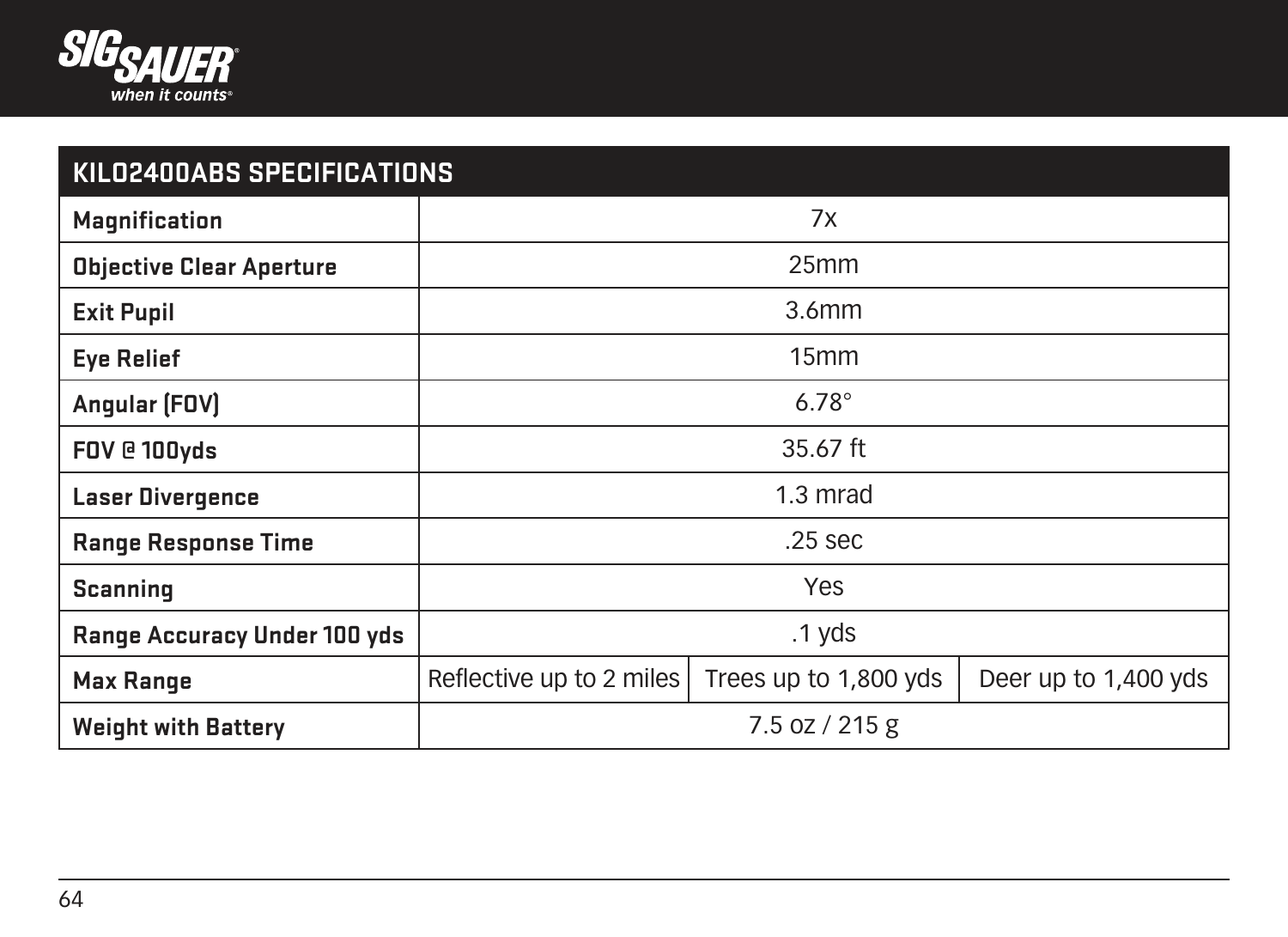| KILO2400ABS SPECIFICATIONS | | | |
|---|---|---|---|
| **Magnification** | 7x | | |
| **Objective Clear Aperture** | 25mm | | |
| **Exit Pupil** | 3.6mm | | |
| **Eye Relief** | 15mm | | |
| **Angular (FOV)** | 6.78° | | |
| **FOV @ 100yds** | 35.67 ft | | |
| **Laser Divergence** | 1.3 mrad | | |
| **Range Response Time** | .25 sec | | |
| **Scanning** | Yes | | |
| **Range Accuracy Under 100 yds** | .1 yds | | |
| **Max Range** | Reflective up to 2 miles | Trees up to 1,800 yds | Deer up to 1,400 yds |
| **Weight with Battery** | 7.5 oz / 215 g | | |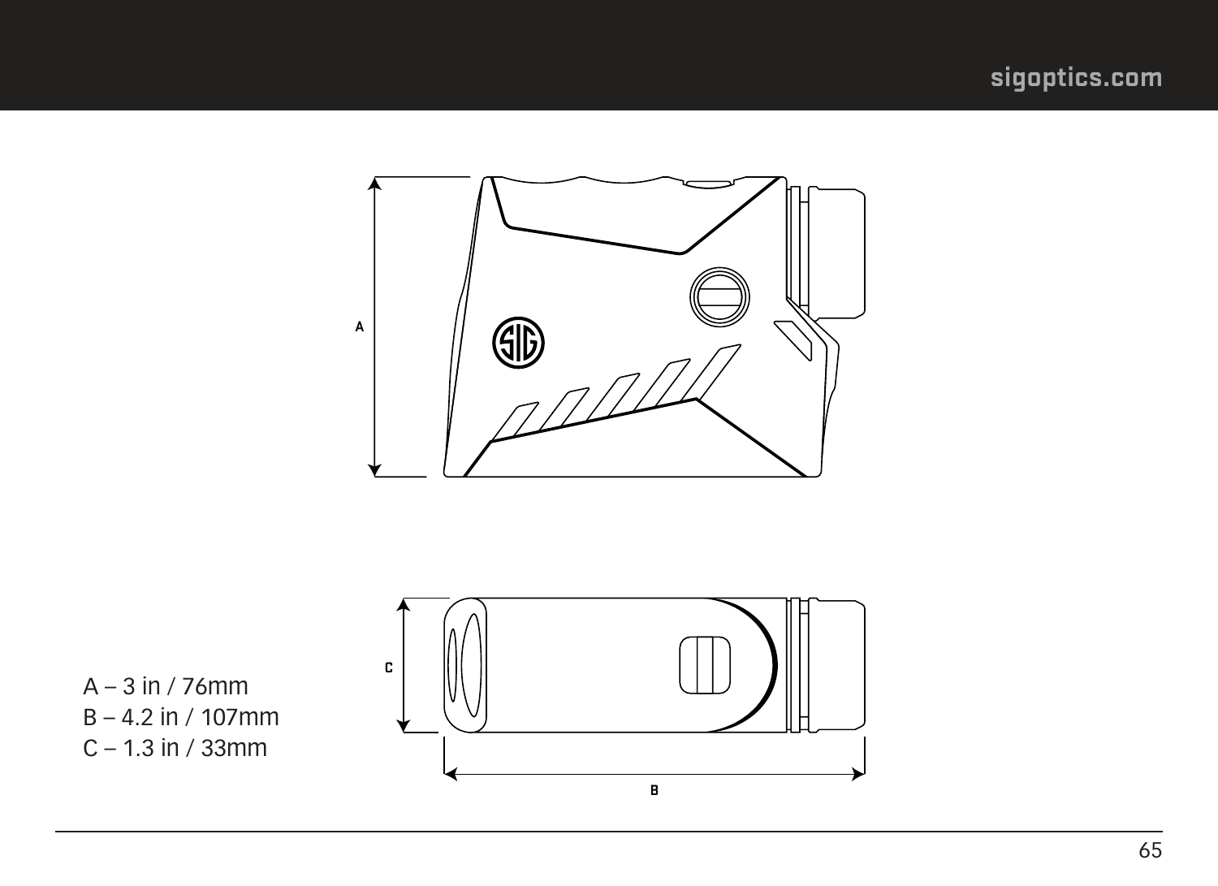A – 3 in / 76mm
B – 4.2 in / 107mm
C – 1.3 in / 33mm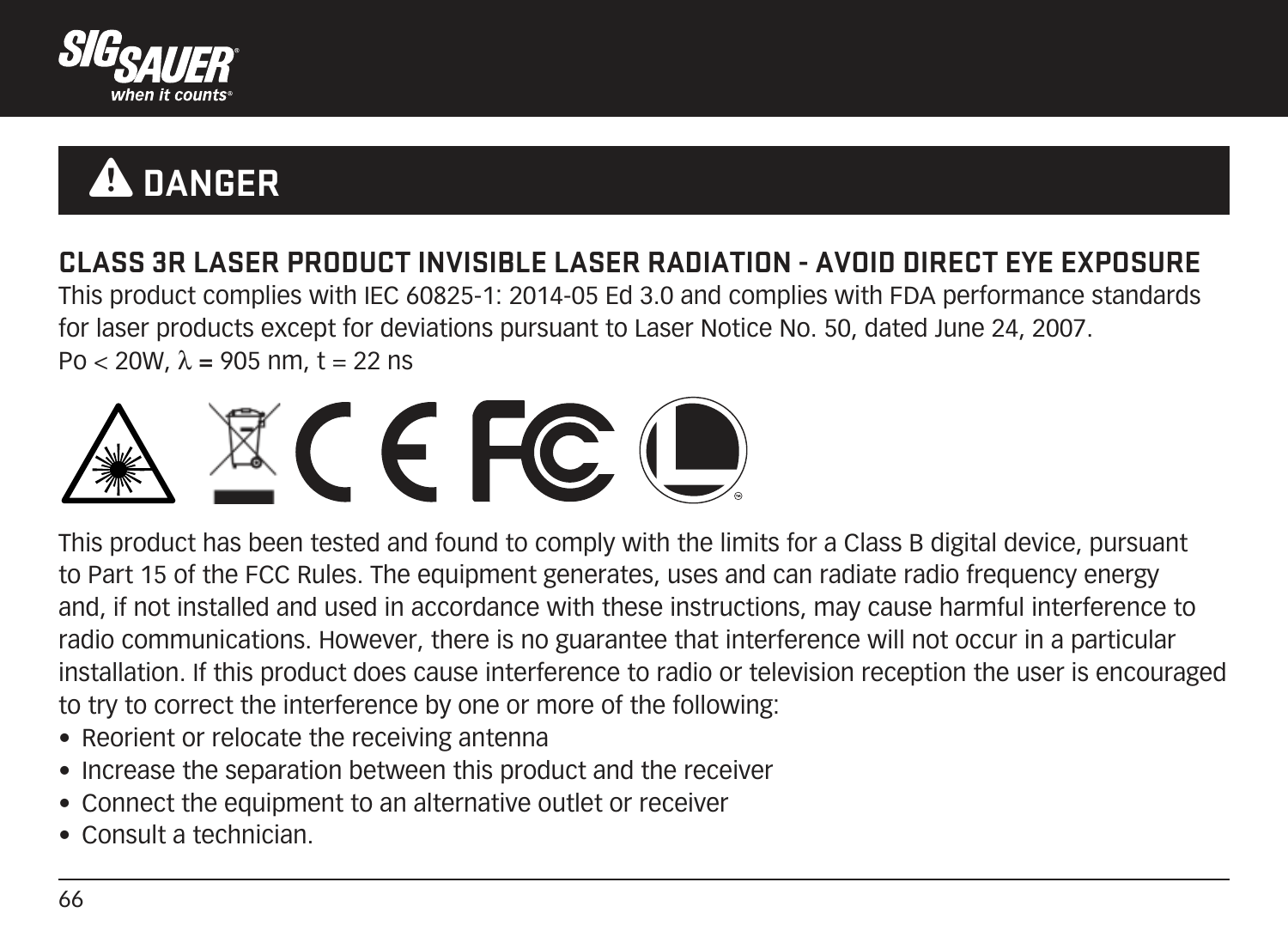# ⚠ DANGER

**CLASS 3R LASER PRODUCT INVISIBLE LASER RADIATION - AVOID DIRECT EYE EXPOSURE**

This product complies with IEC 60825-1: 2014-05 Ed 3.0 and complies with FDA performance standards for laser products except for deviations pursuant to Laser Notice No. 50, dated June 24, 2007.
Po < 20W, $\lambda$ = 905 nm, t = 22 ns

This product has been tested and found to comply with the limits for a Class B digital device, pursuant to Part 15 of the FCC Rules. The equipment generates, uses and can radiate radio frequency energy and, if not installed and used in accordance with these instructions, may cause harmful interference to radio communications. However, there is no guarantee that interference will not occur in a particular installation. If this product does cause interference to radio or television reception the user is encouraged to try to correct the interference by one or more of the following:

- Reorient or relocate the receiving antenna
- Increase the separation between this product and the receiver
- Connect the equipment to an alternative outlet or receiver
- Consult a technician.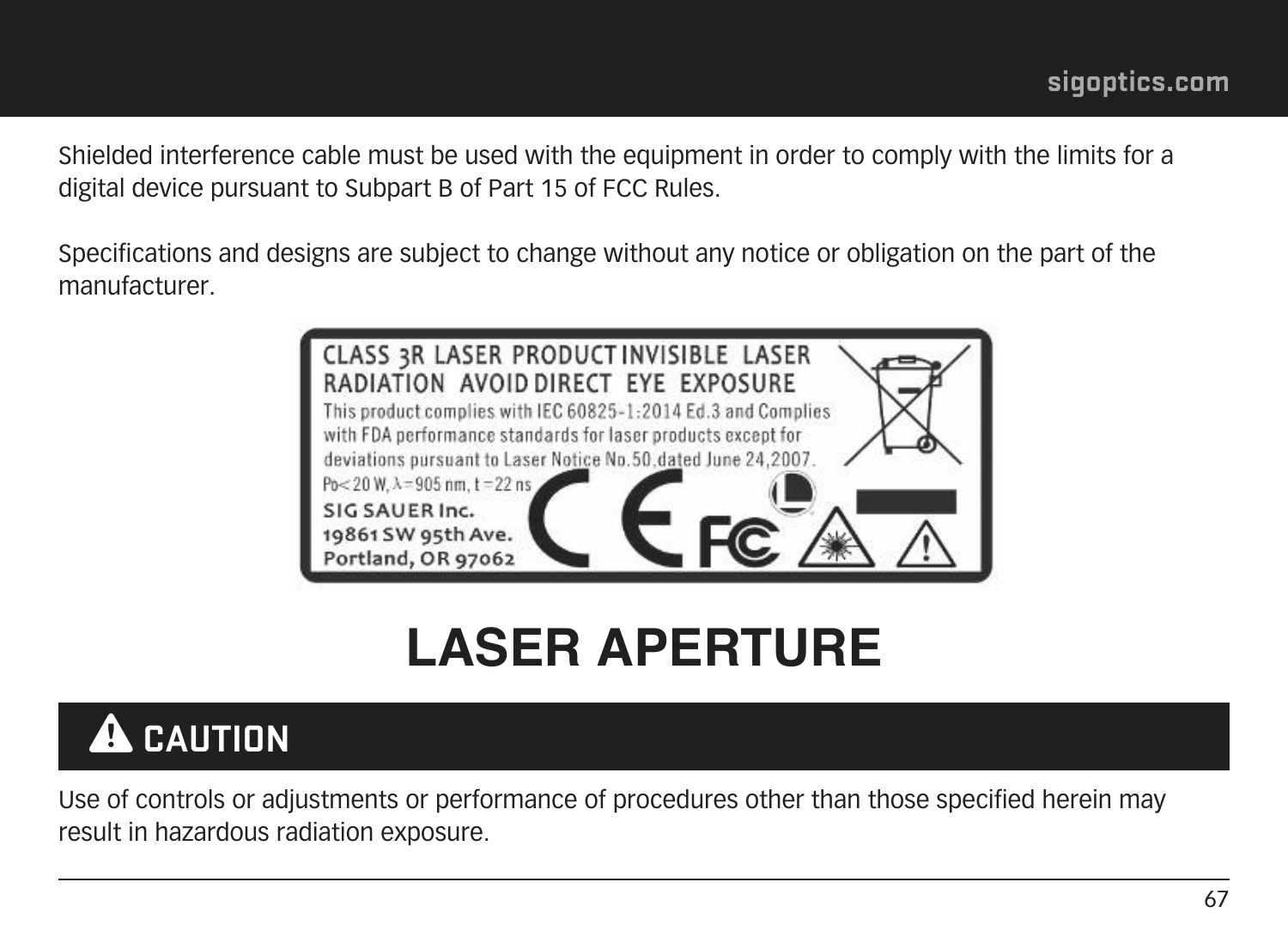Shielded interference cable must be used with the equipment in order to comply with the limits for a digital device pursuant to Subpart B of Part 15 of FCC Rules.

Specifications and designs are subject to change without any notice or obligation on the part of the manufacturer.

CLASS 3R LASER PRODUCT INVISIBLE LASER RADIATION AVOID DIRECT EYE EXPOSURE

This product complies with IEC 60825-1:2014 Ed.3 and Complies with FDA performance standards for laser products except for deviations pursuant to Laser Notice No.50, dated June 24, 2007.

$P_0 < 20$ W, $\lambda = 905$ nm, $t = 22$ ns

SIG SAUER Inc.
19861 SW 95th Ave.
Portland, OR 97062

# LASER APERTURE

## ⚠ CAUTION

Use of controls or adjustments or performance of procedures other than those specified herein may result in hazardous radiation exposure.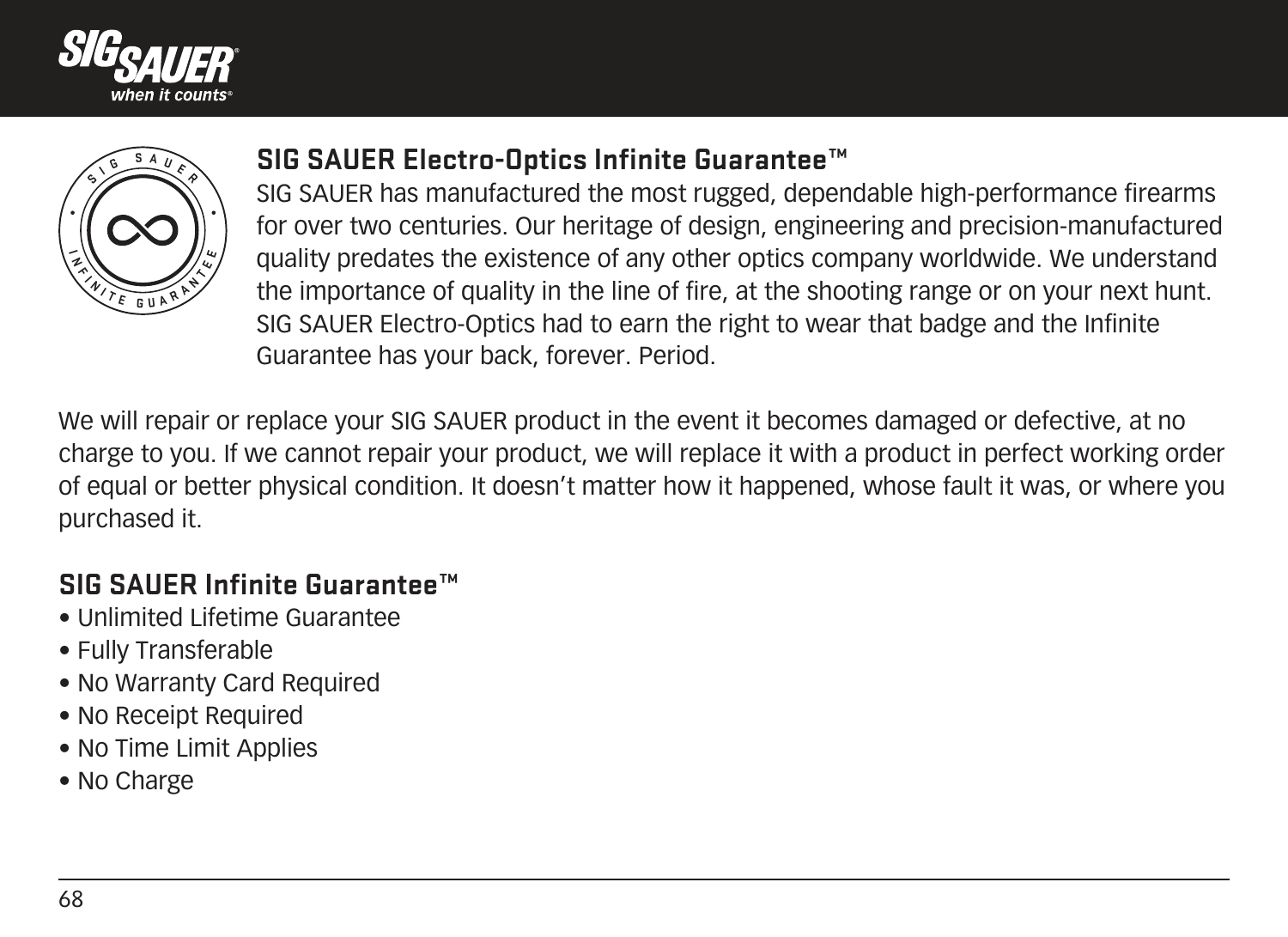## SIG SAUER Electro-Optics Infinite Guarantee™

SIG SAUER has manufactured the most rugged, dependable high-performance firearms for over two centuries. Our heritage of design, engineering and precision-manufactured quality predates the existence of any other optics company worldwide. We understand the importance of quality in the line of fire, at the shooting range or on your next hunt. SIG SAUER Electro-Optics had to earn the right to wear that badge and the Infinite Guarantee has your back, forever. Period.

We will repair or replace your SIG SAUER product in the event it becomes damaged or defective, at no charge to you. If we cannot repair your product, we will replace it with a product in perfect working order of equal or better physical condition. It doesn't matter how it happened, whose fault it was, or where you purchased it.

## SIG SAUER Infinite Guarantee™

- Unlimited Lifetime Guarantee
- Fully Transferable
- No Warranty Card Required
- No Receipt Required
- No Time Limit Applies
- No Charge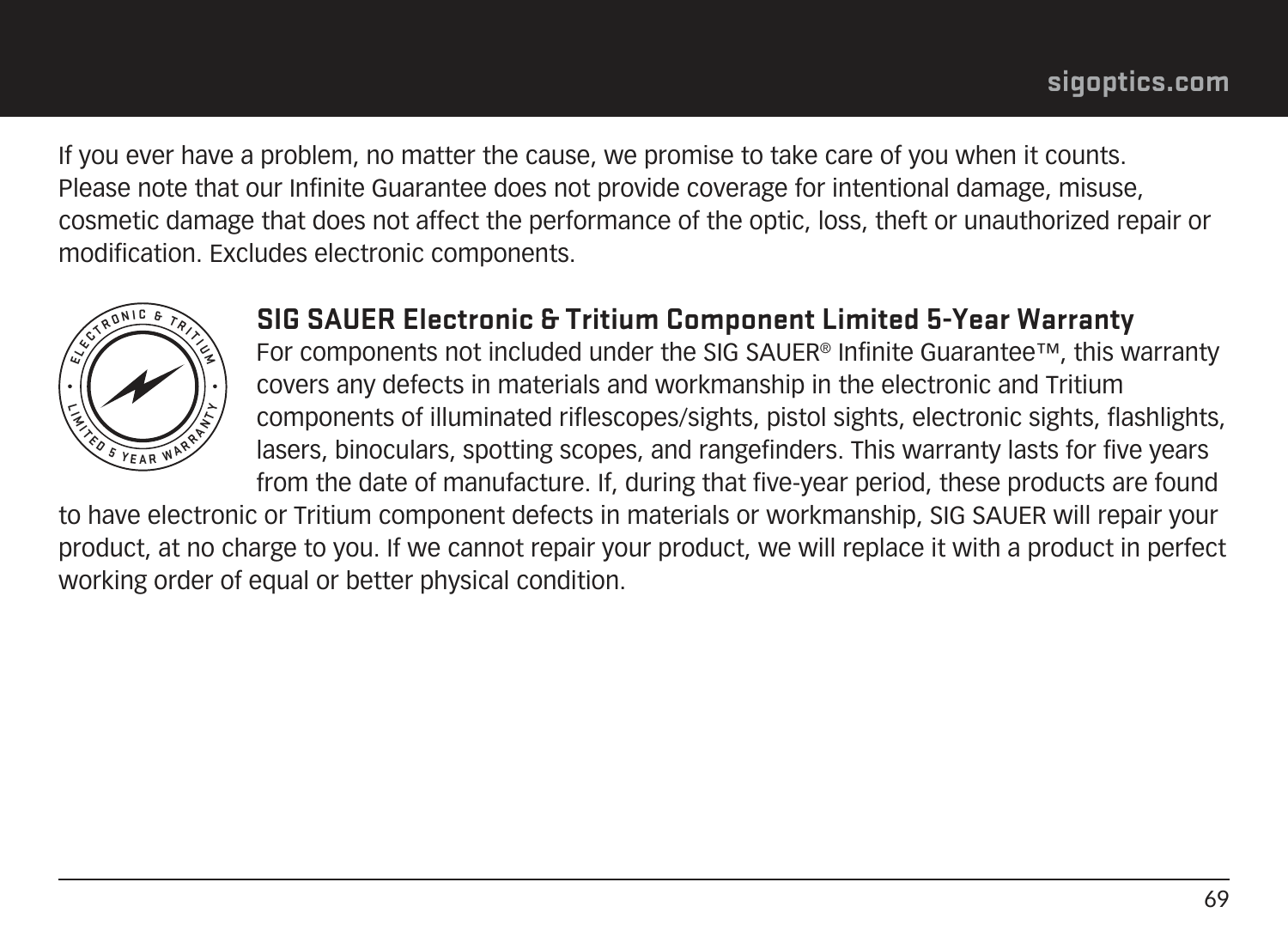If you ever have a problem, no matter the cause, we promise to take care of you when it counts. Please note that our Infinite Guarantee does not provide coverage for intentional damage, misuse, cosmetic damage that does not affect the performance of the optic, loss, theft or unauthorized repair or modification. Excludes electronic components.

## SIG SAUER Electronic & Tritium Component Limited 5-Year Warranty

For components not included under the SIG SAUER® Infinite Guarantee™, this warranty covers any defects in materials and workmanship in the electronic and Tritium components of illuminated riflescopes/sights, pistol sights, electronic sights, flashlights, lasers, binoculars, spotting scopes, and rangefinders. This warranty lasts for five years from the date of manufacture. If, during that five-year period, these products are found to have electronic or Tritium component defects in materials or workmanship, SIG SAUER will repair your product, at no charge to you. If we cannot repair your product, we will replace it with a product in perfect working order of equal or better physical condition.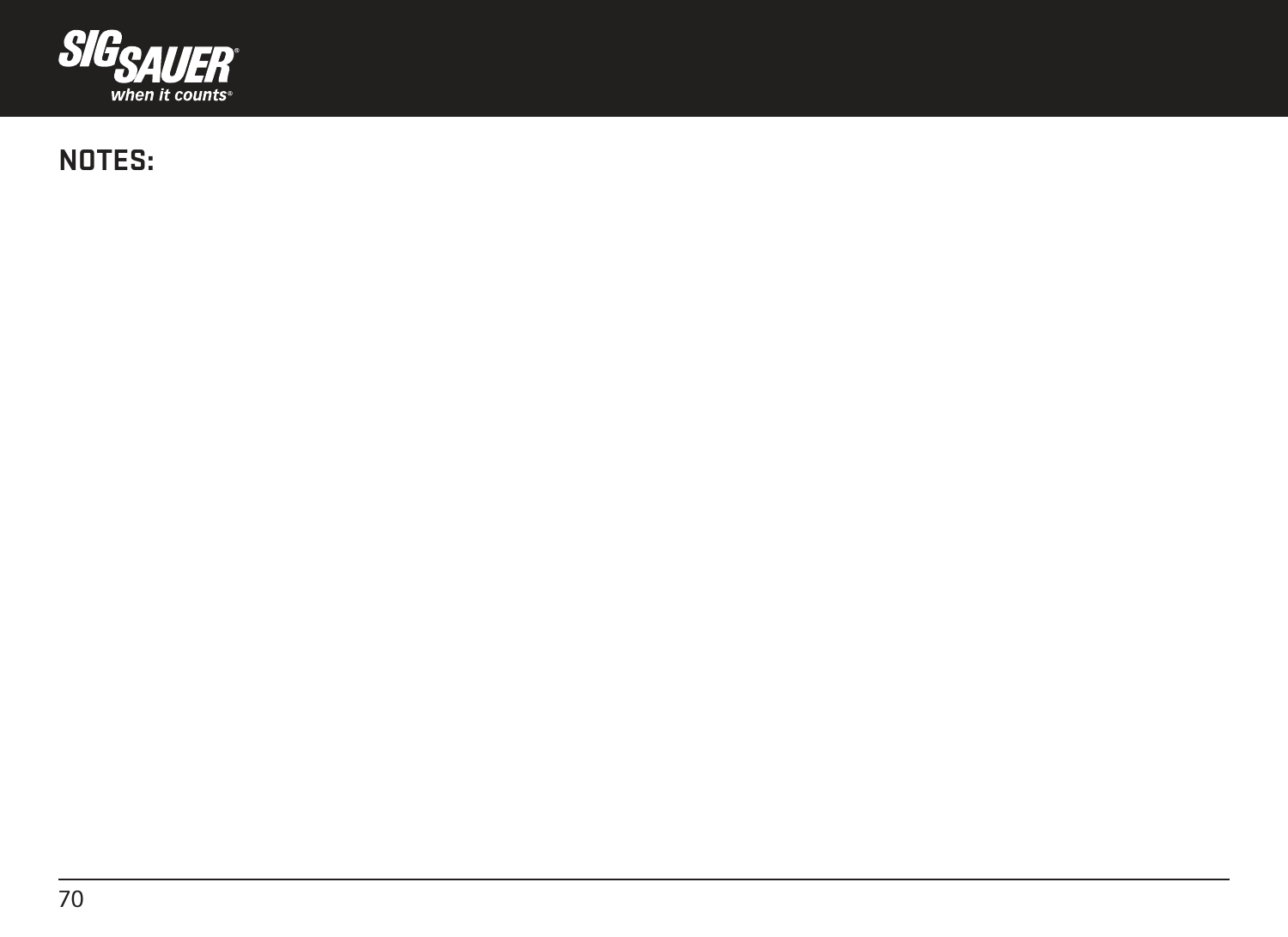## NOTES: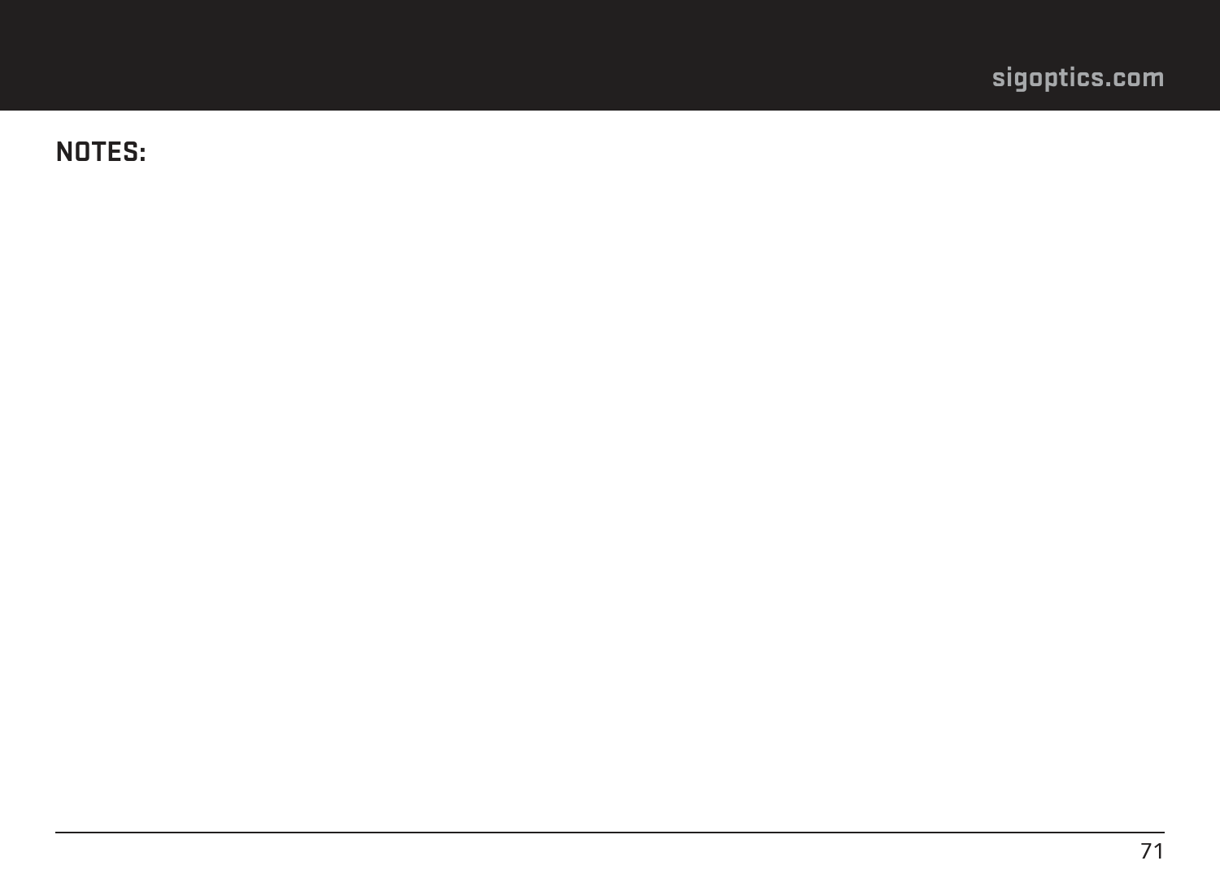## NOTES: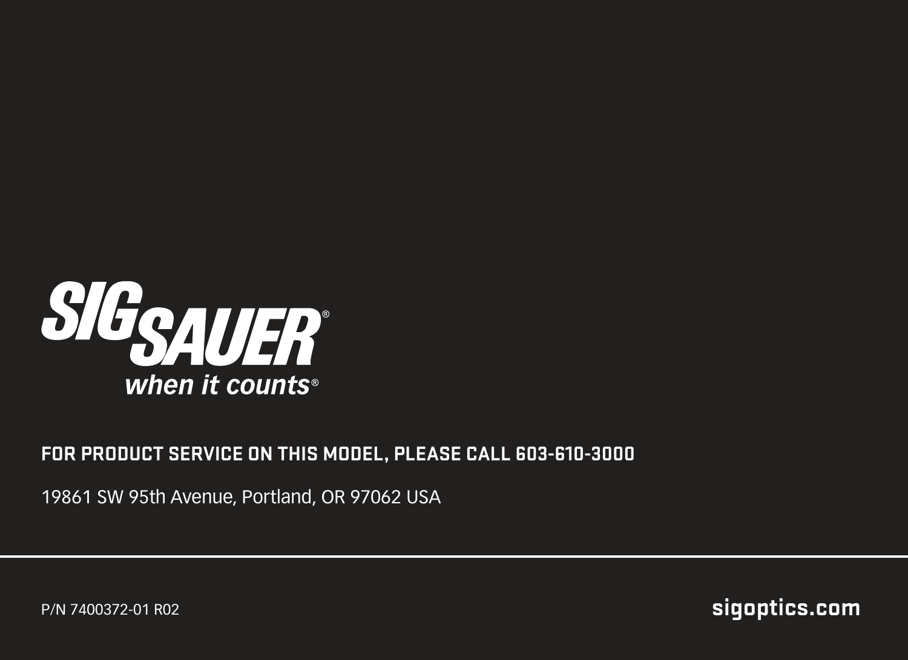SIG SAUER®

when it counts®

**FOR PRODUCT SERVICE ON THIS MODEL, PLEASE CALL 603-610-3000**

19861 SW 95th Avenue, Portland, OR 97062 USA

P/N 7400372-01 R02

**sigoptics.com**